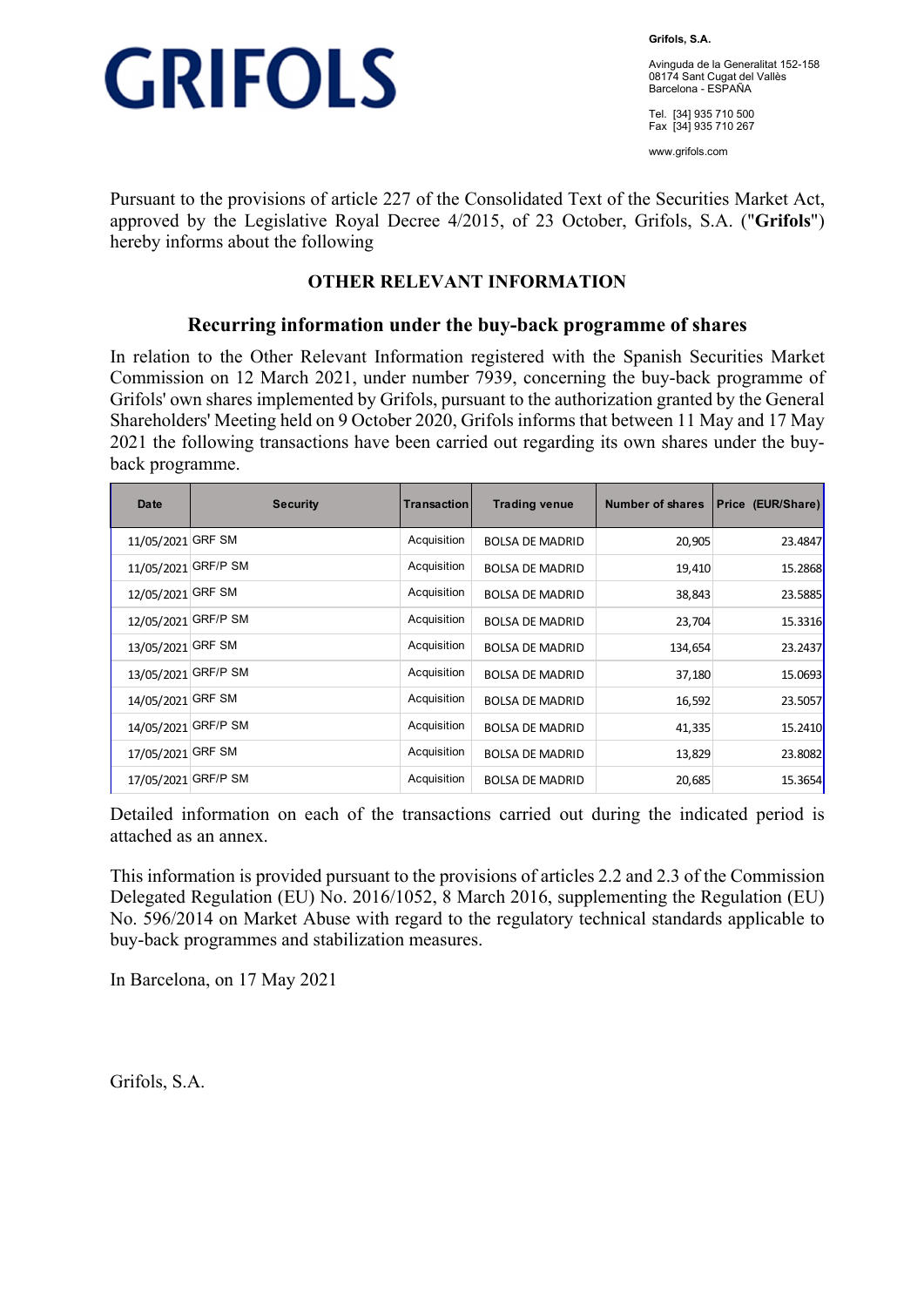# GRIFOLS

**Grifols, S.A.**

Avinguda de la Generalitat 152-158
08174 Sant Cugat del Vallès
Barcelona - ESPAÑA

Tel. [34] 935 710 500
Fax [34] 935 710 267

www.grifols.com

Pursuant to the provisions of article 227 of the Consolidated Text of the Securities Market Act, approved by the Legislative Royal Decree 4/2015, of 23 October, Grifols, S.A. ("**Grifols**") hereby informs about the following

## OTHER RELEVANT INFORMATION

### Recurring information under the buy-back programme of shares

In relation to the Other Relevant Information registered with the Spanish Securities Market Commission on 12 March 2021, under number 7939, concerning the buy-back programme of Grifols' own shares implemented by Grifols, pursuant to the authorization granted by the General Shareholders' Meeting held on 9 October 2020, Grifols informs that between 11 May and 17 May 2021 the following transactions have been carried out regarding its own shares under the buy-back programme.

| Date | Security | Transaction | Trading venue | Number of shares | Price (EUR/Share) |
|---|---|---|---|---|---|
| 11/05/2021 | GRF SM | Acquisition | BOLSA DE MADRID | 20,905 | 23.4847 |
| 11/05/2021 | GRF/P SM | Acquisition | BOLSA DE MADRID | 19,410 | 15.2868 |
| 12/05/2021 | GRF SM | Acquisition | BOLSA DE MADRID | 38,843 | 23.5885 |
| 12/05/2021 | GRF/P SM | Acquisition | BOLSA DE MADRID | 23,704 | 15.3316 |
| 13/05/2021 | GRF SM | Acquisition | BOLSA DE MADRID | 134,654 | 23.2437 |
| 13/05/2021 | GRF/P SM | Acquisition | BOLSA DE MADRID | 37,180 | 15.0693 |
| 14/05/2021 | GRF SM | Acquisition | BOLSA DE MADRID | 16,592 | 23.5057 |
| 14/05/2021 | GRF/P SM | Acquisition | BOLSA DE MADRID | 41,335 | 15.2410 |
| 17/05/2021 | GRF SM | Acquisition | BOLSA DE MADRID | 13,829 | 23.8082 |
| 17/05/2021 | GRF/P SM | Acquisition | BOLSA DE MADRID | 20,685 | 15.3654 |

Detailed information on each of the transactions carried out during the indicated period is attached as an annex.

This information is provided pursuant to the provisions of articles 2.2 and 2.3 of the Commission Delegated Regulation (EU) No. 2016/1052, 8 March 2016, supplementing the Regulation (EU) No. 596/2014 on Market Abuse with regard to the regulatory technical standards applicable to buy-back programmes and stabilization measures.

In Barcelona, on 17 May 2021

Grifols, S.A.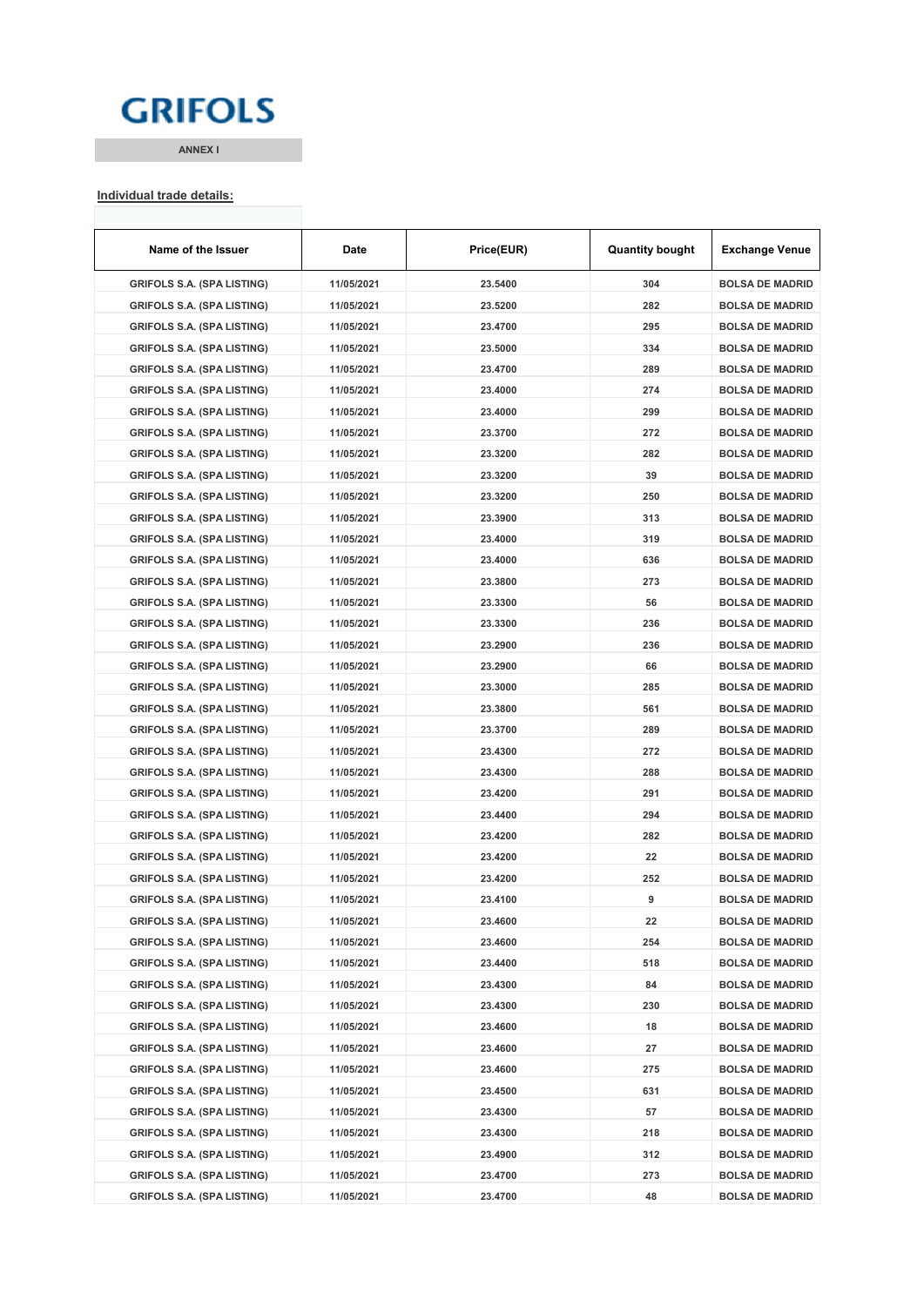GRIFOLS

ANNEX I

**Individual trade details:**

| Name of the Issuer | Date | Price(EUR) | Quantity bought | Exchange Venue |
|---|---|---|---|---|
| GRIFOLS S.A. (SPA LISTING) | 11/05/2021 | 23.5400 | 304 | BOLSA DE MADRID |
| GRIFOLS S.A. (SPA LISTING) | 11/05/2021 | 23.5200 | 282 | BOLSA DE MADRID |
| GRIFOLS S.A. (SPA LISTING) | 11/05/2021 | 23.4700 | 295 | BOLSA DE MADRID |
| GRIFOLS S.A. (SPA LISTING) | 11/05/2021 | 23.5000 | 334 | BOLSA DE MADRID |
| GRIFOLS S.A. (SPA LISTING) | 11/05/2021 | 23.4700 | 289 | BOLSA DE MADRID |
| GRIFOLS S.A. (SPA LISTING) | 11/05/2021 | 23.4000 | 274 | BOLSA DE MADRID |
| GRIFOLS S.A. (SPA LISTING) | 11/05/2021 | 23.4000 | 299 | BOLSA DE MADRID |
| GRIFOLS S.A. (SPA LISTING) | 11/05/2021 | 23.3700 | 272 | BOLSA DE MADRID |
| GRIFOLS S.A. (SPA LISTING) | 11/05/2021 | 23.3200 | 282 | BOLSA DE MADRID |
| GRIFOLS S.A. (SPA LISTING) | 11/05/2021 | 23.3200 | 39 | BOLSA DE MADRID |
| GRIFOLS S.A. (SPA LISTING) | 11/05/2021 | 23.3200 | 250 | BOLSA DE MADRID |
| GRIFOLS S.A. (SPA LISTING) | 11/05/2021 | 23.3900 | 313 | BOLSA DE MADRID |
| GRIFOLS S.A. (SPA LISTING) | 11/05/2021 | 23.4000 | 319 | BOLSA DE MADRID |
| GRIFOLS S.A. (SPA LISTING) | 11/05/2021 | 23.4000 | 636 | BOLSA DE MADRID |
| GRIFOLS S.A. (SPA LISTING) | 11/05/2021 | 23.3800 | 273 | BOLSA DE MADRID |
| GRIFOLS S.A. (SPA LISTING) | 11/05/2021 | 23.3300 | 56 | BOLSA DE MADRID |
| GRIFOLS S.A. (SPA LISTING) | 11/05/2021 | 23.3300 | 236 | BOLSA DE MADRID |
| GRIFOLS S.A. (SPA LISTING) | 11/05/2021 | 23.2900 | 236 | BOLSA DE MADRID |
| GRIFOLS S.A. (SPA LISTING) | 11/05/2021 | 23.2900 | 66 | BOLSA DE MADRID |
| GRIFOLS S.A. (SPA LISTING) | 11/05/2021 | 23.3000 | 285 | BOLSA DE MADRID |
| GRIFOLS S.A. (SPA LISTING) | 11/05/2021 | 23.3800 | 561 | BOLSA DE MADRID |
| GRIFOLS S.A. (SPA LISTING) | 11/05/2021 | 23.3700 | 289 | BOLSA DE MADRID |
| GRIFOLS S.A. (SPA LISTING) | 11/05/2021 | 23.4300 | 272 | BOLSA DE MADRID |
| GRIFOLS S.A. (SPA LISTING) | 11/05/2021 | 23.4300 | 288 | BOLSA DE MADRID |
| GRIFOLS S.A. (SPA LISTING) | 11/05/2021 | 23.4200 | 291 | BOLSA DE MADRID |
| GRIFOLS S.A. (SPA LISTING) | 11/05/2021 | 23.4400 | 294 | BOLSA DE MADRID |
| GRIFOLS S.A. (SPA LISTING) | 11/05/2021 | 23.4200 | 282 | BOLSA DE MADRID |
| GRIFOLS S.A. (SPA LISTING) | 11/05/2021 | 23.4200 | 22 | BOLSA DE MADRID |
| GRIFOLS S.A. (SPA LISTING) | 11/05/2021 | 23.4200 | 252 | BOLSA DE MADRID |
| GRIFOLS S.A. (SPA LISTING) | 11/05/2021 | 23.4100 | 9 | BOLSA DE MADRID |
| GRIFOLS S.A. (SPA LISTING) | 11/05/2021 | 23.4600 | 22 | BOLSA DE MADRID |
| GRIFOLS S.A. (SPA LISTING) | 11/05/2021 | 23.4600 | 254 | BOLSA DE MADRID |
| GRIFOLS S.A. (SPA LISTING) | 11/05/2021 | 23.4400 | 518 | BOLSA DE MADRID |
| GRIFOLS S.A. (SPA LISTING) | 11/05/2021 | 23.4300 | 84 | BOLSA DE MADRID |
| GRIFOLS S.A. (SPA LISTING) | 11/05/2021 | 23.4300 | 230 | BOLSA DE MADRID |
| GRIFOLS S.A. (SPA LISTING) | 11/05/2021 | 23.4600 | 18 | BOLSA DE MADRID |
| GRIFOLS S.A. (SPA LISTING) | 11/05/2021 | 23.4600 | 27 | BOLSA DE MADRID |
| GRIFOLS S.A. (SPA LISTING) | 11/05/2021 | 23.4600 | 275 | BOLSA DE MADRID |
| GRIFOLS S.A. (SPA LISTING) | 11/05/2021 | 23.4500 | 631 | BOLSA DE MADRID |
| GRIFOLS S.A. (SPA LISTING) | 11/05/2021 | 23.4300 | 57 | BOLSA DE MADRID |
| GRIFOLS S.A. (SPA LISTING) | 11/05/2021 | 23.4300 | 218 | BOLSA DE MADRID |
| GRIFOLS S.A. (SPA LISTING) | 11/05/2021 | 23.4900 | 312 | BOLSA DE MADRID |
| GRIFOLS S.A. (SPA LISTING) | 11/05/2021 | 23.4700 | 273 | BOLSA DE MADRID |
| GRIFOLS S.A. (SPA LISTING) | 11/05/2021 | 23.4700 | 48 | BOLSA DE MADRID |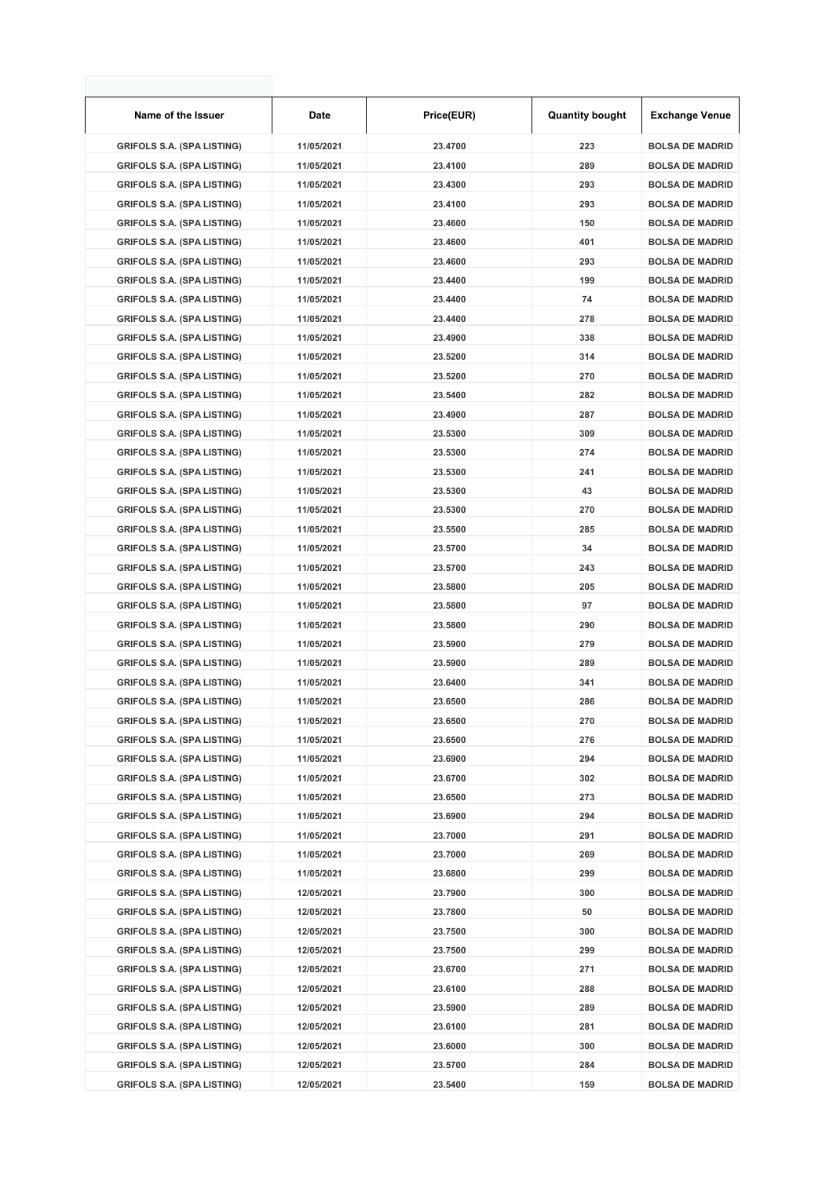| Name of the Issuer | Date | Price(EUR) | Quantity bought | Exchange Venue |
|---|---|---|---|---|
| GRIFOLS S.A. (SPA LISTING) | 11/05/2021 | 23.4700 | 223 | BOLSA DE MADRID |
| GRIFOLS S.A. (SPA LISTING) | 11/05/2021 | 23.4100 | 289 | BOLSA DE MADRID |
| GRIFOLS S.A. (SPA LISTING) | 11/05/2021 | 23.4300 | 293 | BOLSA DE MADRID |
| GRIFOLS S.A. (SPA LISTING) | 11/05/2021 | 23.4100 | 293 | BOLSA DE MADRID |
| GRIFOLS S.A. (SPA LISTING) | 11/05/2021 | 23.4600 | 150 | BOLSA DE MADRID |
| GRIFOLS S.A. (SPA LISTING) | 11/05/2021 | 23.4600 | 401 | BOLSA DE MADRID |
| GRIFOLS S.A. (SPA LISTING) | 11/05/2021 | 23.4600 | 293 | BOLSA DE MADRID |
| GRIFOLS S.A. (SPA LISTING) | 11/05/2021 | 23.4400 | 199 | BOLSA DE MADRID |
| GRIFOLS S.A. (SPA LISTING) | 11/05/2021 | 23.4400 | 74 | BOLSA DE MADRID |
| GRIFOLS S.A. (SPA LISTING) | 11/05/2021 | 23.4400 | 278 | BOLSA DE MADRID |
| GRIFOLS S.A. (SPA LISTING) | 11/05/2021 | 23.4900 | 338 | BOLSA DE MADRID |
| GRIFOLS S.A. (SPA LISTING) | 11/05/2021 | 23.5200 | 314 | BOLSA DE MADRID |
| GRIFOLS S.A. (SPA LISTING) | 11/05/2021 | 23.5200 | 270 | BOLSA DE MADRID |
| GRIFOLS S.A. (SPA LISTING) | 11/05/2021 | 23.5400 | 282 | BOLSA DE MADRID |
| GRIFOLS S.A. (SPA LISTING) | 11/05/2021 | 23.4900 | 287 | BOLSA DE MADRID |
| GRIFOLS S.A. (SPA LISTING) | 11/05/2021 | 23.5300 | 309 | BOLSA DE MADRID |
| GRIFOLS S.A. (SPA LISTING) | 11/05/2021 | 23.5300 | 274 | BOLSA DE MADRID |
| GRIFOLS S.A. (SPA LISTING) | 11/05/2021 | 23.5300 | 241 | BOLSA DE MADRID |
| GRIFOLS S.A. (SPA LISTING) | 11/05/2021 | 23.5300 | 43 | BOLSA DE MADRID |
| GRIFOLS S.A. (SPA LISTING) | 11/05/2021 | 23.5300 | 270 | BOLSA DE MADRID |
| GRIFOLS S.A. (SPA LISTING) | 11/05/2021 | 23.5500 | 285 | BOLSA DE MADRID |
| GRIFOLS S.A. (SPA LISTING) | 11/05/2021 | 23.5700 | 34 | BOLSA DE MADRID |
| GRIFOLS S.A. (SPA LISTING) | 11/05/2021 | 23.5700 | 243 | BOLSA DE MADRID |
| GRIFOLS S.A. (SPA LISTING) | 11/05/2021 | 23.5800 | 205 | BOLSA DE MADRID |
| GRIFOLS S.A. (SPA LISTING) | 11/05/2021 | 23.5800 | 97 | BOLSA DE MADRID |
| GRIFOLS S.A. (SPA LISTING) | 11/05/2021 | 23.5800 | 290 | BOLSA DE MADRID |
| GRIFOLS S.A. (SPA LISTING) | 11/05/2021 | 23.5900 | 279 | BOLSA DE MADRID |
| GRIFOLS S.A. (SPA LISTING) | 11/05/2021 | 23.5900 | 289 | BOLSA DE MADRID |
| GRIFOLS S.A. (SPA LISTING) | 11/05/2021 | 23.6400 | 341 | BOLSA DE MADRID |
| GRIFOLS S.A. (SPA LISTING) | 11/05/2021 | 23.6500 | 286 | BOLSA DE MADRID |
| GRIFOLS S.A. (SPA LISTING) | 11/05/2021 | 23.6500 | 270 | BOLSA DE MADRID |
| GRIFOLS S.A. (SPA LISTING) | 11/05/2021 | 23.6500 | 276 | BOLSA DE MADRID |
| GRIFOLS S.A. (SPA LISTING) | 11/05/2021 | 23.6900 | 294 | BOLSA DE MADRID |
| GRIFOLS S.A. (SPA LISTING) | 11/05/2021 | 23.6700 | 302 | BOLSA DE MADRID |
| GRIFOLS S.A. (SPA LISTING) | 11/05/2021 | 23.6500 | 273 | BOLSA DE MADRID |
| GRIFOLS S.A. (SPA LISTING) | 11/05/2021 | 23.6900 | 294 | BOLSA DE MADRID |
| GRIFOLS S.A. (SPA LISTING) | 11/05/2021 | 23.7000 | 291 | BOLSA DE MADRID |
| GRIFOLS S.A. (SPA LISTING) | 11/05/2021 | 23.7000 | 269 | BOLSA DE MADRID |
| GRIFOLS S.A. (SPA LISTING) | 11/05/2021 | 23.6800 | 299 | BOLSA DE MADRID |
| GRIFOLS S.A. (SPA LISTING) | 12/05/2021 | 23.7900 | 300 | BOLSA DE MADRID |
| GRIFOLS S.A. (SPA LISTING) | 12/05/2021 | 23.7800 | 50 | BOLSA DE MADRID |
| GRIFOLS S.A. (SPA LISTING) | 12/05/2021 | 23.7500 | 300 | BOLSA DE MADRID |
| GRIFOLS S.A. (SPA LISTING) | 12/05/2021 | 23.7500 | 299 | BOLSA DE MADRID |
| GRIFOLS S.A. (SPA LISTING) | 12/05/2021 | 23.6700 | 271 | BOLSA DE MADRID |
| GRIFOLS S.A. (SPA LISTING) | 12/05/2021 | 23.6100 | 288 | BOLSA DE MADRID |
| GRIFOLS S.A. (SPA LISTING) | 12/05/2021 | 23.5900 | 289 | BOLSA DE MADRID |
| GRIFOLS S.A. (SPA LISTING) | 12/05/2021 | 23.6100 | 281 | BOLSA DE MADRID |
| GRIFOLS S.A. (SPA LISTING) | 12/05/2021 | 23.6000 | 300 | BOLSA DE MADRID |
| GRIFOLS S.A. (SPA LISTING) | 12/05/2021 | 23.5700 | 284 | BOLSA DE MADRID |
| GRIFOLS S.A. (SPA LISTING) | 12/05/2021 | 23.5400 | 159 | BOLSA DE MADRID |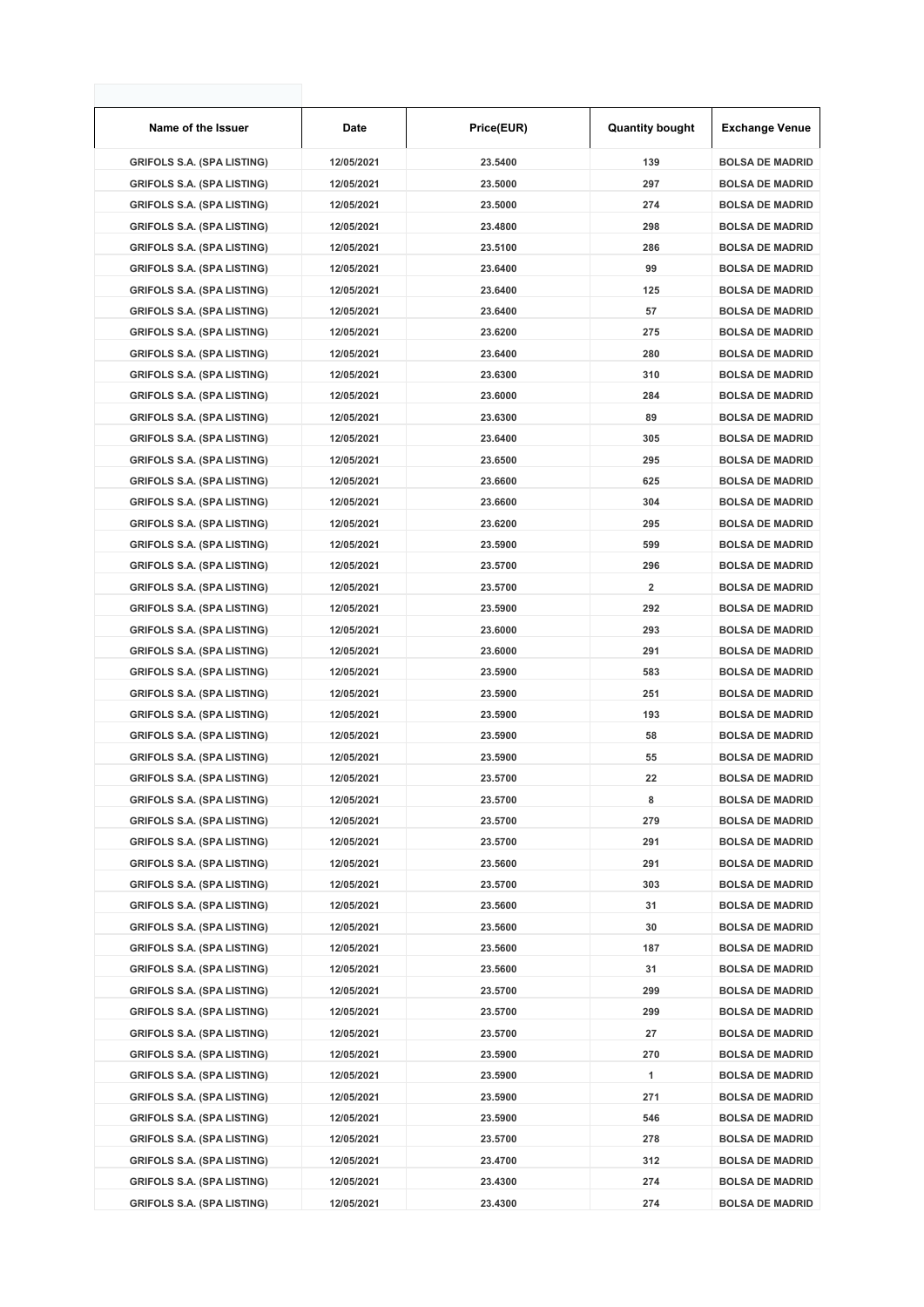| Name of the Issuer | Date | Price(EUR) | Quantity bought | Exchange Venue |
|---|---|---|---|---|
| GRIFOLS S.A. (SPA LISTING) | 12/05/2021 | 23.5400 | 139 | BOLSA DE MADRID |
| GRIFOLS S.A. (SPA LISTING) | 12/05/2021 | 23.5000 | 297 | BOLSA DE MADRID |
| GRIFOLS S.A. (SPA LISTING) | 12/05/2021 | 23.5000 | 274 | BOLSA DE MADRID |
| GRIFOLS S.A. (SPA LISTING) | 12/05/2021 | 23.4800 | 298 | BOLSA DE MADRID |
| GRIFOLS S.A. (SPA LISTING) | 12/05/2021 | 23.5100 | 286 | BOLSA DE MADRID |
| GRIFOLS S.A. (SPA LISTING) | 12/05/2021 | 23.6400 | 99 | BOLSA DE MADRID |
| GRIFOLS S.A. (SPA LISTING) | 12/05/2021 | 23.6400 | 125 | BOLSA DE MADRID |
| GRIFOLS S.A. (SPA LISTING) | 12/05/2021 | 23.6400 | 57 | BOLSA DE MADRID |
| GRIFOLS S.A. (SPA LISTING) | 12/05/2021 | 23.6200 | 275 | BOLSA DE MADRID |
| GRIFOLS S.A. (SPA LISTING) | 12/05/2021 | 23.6400 | 280 | BOLSA DE MADRID |
| GRIFOLS S.A. (SPA LISTING) | 12/05/2021 | 23.6300 | 310 | BOLSA DE MADRID |
| GRIFOLS S.A. (SPA LISTING) | 12/05/2021 | 23.6000 | 284 | BOLSA DE MADRID |
| GRIFOLS S.A. (SPA LISTING) | 12/05/2021 | 23.6300 | 89 | BOLSA DE MADRID |
| GRIFOLS S.A. (SPA LISTING) | 12/05/2021 | 23.6400 | 305 | BOLSA DE MADRID |
| GRIFOLS S.A. (SPA LISTING) | 12/05/2021 | 23.6500 | 295 | BOLSA DE MADRID |
| GRIFOLS S.A. (SPA LISTING) | 12/05/2021 | 23.6600 | 625 | BOLSA DE MADRID |
| GRIFOLS S.A. (SPA LISTING) | 12/05/2021 | 23.6600 | 304 | BOLSA DE MADRID |
| GRIFOLS S.A. (SPA LISTING) | 12/05/2021 | 23.6200 | 295 | BOLSA DE MADRID |
| GRIFOLS S.A. (SPA LISTING) | 12/05/2021 | 23.5900 | 599 | BOLSA DE MADRID |
| GRIFOLS S.A. (SPA LISTING) | 12/05/2021 | 23.5700 | 296 | BOLSA DE MADRID |
| GRIFOLS S.A. (SPA LISTING) | 12/05/2021 | 23.5700 | 2 | BOLSA DE MADRID |
| GRIFOLS S.A. (SPA LISTING) | 12/05/2021 | 23.5900 | 292 | BOLSA DE MADRID |
| GRIFOLS S.A. (SPA LISTING) | 12/05/2021 | 23.6000 | 293 | BOLSA DE MADRID |
| GRIFOLS S.A. (SPA LISTING) | 12/05/2021 | 23.6000 | 291 | BOLSA DE MADRID |
| GRIFOLS S.A. (SPA LISTING) | 12/05/2021 | 23.5900 | 583 | BOLSA DE MADRID |
| GRIFOLS S.A. (SPA LISTING) | 12/05/2021 | 23.5900 | 251 | BOLSA DE MADRID |
| GRIFOLS S.A. (SPA LISTING) | 12/05/2021 | 23.5900 | 193 | BOLSA DE MADRID |
| GRIFOLS S.A. (SPA LISTING) | 12/05/2021 | 23.5900 | 58 | BOLSA DE MADRID |
| GRIFOLS S.A. (SPA LISTING) | 12/05/2021 | 23.5900 | 55 | BOLSA DE MADRID |
| GRIFOLS S.A. (SPA LISTING) | 12/05/2021 | 23.5700 | 22 | BOLSA DE MADRID |
| GRIFOLS S.A. (SPA LISTING) | 12/05/2021 | 23.5700 | 8 | BOLSA DE MADRID |
| GRIFOLS S.A. (SPA LISTING) | 12/05/2021 | 23.5700 | 279 | BOLSA DE MADRID |
| GRIFOLS S.A. (SPA LISTING) | 12/05/2021 | 23.5700 | 291 | BOLSA DE MADRID |
| GRIFOLS S.A. (SPA LISTING) | 12/05/2021 | 23.5600 | 291 | BOLSA DE MADRID |
| GRIFOLS S.A. (SPA LISTING) | 12/05/2021 | 23.5700 | 303 | BOLSA DE MADRID |
| GRIFOLS S.A. (SPA LISTING) | 12/05/2021 | 23.5600 | 31 | BOLSA DE MADRID |
| GRIFOLS S.A. (SPA LISTING) | 12/05/2021 | 23.5600 | 30 | BOLSA DE MADRID |
| GRIFOLS S.A. (SPA LISTING) | 12/05/2021 | 23.5600 | 187 | BOLSA DE MADRID |
| GRIFOLS S.A. (SPA LISTING) | 12/05/2021 | 23.5600 | 31 | BOLSA DE MADRID |
| GRIFOLS S.A. (SPA LISTING) | 12/05/2021 | 23.5700 | 299 | BOLSA DE MADRID |
| GRIFOLS S.A. (SPA LISTING) | 12/05/2021 | 23.5700 | 299 | BOLSA DE MADRID |
| GRIFOLS S.A. (SPA LISTING) | 12/05/2021 | 23.5700 | 27 | BOLSA DE MADRID |
| GRIFOLS S.A. (SPA LISTING) | 12/05/2021 | 23.5900 | 270 | BOLSA DE MADRID |
| GRIFOLS S.A. (SPA LISTING) | 12/05/2021 | 23.5900 | 1 | BOLSA DE MADRID |
| GRIFOLS S.A. (SPA LISTING) | 12/05/2021 | 23.5900 | 271 | BOLSA DE MADRID |
| GRIFOLS S.A. (SPA LISTING) | 12/05/2021 | 23.5900 | 546 | BOLSA DE MADRID |
| GRIFOLS S.A. (SPA LISTING) | 12/05/2021 | 23.5700 | 278 | BOLSA DE MADRID |
| GRIFOLS S.A. (SPA LISTING) | 12/05/2021 | 23.4700 | 312 | BOLSA DE MADRID |
| GRIFOLS S.A. (SPA LISTING) | 12/05/2021 | 23.4300 | 274 | BOLSA DE MADRID |
| GRIFOLS S.A. (SPA LISTING) | 12/05/2021 | 23.4300 | 274 | BOLSA DE MADRID |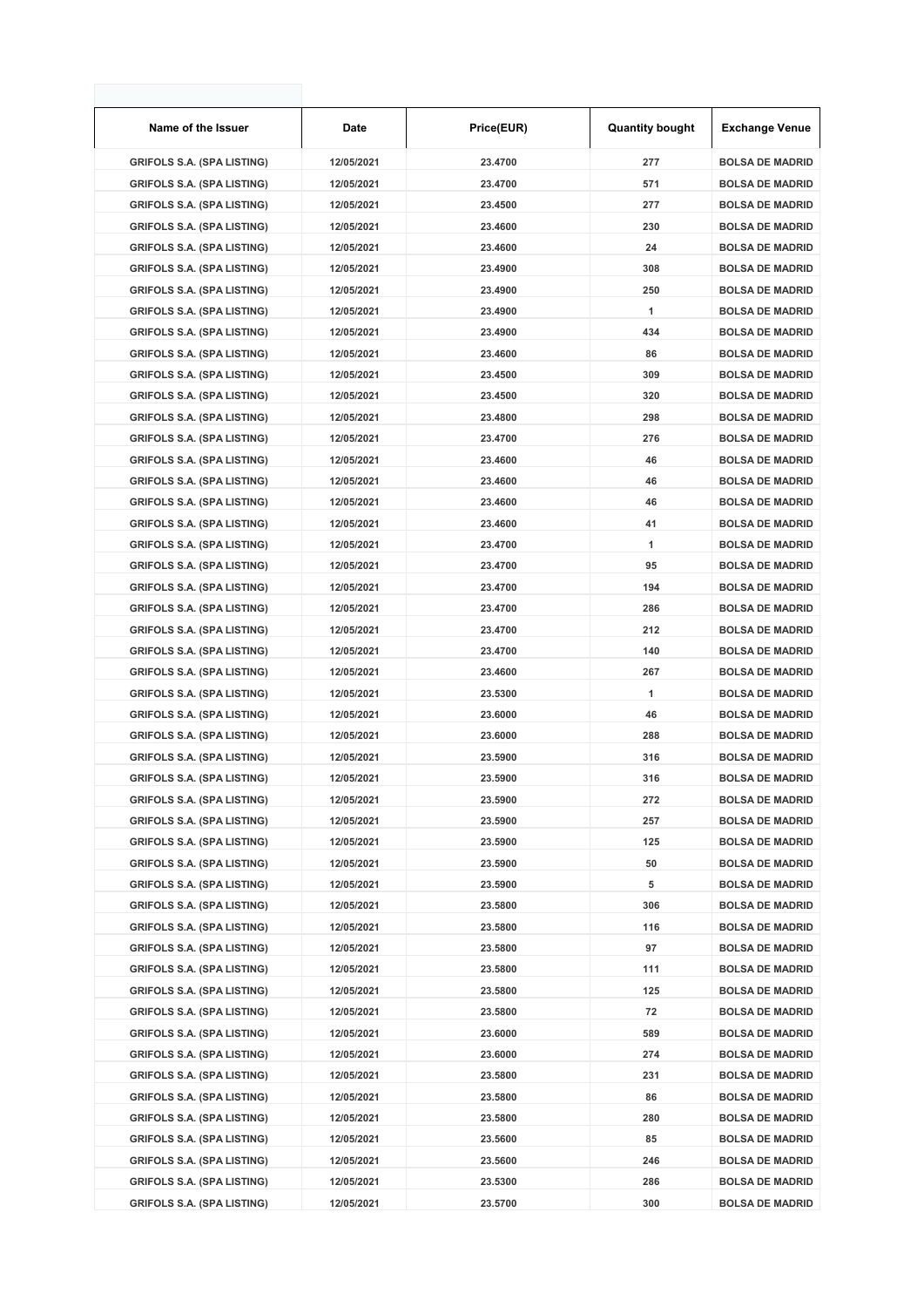| Name of the Issuer | Date | Price(EUR) | Quantity bought | Exchange Venue |
|---|---|---|---|---|
| GRIFOLS S.A. (SPA LISTING) | 12/05/2021 | 23.4700 | 277 | BOLSA DE MADRID |
| GRIFOLS S.A. (SPA LISTING) | 12/05/2021 | 23.4700 | 571 | BOLSA DE MADRID |
| GRIFOLS S.A. (SPA LISTING) | 12/05/2021 | 23.4500 | 277 | BOLSA DE MADRID |
| GRIFOLS S.A. (SPA LISTING) | 12/05/2021 | 23.4600 | 230 | BOLSA DE MADRID |
| GRIFOLS S.A. (SPA LISTING) | 12/05/2021 | 23.4600 | 24 | BOLSA DE MADRID |
| GRIFOLS S.A. (SPA LISTING) | 12/05/2021 | 23.4900 | 308 | BOLSA DE MADRID |
| GRIFOLS S.A. (SPA LISTING) | 12/05/2021 | 23.4900 | 250 | BOLSA DE MADRID |
| GRIFOLS S.A. (SPA LISTING) | 12/05/2021 | 23.4900 | 1 | BOLSA DE MADRID |
| GRIFOLS S.A. (SPA LISTING) | 12/05/2021 | 23.4900 | 434 | BOLSA DE MADRID |
| GRIFOLS S.A. (SPA LISTING) | 12/05/2021 | 23.4600 | 86 | BOLSA DE MADRID |
| GRIFOLS S.A. (SPA LISTING) | 12/05/2021 | 23.4500 | 309 | BOLSA DE MADRID |
| GRIFOLS S.A. (SPA LISTING) | 12/05/2021 | 23.4500 | 320 | BOLSA DE MADRID |
| GRIFOLS S.A. (SPA LISTING) | 12/05/2021 | 23.4800 | 298 | BOLSA DE MADRID |
| GRIFOLS S.A. (SPA LISTING) | 12/05/2021 | 23.4700 | 276 | BOLSA DE MADRID |
| GRIFOLS S.A. (SPA LISTING) | 12/05/2021 | 23.4600 | 46 | BOLSA DE MADRID |
| GRIFOLS S.A. (SPA LISTING) | 12/05/2021 | 23.4600 | 46 | BOLSA DE MADRID |
| GRIFOLS S.A. (SPA LISTING) | 12/05/2021 | 23.4600 | 46 | BOLSA DE MADRID |
| GRIFOLS S.A. (SPA LISTING) | 12/05/2021 | 23.4600 | 41 | BOLSA DE MADRID |
| GRIFOLS S.A. (SPA LISTING) | 12/05/2021 | 23.4700 | 1 | BOLSA DE MADRID |
| GRIFOLS S.A. (SPA LISTING) | 12/05/2021 | 23.4700 | 95 | BOLSA DE MADRID |
| GRIFOLS S.A. (SPA LISTING) | 12/05/2021 | 23.4700 | 194 | BOLSA DE MADRID |
| GRIFOLS S.A. (SPA LISTING) | 12/05/2021 | 23.4700 | 286 | BOLSA DE MADRID |
| GRIFOLS S.A. (SPA LISTING) | 12/05/2021 | 23.4700 | 212 | BOLSA DE MADRID |
| GRIFOLS S.A. (SPA LISTING) | 12/05/2021 | 23.4700 | 140 | BOLSA DE MADRID |
| GRIFOLS S.A. (SPA LISTING) | 12/05/2021 | 23.4600 | 267 | BOLSA DE MADRID |
| GRIFOLS S.A. (SPA LISTING) | 12/05/2021 | 23.5300 | 1 | BOLSA DE MADRID |
| GRIFOLS S.A. (SPA LISTING) | 12/05/2021 | 23.6000 | 46 | BOLSA DE MADRID |
| GRIFOLS S.A. (SPA LISTING) | 12/05/2021 | 23.6000 | 288 | BOLSA DE MADRID |
| GRIFOLS S.A. (SPA LISTING) | 12/05/2021 | 23.5900 | 316 | BOLSA DE MADRID |
| GRIFOLS S.A. (SPA LISTING) | 12/05/2021 | 23.5900 | 316 | BOLSA DE MADRID |
| GRIFOLS S.A. (SPA LISTING) | 12/05/2021 | 23.5900 | 272 | BOLSA DE MADRID |
| GRIFOLS S.A. (SPA LISTING) | 12/05/2021 | 23.5900 | 257 | BOLSA DE MADRID |
| GRIFOLS S.A. (SPA LISTING) | 12/05/2021 | 23.5900 | 125 | BOLSA DE MADRID |
| GRIFOLS S.A. (SPA LISTING) | 12/05/2021 | 23.5900 | 50 | BOLSA DE MADRID |
| GRIFOLS S.A. (SPA LISTING) | 12/05/2021 | 23.5900 | 5 | BOLSA DE MADRID |
| GRIFOLS S.A. (SPA LISTING) | 12/05/2021 | 23.5800 | 306 | BOLSA DE MADRID |
| GRIFOLS S.A. (SPA LISTING) | 12/05/2021 | 23.5800 | 116 | BOLSA DE MADRID |
| GRIFOLS S.A. (SPA LISTING) | 12/05/2021 | 23.5800 | 97 | BOLSA DE MADRID |
| GRIFOLS S.A. (SPA LISTING) | 12/05/2021 | 23.5800 | 111 | BOLSA DE MADRID |
| GRIFOLS S.A. (SPA LISTING) | 12/05/2021 | 23.5800 | 125 | BOLSA DE MADRID |
| GRIFOLS S.A. (SPA LISTING) | 12/05/2021 | 23.5800 | 72 | BOLSA DE MADRID |
| GRIFOLS S.A. (SPA LISTING) | 12/05/2021 | 23.6000 | 589 | BOLSA DE MADRID |
| GRIFOLS S.A. (SPA LISTING) | 12/05/2021 | 23.6000 | 274 | BOLSA DE MADRID |
| GRIFOLS S.A. (SPA LISTING) | 12/05/2021 | 23.5800 | 231 | BOLSA DE MADRID |
| GRIFOLS S.A. (SPA LISTING) | 12/05/2021 | 23.5800 | 86 | BOLSA DE MADRID |
| GRIFOLS S.A. (SPA LISTING) | 12/05/2021 | 23.5800 | 280 | BOLSA DE MADRID |
| GRIFOLS S.A. (SPA LISTING) | 12/05/2021 | 23.5600 | 85 | BOLSA DE MADRID |
| GRIFOLS S.A. (SPA LISTING) | 12/05/2021 | 23.5600 | 246 | BOLSA DE MADRID |
| GRIFOLS S.A. (SPA LISTING) | 12/05/2021 | 23.5300 | 286 | BOLSA DE MADRID |
| GRIFOLS S.A. (SPA LISTING) | 12/05/2021 | 23.5700 | 300 | BOLSA DE MADRID |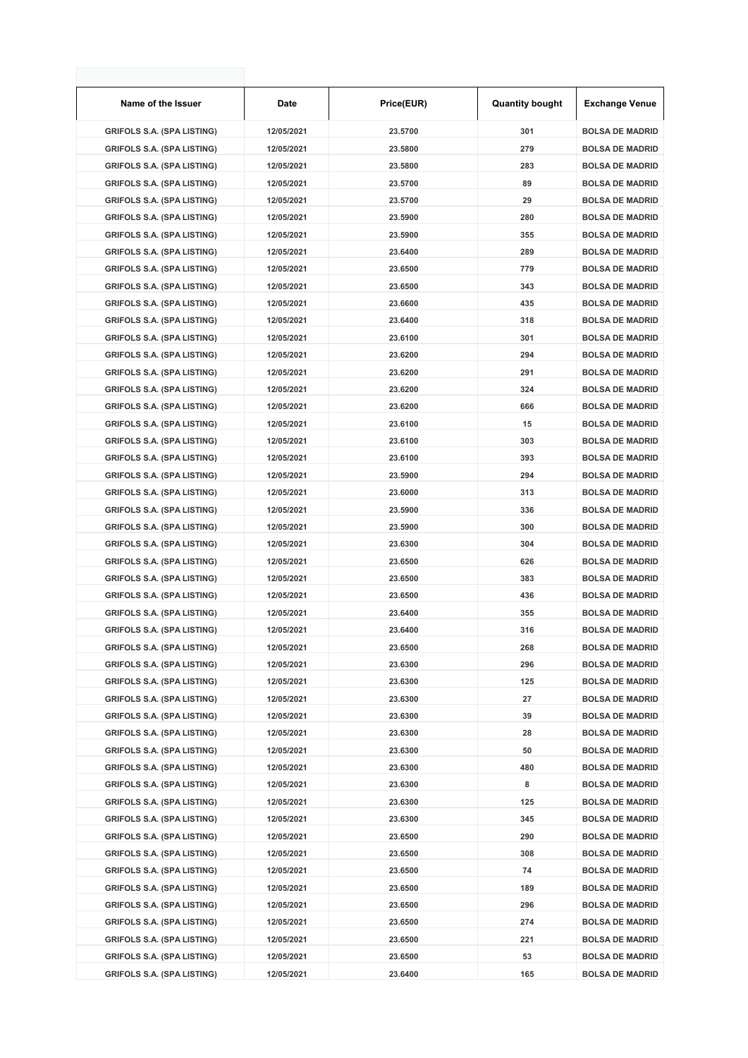| Name of the Issuer | Date | Price(EUR) | Quantity bought | Exchange Venue |
| --- | --- | --- | --- | --- |
| GRIFOLS S.A. (SPA LISTING) | 12/05/2021 | 23.5700 | 301 | BOLSA DE MADRID |
| GRIFOLS S.A. (SPA LISTING) | 12/05/2021 | 23.5800 | 279 | BOLSA DE MADRID |
| GRIFOLS S.A. (SPA LISTING) | 12/05/2021 | 23.5800 | 283 | BOLSA DE MADRID |
| GRIFOLS S.A. (SPA LISTING) | 12/05/2021 | 23.5700 | 89 | BOLSA DE MADRID |
| GRIFOLS S.A. (SPA LISTING) | 12/05/2021 | 23.5700 | 29 | BOLSA DE MADRID |
| GRIFOLS S.A. (SPA LISTING) | 12/05/2021 | 23.5900 | 280 | BOLSA DE MADRID |
| GRIFOLS S.A. (SPA LISTING) | 12/05/2021 | 23.5900 | 355 | BOLSA DE MADRID |
| GRIFOLS S.A. (SPA LISTING) | 12/05/2021 | 23.6400 | 289 | BOLSA DE MADRID |
| GRIFOLS S.A. (SPA LISTING) | 12/05/2021 | 23.6500 | 779 | BOLSA DE MADRID |
| GRIFOLS S.A. (SPA LISTING) | 12/05/2021 | 23.6500 | 343 | BOLSA DE MADRID |
| GRIFOLS S.A. (SPA LISTING) | 12/05/2021 | 23.6600 | 435 | BOLSA DE MADRID |
| GRIFOLS S.A. (SPA LISTING) | 12/05/2021 | 23.6400 | 318 | BOLSA DE MADRID |
| GRIFOLS S.A. (SPA LISTING) | 12/05/2021 | 23.6100 | 301 | BOLSA DE MADRID |
| GRIFOLS S.A. (SPA LISTING) | 12/05/2021 | 23.6200 | 294 | BOLSA DE MADRID |
| GRIFOLS S.A. (SPA LISTING) | 12/05/2021 | 23.6200 | 291 | BOLSA DE MADRID |
| GRIFOLS S.A. (SPA LISTING) | 12/05/2021 | 23.6200 | 324 | BOLSA DE MADRID |
| GRIFOLS S.A. (SPA LISTING) | 12/05/2021 | 23.6200 | 666 | BOLSA DE MADRID |
| GRIFOLS S.A. (SPA LISTING) | 12/05/2021 | 23.6100 | 15 | BOLSA DE MADRID |
| GRIFOLS S.A. (SPA LISTING) | 12/05/2021 | 23.6100 | 303 | BOLSA DE MADRID |
| GRIFOLS S.A. (SPA LISTING) | 12/05/2021 | 23.6100 | 393 | BOLSA DE MADRID |
| GRIFOLS S.A. (SPA LISTING) | 12/05/2021 | 23.5900 | 294 | BOLSA DE MADRID |
| GRIFOLS S.A. (SPA LISTING) | 12/05/2021 | 23.6000 | 313 | BOLSA DE MADRID |
| GRIFOLS S.A. (SPA LISTING) | 12/05/2021 | 23.5900 | 336 | BOLSA DE MADRID |
| GRIFOLS S.A. (SPA LISTING) | 12/05/2021 | 23.5900 | 300 | BOLSA DE MADRID |
| GRIFOLS S.A. (SPA LISTING) | 12/05/2021 | 23.6300 | 304 | BOLSA DE MADRID |
| GRIFOLS S.A. (SPA LISTING) | 12/05/2021 | 23.6500 | 626 | BOLSA DE MADRID |
| GRIFOLS S.A. (SPA LISTING) | 12/05/2021 | 23.6500 | 383 | BOLSA DE MADRID |
| GRIFOLS S.A. (SPA LISTING) | 12/05/2021 | 23.6500 | 436 | BOLSA DE MADRID |
| GRIFOLS S.A. (SPA LISTING) | 12/05/2021 | 23.6400 | 355 | BOLSA DE MADRID |
| GRIFOLS S.A. (SPA LISTING) | 12/05/2021 | 23.6400 | 316 | BOLSA DE MADRID |
| GRIFOLS S.A. (SPA LISTING) | 12/05/2021 | 23.6500 | 268 | BOLSA DE MADRID |
| GRIFOLS S.A. (SPA LISTING) | 12/05/2021 | 23.6300 | 296 | BOLSA DE MADRID |
| GRIFOLS S.A. (SPA LISTING) | 12/05/2021 | 23.6300 | 125 | BOLSA DE MADRID |
| GRIFOLS S.A. (SPA LISTING) | 12/05/2021 | 23.6300 | 27 | BOLSA DE MADRID |
| GRIFOLS S.A. (SPA LISTING) | 12/05/2021 | 23.6300 | 39 | BOLSA DE MADRID |
| GRIFOLS S.A. (SPA LISTING) | 12/05/2021 | 23.6300 | 28 | BOLSA DE MADRID |
| GRIFOLS S.A. (SPA LISTING) | 12/05/2021 | 23.6300 | 50 | BOLSA DE MADRID |
| GRIFOLS S.A. (SPA LISTING) | 12/05/2021 | 23.6300 | 480 | BOLSA DE MADRID |
| GRIFOLS S.A. (SPA LISTING) | 12/05/2021 | 23.6300 | 8 | BOLSA DE MADRID |
| GRIFOLS S.A. (SPA LISTING) | 12/05/2021 | 23.6300 | 125 | BOLSA DE MADRID |
| GRIFOLS S.A. (SPA LISTING) | 12/05/2021 | 23.6300 | 345 | BOLSA DE MADRID |
| GRIFOLS S.A. (SPA LISTING) | 12/05/2021 | 23.6500 | 290 | BOLSA DE MADRID |
| GRIFOLS S.A. (SPA LISTING) | 12/05/2021 | 23.6500 | 308 | BOLSA DE MADRID |
| GRIFOLS S.A. (SPA LISTING) | 12/05/2021 | 23.6500 | 74 | BOLSA DE MADRID |
| GRIFOLS S.A. (SPA LISTING) | 12/05/2021 | 23.6500 | 189 | BOLSA DE MADRID |
| GRIFOLS S.A. (SPA LISTING) | 12/05/2021 | 23.6500 | 296 | BOLSA DE MADRID |
| GRIFOLS S.A. (SPA LISTING) | 12/05/2021 | 23.6500 | 274 | BOLSA DE MADRID |
| GRIFOLS S.A. (SPA LISTING) | 12/05/2021 | 23.6500 | 221 | BOLSA DE MADRID |
| GRIFOLS S.A. (SPA LISTING) | 12/05/2021 | 23.6500 | 53 | BOLSA DE MADRID |
| GRIFOLS S.A. (SPA LISTING) | 12/05/2021 | 23.6400 | 165 | BOLSA DE MADRID |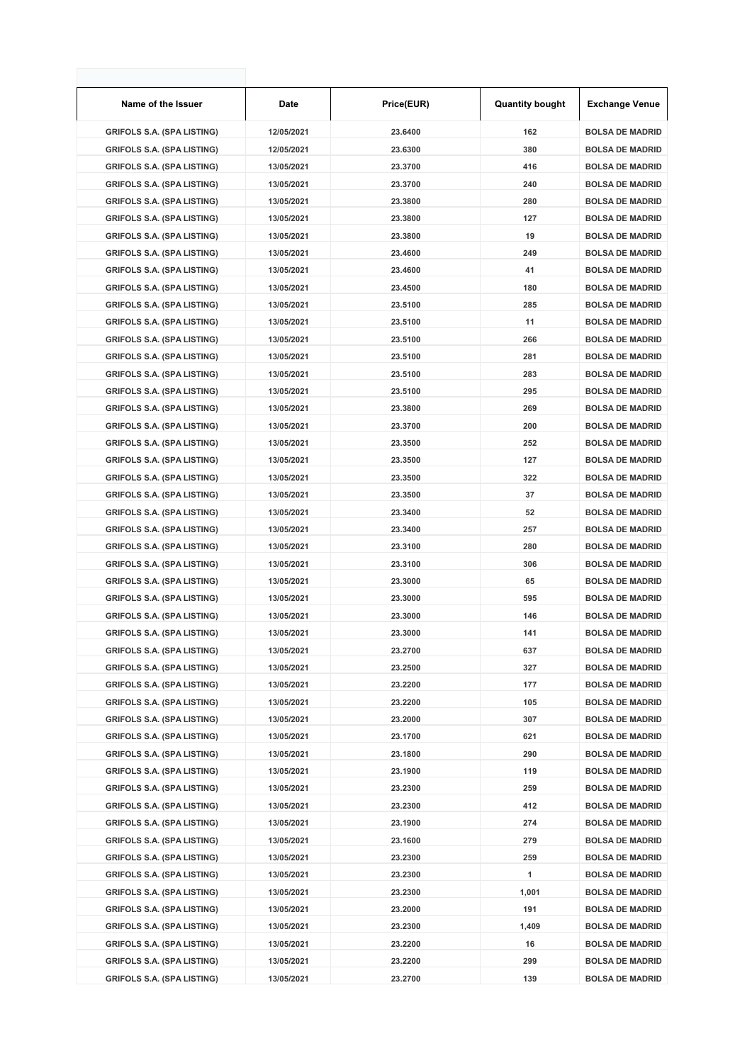| Name of the Issuer | Date | Price(EUR) | Quantity bought | Exchange Venue |
| --- | --- | --- | --- | --- |
| GRIFOLS S.A. (SPA LISTING) | 12/05/2021 | 23.6400 | 162 | BOLSA DE MADRID |
| GRIFOLS S.A. (SPA LISTING) | 12/05/2021 | 23.6300 | 380 | BOLSA DE MADRID |
| GRIFOLS S.A. (SPA LISTING) | 13/05/2021 | 23.3700 | 416 | BOLSA DE MADRID |
| GRIFOLS S.A. (SPA LISTING) | 13/05/2021 | 23.3700 | 240 | BOLSA DE MADRID |
| GRIFOLS S.A. (SPA LISTING) | 13/05/2021 | 23.3800 | 280 | BOLSA DE MADRID |
| GRIFOLS S.A. (SPA LISTING) | 13/05/2021 | 23.3800 | 127 | BOLSA DE MADRID |
| GRIFOLS S.A. (SPA LISTING) | 13/05/2021 | 23.3800 | 19 | BOLSA DE MADRID |
| GRIFOLS S.A. (SPA LISTING) | 13/05/2021 | 23.4600 | 249 | BOLSA DE MADRID |
| GRIFOLS S.A. (SPA LISTING) | 13/05/2021 | 23.4600 | 41 | BOLSA DE MADRID |
| GRIFOLS S.A. (SPA LISTING) | 13/05/2021 | 23.4500 | 180 | BOLSA DE MADRID |
| GRIFOLS S.A. (SPA LISTING) | 13/05/2021 | 23.5100 | 285 | BOLSA DE MADRID |
| GRIFOLS S.A. (SPA LISTING) | 13/05/2021 | 23.5100 | 11 | BOLSA DE MADRID |
| GRIFOLS S.A. (SPA LISTING) | 13/05/2021 | 23.5100 | 266 | BOLSA DE MADRID |
| GRIFOLS S.A. (SPA LISTING) | 13/05/2021 | 23.5100 | 281 | BOLSA DE MADRID |
| GRIFOLS S.A. (SPA LISTING) | 13/05/2021 | 23.5100 | 283 | BOLSA DE MADRID |
| GRIFOLS S.A. (SPA LISTING) | 13/05/2021 | 23.5100 | 295 | BOLSA DE MADRID |
| GRIFOLS S.A. (SPA LISTING) | 13/05/2021 | 23.3800 | 269 | BOLSA DE MADRID |
| GRIFOLS S.A. (SPA LISTING) | 13/05/2021 | 23.3700 | 200 | BOLSA DE MADRID |
| GRIFOLS S.A. (SPA LISTING) | 13/05/2021 | 23.3500 | 252 | BOLSA DE MADRID |
| GRIFOLS S.A. (SPA LISTING) | 13/05/2021 | 23.3500 | 127 | BOLSA DE MADRID |
| GRIFOLS S.A. (SPA LISTING) | 13/05/2021 | 23.3500 | 322 | BOLSA DE MADRID |
| GRIFOLS S.A. (SPA LISTING) | 13/05/2021 | 23.3500 | 37 | BOLSA DE MADRID |
| GRIFOLS S.A. (SPA LISTING) | 13/05/2021 | 23.3400 | 52 | BOLSA DE MADRID |
| GRIFOLS S.A. (SPA LISTING) | 13/05/2021 | 23.3400 | 257 | BOLSA DE MADRID |
| GRIFOLS S.A. (SPA LISTING) | 13/05/2021 | 23.3100 | 280 | BOLSA DE MADRID |
| GRIFOLS S.A. (SPA LISTING) | 13/05/2021 | 23.3100 | 306 | BOLSA DE MADRID |
| GRIFOLS S.A. (SPA LISTING) | 13/05/2021 | 23.3000 | 65 | BOLSA DE MADRID |
| GRIFOLS S.A. (SPA LISTING) | 13/05/2021 | 23.3000 | 595 | BOLSA DE MADRID |
| GRIFOLS S.A. (SPA LISTING) | 13/05/2021 | 23.3000 | 146 | BOLSA DE MADRID |
| GRIFOLS S.A. (SPA LISTING) | 13/05/2021 | 23.3000 | 141 | BOLSA DE MADRID |
| GRIFOLS S.A. (SPA LISTING) | 13/05/2021 | 23.2700 | 637 | BOLSA DE MADRID |
| GRIFOLS S.A. (SPA LISTING) | 13/05/2021 | 23.2500 | 327 | BOLSA DE MADRID |
| GRIFOLS S.A. (SPA LISTING) | 13/05/2021 | 23.2200 | 177 | BOLSA DE MADRID |
| GRIFOLS S.A. (SPA LISTING) | 13/05/2021 | 23.2200 | 105 | BOLSA DE MADRID |
| GRIFOLS S.A. (SPA LISTING) | 13/05/2021 | 23.2000 | 307 | BOLSA DE MADRID |
| GRIFOLS S.A. (SPA LISTING) | 13/05/2021 | 23.1700 | 621 | BOLSA DE MADRID |
| GRIFOLS S.A. (SPA LISTING) | 13/05/2021 | 23.1800 | 290 | BOLSA DE MADRID |
| GRIFOLS S.A. (SPA LISTING) | 13/05/2021 | 23.1900 | 119 | BOLSA DE MADRID |
| GRIFOLS S.A. (SPA LISTING) | 13/05/2021 | 23.2300 | 259 | BOLSA DE MADRID |
| GRIFOLS S.A. (SPA LISTING) | 13/05/2021 | 23.2300 | 412 | BOLSA DE MADRID |
| GRIFOLS S.A. (SPA LISTING) | 13/05/2021 | 23.1900 | 274 | BOLSA DE MADRID |
| GRIFOLS S.A. (SPA LISTING) | 13/05/2021 | 23.1600 | 279 | BOLSA DE MADRID |
| GRIFOLS S.A. (SPA LISTING) | 13/05/2021 | 23.2300 | 259 | BOLSA DE MADRID |
| GRIFOLS S.A. (SPA LISTING) | 13/05/2021 | 23.2300 | 1 | BOLSA DE MADRID |
| GRIFOLS S.A. (SPA LISTING) | 13/05/2021 | 23.2300 | 1,001 | BOLSA DE MADRID |
| GRIFOLS S.A. (SPA LISTING) | 13/05/2021 | 23.2000 | 191 | BOLSA DE MADRID |
| GRIFOLS S.A. (SPA LISTING) | 13/05/2021 | 23.2300 | 1,409 | BOLSA DE MADRID |
| GRIFOLS S.A. (SPA LISTING) | 13/05/2021 | 23.2200 | 16 | BOLSA DE MADRID |
| GRIFOLS S.A. (SPA LISTING) | 13/05/2021 | 23.2200 | 299 | BOLSA DE MADRID |
| GRIFOLS S.A. (SPA LISTING) | 13/05/2021 | 23.2700 | 139 | BOLSA DE MADRID |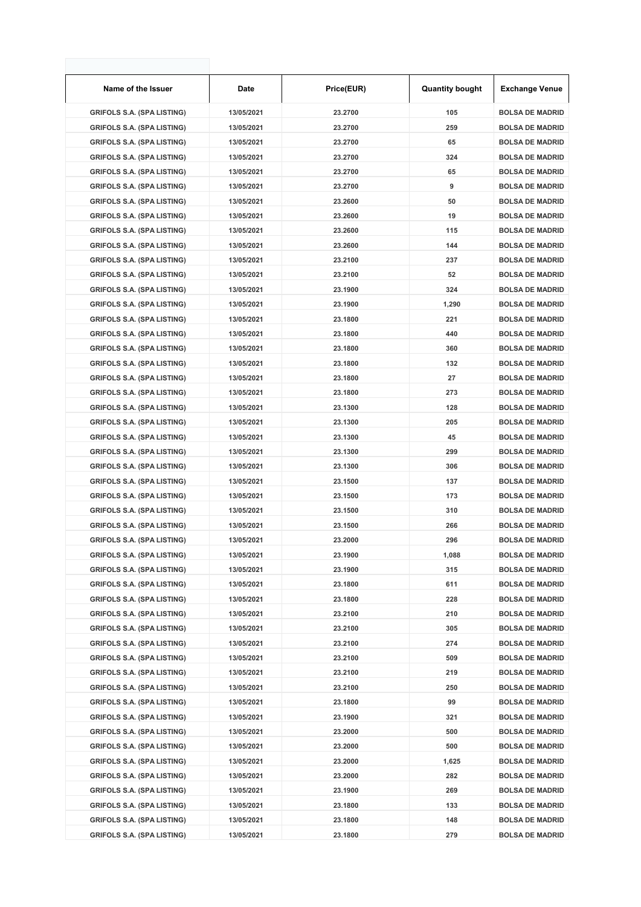| Name of the Issuer | Date | Price(EUR) | Quantity bought | Exchange Venue |
|---|---|---|---|---|
| GRIFOLS S.A. (SPA LISTING) | 13/05/2021 | 23.2700 | 105 | BOLSA DE MADRID |
| GRIFOLS S.A. (SPA LISTING) | 13/05/2021 | 23.2700 | 259 | BOLSA DE MADRID |
| GRIFOLS S.A. (SPA LISTING) | 13/05/2021 | 23.2700 | 65 | BOLSA DE MADRID |
| GRIFOLS S.A. (SPA LISTING) | 13/05/2021 | 23.2700 | 324 | BOLSA DE MADRID |
| GRIFOLS S.A. (SPA LISTING) | 13/05/2021 | 23.2700 | 65 | BOLSA DE MADRID |
| GRIFOLS S.A. (SPA LISTING) | 13/05/2021 | 23.2700 | 9 | BOLSA DE MADRID |
| GRIFOLS S.A. (SPA LISTING) | 13/05/2021 | 23.2600 | 50 | BOLSA DE MADRID |
| GRIFOLS S.A. (SPA LISTING) | 13/05/2021 | 23.2600 | 19 | BOLSA DE MADRID |
| GRIFOLS S.A. (SPA LISTING) | 13/05/2021 | 23.2600 | 115 | BOLSA DE MADRID |
| GRIFOLS S.A. (SPA LISTING) | 13/05/2021 | 23.2600 | 144 | BOLSA DE MADRID |
| GRIFOLS S.A. (SPA LISTING) | 13/05/2021 | 23.2100 | 237 | BOLSA DE MADRID |
| GRIFOLS S.A. (SPA LISTING) | 13/05/2021 | 23.2100 | 52 | BOLSA DE MADRID |
| GRIFOLS S.A. (SPA LISTING) | 13/05/2021 | 23.1900 | 324 | BOLSA DE MADRID |
| GRIFOLS S.A. (SPA LISTING) | 13/05/2021 | 23.1900 | 1,290 | BOLSA DE MADRID |
| GRIFOLS S.A. (SPA LISTING) | 13/05/2021 | 23.1800 | 221 | BOLSA DE MADRID |
| GRIFOLS S.A. (SPA LISTING) | 13/05/2021 | 23.1800 | 440 | BOLSA DE MADRID |
| GRIFOLS S.A. (SPA LISTING) | 13/05/2021 | 23.1800 | 360 | BOLSA DE MADRID |
| GRIFOLS S.A. (SPA LISTING) | 13/05/2021 | 23.1800 | 132 | BOLSA DE MADRID |
| GRIFOLS S.A. (SPA LISTING) | 13/05/2021 | 23.1800 | 27 | BOLSA DE MADRID |
| GRIFOLS S.A. (SPA LISTING) | 13/05/2021 | 23.1800 | 273 | BOLSA DE MADRID |
| GRIFOLS S.A. (SPA LISTING) | 13/05/2021 | 23.1300 | 128 | BOLSA DE MADRID |
| GRIFOLS S.A. (SPA LISTING) | 13/05/2021 | 23.1300 | 205 | BOLSA DE MADRID |
| GRIFOLS S.A. (SPA LISTING) | 13/05/2021 | 23.1300 | 45 | BOLSA DE MADRID |
| GRIFOLS S.A. (SPA LISTING) | 13/05/2021 | 23.1300 | 299 | BOLSA DE MADRID |
| GRIFOLS S.A. (SPA LISTING) | 13/05/2021 | 23.1300 | 306 | BOLSA DE MADRID |
| GRIFOLS S.A. (SPA LISTING) | 13/05/2021 | 23.1500 | 137 | BOLSA DE MADRID |
| GRIFOLS S.A. (SPA LISTING) | 13/05/2021 | 23.1500 | 173 | BOLSA DE MADRID |
| GRIFOLS S.A. (SPA LISTING) | 13/05/2021 | 23.1500 | 310 | BOLSA DE MADRID |
| GRIFOLS S.A. (SPA LISTING) | 13/05/2021 | 23.1500 | 266 | BOLSA DE MADRID |
| GRIFOLS S.A. (SPA LISTING) | 13/05/2021 | 23.2000 | 296 | BOLSA DE MADRID |
| GRIFOLS S.A. (SPA LISTING) | 13/05/2021 | 23.1900 | 1,088 | BOLSA DE MADRID |
| GRIFOLS S.A. (SPA LISTING) | 13/05/2021 | 23.1900 | 315 | BOLSA DE MADRID |
| GRIFOLS S.A. (SPA LISTING) | 13/05/2021 | 23.1800 | 611 | BOLSA DE MADRID |
| GRIFOLS S.A. (SPA LISTING) | 13/05/2021 | 23.1800 | 228 | BOLSA DE MADRID |
| GRIFOLS S.A. (SPA LISTING) | 13/05/2021 | 23.2100 | 210 | BOLSA DE MADRID |
| GRIFOLS S.A. (SPA LISTING) | 13/05/2021 | 23.2100 | 305 | BOLSA DE MADRID |
| GRIFOLS S.A. (SPA LISTING) | 13/05/2021 | 23.2100 | 274 | BOLSA DE MADRID |
| GRIFOLS S.A. (SPA LISTING) | 13/05/2021 | 23.2100 | 509 | BOLSA DE MADRID |
| GRIFOLS S.A. (SPA LISTING) | 13/05/2021 | 23.2100 | 219 | BOLSA DE MADRID |
| GRIFOLS S.A. (SPA LISTING) | 13/05/2021 | 23.2100 | 250 | BOLSA DE MADRID |
| GRIFOLS S.A. (SPA LISTING) | 13/05/2021 | 23.1800 | 99 | BOLSA DE MADRID |
| GRIFOLS S.A. (SPA LISTING) | 13/05/2021 | 23.1900 | 321 | BOLSA DE MADRID |
| GRIFOLS S.A. (SPA LISTING) | 13/05/2021 | 23.2000 | 500 | BOLSA DE MADRID |
| GRIFOLS S.A. (SPA LISTING) | 13/05/2021 | 23.2000 | 500 | BOLSA DE MADRID |
| GRIFOLS S.A. (SPA LISTING) | 13/05/2021 | 23.2000 | 1,625 | BOLSA DE MADRID |
| GRIFOLS S.A. (SPA LISTING) | 13/05/2021 | 23.2000 | 282 | BOLSA DE MADRID |
| GRIFOLS S.A. (SPA LISTING) | 13/05/2021 | 23.1900 | 269 | BOLSA DE MADRID |
| GRIFOLS S.A. (SPA LISTING) | 13/05/2021 | 23.1800 | 133 | BOLSA DE MADRID |
| GRIFOLS S.A. (SPA LISTING) | 13/05/2021 | 23.1800 | 148 | BOLSA DE MADRID |
| GRIFOLS S.A. (SPA LISTING) | 13/05/2021 | 23.1800 | 279 | BOLSA DE MADRID |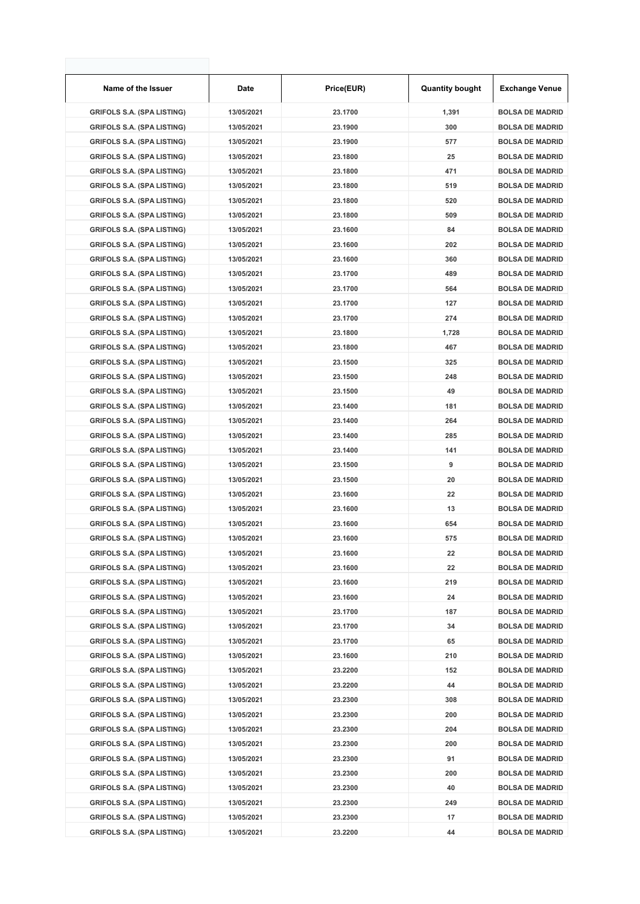| Name of the Issuer | Date | Price(EUR) | Quantity bought | Exchange Venue |
|---|---|---|---|---|
| GRIFOLS S.A. (SPA LISTING) | 13/05/2021 | 23.1700 | 1,391 | BOLSA DE MADRID |
| GRIFOLS S.A. (SPA LISTING) | 13/05/2021 | 23.1900 | 300 | BOLSA DE MADRID |
| GRIFOLS S.A. (SPA LISTING) | 13/05/2021 | 23.1900 | 577 | BOLSA DE MADRID |
| GRIFOLS S.A. (SPA LISTING) | 13/05/2021 | 23.1800 | 25 | BOLSA DE MADRID |
| GRIFOLS S.A. (SPA LISTING) | 13/05/2021 | 23.1800 | 471 | BOLSA DE MADRID |
| GRIFOLS S.A. (SPA LISTING) | 13/05/2021 | 23.1800 | 519 | BOLSA DE MADRID |
| GRIFOLS S.A. (SPA LISTING) | 13/05/2021 | 23.1800 | 520 | BOLSA DE MADRID |
| GRIFOLS S.A. (SPA LISTING) | 13/05/2021 | 23.1800 | 509 | BOLSA DE MADRID |
| GRIFOLS S.A. (SPA LISTING) | 13/05/2021 | 23.1600 | 84 | BOLSA DE MADRID |
| GRIFOLS S.A. (SPA LISTING) | 13/05/2021 | 23.1600 | 202 | BOLSA DE MADRID |
| GRIFOLS S.A. (SPA LISTING) | 13/05/2021 | 23.1600 | 360 | BOLSA DE MADRID |
| GRIFOLS S.A. (SPA LISTING) | 13/05/2021 | 23.1700 | 489 | BOLSA DE MADRID |
| GRIFOLS S.A. (SPA LISTING) | 13/05/2021 | 23.1700 | 564 | BOLSA DE MADRID |
| GRIFOLS S.A. (SPA LISTING) | 13/05/2021 | 23.1700 | 127 | BOLSA DE MADRID |
| GRIFOLS S.A. (SPA LISTING) | 13/05/2021 | 23.1700 | 274 | BOLSA DE MADRID |
| GRIFOLS S.A. (SPA LISTING) | 13/05/2021 | 23.1800 | 1,728 | BOLSA DE MADRID |
| GRIFOLS S.A. (SPA LISTING) | 13/05/2021 | 23.1800 | 467 | BOLSA DE MADRID |
| GRIFOLS S.A. (SPA LISTING) | 13/05/2021 | 23.1500 | 325 | BOLSA DE MADRID |
| GRIFOLS S.A. (SPA LISTING) | 13/05/2021 | 23.1500 | 248 | BOLSA DE MADRID |
| GRIFOLS S.A. (SPA LISTING) | 13/05/2021 | 23.1500 | 49 | BOLSA DE MADRID |
| GRIFOLS S.A. (SPA LISTING) | 13/05/2021 | 23.1400 | 181 | BOLSA DE MADRID |
| GRIFOLS S.A. (SPA LISTING) | 13/05/2021 | 23.1400 | 264 | BOLSA DE MADRID |
| GRIFOLS S.A. (SPA LISTING) | 13/05/2021 | 23.1400 | 285 | BOLSA DE MADRID |
| GRIFOLS S.A. (SPA LISTING) | 13/05/2021 | 23.1400 | 141 | BOLSA DE MADRID |
| GRIFOLS S.A. (SPA LISTING) | 13/05/2021 | 23.1500 | 9 | BOLSA DE MADRID |
| GRIFOLS S.A. (SPA LISTING) | 13/05/2021 | 23.1500 | 20 | BOLSA DE MADRID |
| GRIFOLS S.A. (SPA LISTING) | 13/05/2021 | 23.1600 | 22 | BOLSA DE MADRID |
| GRIFOLS S.A. (SPA LISTING) | 13/05/2021 | 23.1600 | 13 | BOLSA DE MADRID |
| GRIFOLS S.A. (SPA LISTING) | 13/05/2021 | 23.1600 | 654 | BOLSA DE MADRID |
| GRIFOLS S.A. (SPA LISTING) | 13/05/2021 | 23.1600 | 575 | BOLSA DE MADRID |
| GRIFOLS S.A. (SPA LISTING) | 13/05/2021 | 23.1600 | 22 | BOLSA DE MADRID |
| GRIFOLS S.A. (SPA LISTING) | 13/05/2021 | 23.1600 | 22 | BOLSA DE MADRID |
| GRIFOLS S.A. (SPA LISTING) | 13/05/2021 | 23.1600 | 219 | BOLSA DE MADRID |
| GRIFOLS S.A. (SPA LISTING) | 13/05/2021 | 23.1600 | 24 | BOLSA DE MADRID |
| GRIFOLS S.A. (SPA LISTING) | 13/05/2021 | 23.1700 | 187 | BOLSA DE MADRID |
| GRIFOLS S.A. (SPA LISTING) | 13/05/2021 | 23.1700 | 34 | BOLSA DE MADRID |
| GRIFOLS S.A. (SPA LISTING) | 13/05/2021 | 23.1700 | 65 | BOLSA DE MADRID |
| GRIFOLS S.A. (SPA LISTING) | 13/05/2021 | 23.1600 | 210 | BOLSA DE MADRID |
| GRIFOLS S.A. (SPA LISTING) | 13/05/2021 | 23.2200 | 152 | BOLSA DE MADRID |
| GRIFOLS S.A. (SPA LISTING) | 13/05/2021 | 23.2200 | 44 | BOLSA DE MADRID |
| GRIFOLS S.A. (SPA LISTING) | 13/05/2021 | 23.2300 | 308 | BOLSA DE MADRID |
| GRIFOLS S.A. (SPA LISTING) | 13/05/2021 | 23.2300 | 200 | BOLSA DE MADRID |
| GRIFOLS S.A. (SPA LISTING) | 13/05/2021 | 23.2300 | 204 | BOLSA DE MADRID |
| GRIFOLS S.A. (SPA LISTING) | 13/05/2021 | 23.2300 | 200 | BOLSA DE MADRID |
| GRIFOLS S.A. (SPA LISTING) | 13/05/2021 | 23.2300 | 91 | BOLSA DE MADRID |
| GRIFOLS S.A. (SPA LISTING) | 13/05/2021 | 23.2300 | 200 | BOLSA DE MADRID |
| GRIFOLS S.A. (SPA LISTING) | 13/05/2021 | 23.2300 | 40 | BOLSA DE MADRID |
| GRIFOLS S.A. (SPA LISTING) | 13/05/2021 | 23.2300 | 249 | BOLSA DE MADRID |
| GRIFOLS S.A. (SPA LISTING) | 13/05/2021 | 23.2300 | 17 | BOLSA DE MADRID |
| GRIFOLS S.A. (SPA LISTING) | 13/05/2021 | 23.2200 | 44 | BOLSA DE MADRID |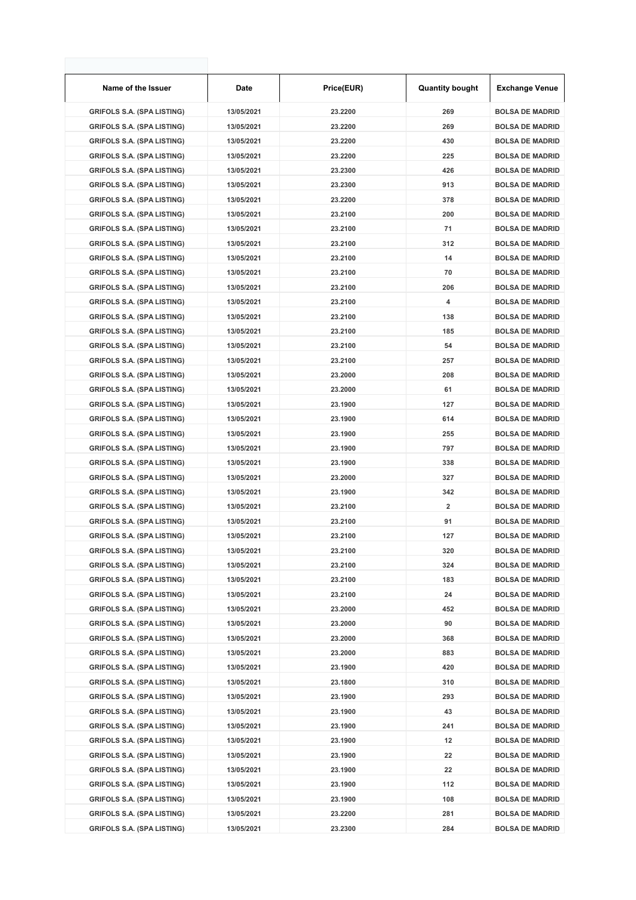| Name of the Issuer | Date | Price(EUR) | Quantity bought | Exchange Venue |
|---|---|---|---|---|
| GRIFOLS S.A. (SPA LISTING) | 13/05/2021 | 23.2200 | 269 | BOLSA DE MADRID |
| GRIFOLS S.A. (SPA LISTING) | 13/05/2021 | 23.2200 | 269 | BOLSA DE MADRID |
| GRIFOLS S.A. (SPA LISTING) | 13/05/2021 | 23.2200 | 430 | BOLSA DE MADRID |
| GRIFOLS S.A. (SPA LISTING) | 13/05/2021 | 23.2200 | 225 | BOLSA DE MADRID |
| GRIFOLS S.A. (SPA LISTING) | 13/05/2021 | 23.2300 | 426 | BOLSA DE MADRID |
| GRIFOLS S.A. (SPA LISTING) | 13/05/2021 | 23.2300 | 913 | BOLSA DE MADRID |
| GRIFOLS S.A. (SPA LISTING) | 13/05/2021 | 23.2200 | 378 | BOLSA DE MADRID |
| GRIFOLS S.A. (SPA LISTING) | 13/05/2021 | 23.2100 | 200 | BOLSA DE MADRID |
| GRIFOLS S.A. (SPA LISTING) | 13/05/2021 | 23.2100 | 71 | BOLSA DE MADRID |
| GRIFOLS S.A. (SPA LISTING) | 13/05/2021 | 23.2100 | 312 | BOLSA DE MADRID |
| GRIFOLS S.A. (SPA LISTING) | 13/05/2021 | 23.2100 | 14 | BOLSA DE MADRID |
| GRIFOLS S.A. (SPA LISTING) | 13/05/2021 | 23.2100 | 70 | BOLSA DE MADRID |
| GRIFOLS S.A. (SPA LISTING) | 13/05/2021 | 23.2100 | 206 | BOLSA DE MADRID |
| GRIFOLS S.A. (SPA LISTING) | 13/05/2021 | 23.2100 | 4 | BOLSA DE MADRID |
| GRIFOLS S.A. (SPA LISTING) | 13/05/2021 | 23.2100 | 138 | BOLSA DE MADRID |
| GRIFOLS S.A. (SPA LISTING) | 13/05/2021 | 23.2100 | 185 | BOLSA DE MADRID |
| GRIFOLS S.A. (SPA LISTING) | 13/05/2021 | 23.2100 | 54 | BOLSA DE MADRID |
| GRIFOLS S.A. (SPA LISTING) | 13/05/2021 | 23.2100 | 257 | BOLSA DE MADRID |
| GRIFOLS S.A. (SPA LISTING) | 13/05/2021 | 23.2000 | 208 | BOLSA DE MADRID |
| GRIFOLS S.A. (SPA LISTING) | 13/05/2021 | 23.2000 | 61 | BOLSA DE MADRID |
| GRIFOLS S.A. (SPA LISTING) | 13/05/2021 | 23.1900 | 127 | BOLSA DE MADRID |
| GRIFOLS S.A. (SPA LISTING) | 13/05/2021 | 23.1900 | 614 | BOLSA DE MADRID |
| GRIFOLS S.A. (SPA LISTING) | 13/05/2021 | 23.1900 | 255 | BOLSA DE MADRID |
| GRIFOLS S.A. (SPA LISTING) | 13/05/2021 | 23.1900 | 797 | BOLSA DE MADRID |
| GRIFOLS S.A. (SPA LISTING) | 13/05/2021 | 23.1900 | 338 | BOLSA DE MADRID |
| GRIFOLS S.A. (SPA LISTING) | 13/05/2021 | 23.2000 | 327 | BOLSA DE MADRID |
| GRIFOLS S.A. (SPA LISTING) | 13/05/2021 | 23.1900 | 342 | BOLSA DE MADRID |
| GRIFOLS S.A. (SPA LISTING) | 13/05/2021 | 23.2100 | 2 | BOLSA DE MADRID |
| GRIFOLS S.A. (SPA LISTING) | 13/05/2021 | 23.2100 | 91 | BOLSA DE MADRID |
| GRIFOLS S.A. (SPA LISTING) | 13/05/2021 | 23.2100 | 127 | BOLSA DE MADRID |
| GRIFOLS S.A. (SPA LISTING) | 13/05/2021 | 23.2100 | 320 | BOLSA DE MADRID |
| GRIFOLS S.A. (SPA LISTING) | 13/05/2021 | 23.2100 | 324 | BOLSA DE MADRID |
| GRIFOLS S.A. (SPA LISTING) | 13/05/2021 | 23.2100 | 183 | BOLSA DE MADRID |
| GRIFOLS S.A. (SPA LISTING) | 13/05/2021 | 23.2100 | 24 | BOLSA DE MADRID |
| GRIFOLS S.A. (SPA LISTING) | 13/05/2021 | 23.2000 | 452 | BOLSA DE MADRID |
| GRIFOLS S.A. (SPA LISTING) | 13/05/2021 | 23.2000 | 90 | BOLSA DE MADRID |
| GRIFOLS S.A. (SPA LISTING) | 13/05/2021 | 23.2000 | 368 | BOLSA DE MADRID |
| GRIFOLS S.A. (SPA LISTING) | 13/05/2021 | 23.2000 | 883 | BOLSA DE MADRID |
| GRIFOLS S.A. (SPA LISTING) | 13/05/2021 | 23.1900 | 420 | BOLSA DE MADRID |
| GRIFOLS S.A. (SPA LISTING) | 13/05/2021 | 23.1800 | 310 | BOLSA DE MADRID |
| GRIFOLS S.A. (SPA LISTING) | 13/05/2021 | 23.1900 | 293 | BOLSA DE MADRID |
| GRIFOLS S.A. (SPA LISTING) | 13/05/2021 | 23.1900 | 43 | BOLSA DE MADRID |
| GRIFOLS S.A. (SPA LISTING) | 13/05/2021 | 23.1900 | 241 | BOLSA DE MADRID |
| GRIFOLS S.A. (SPA LISTING) | 13/05/2021 | 23.1900 | 12 | BOLSA DE MADRID |
| GRIFOLS S.A. (SPA LISTING) | 13/05/2021 | 23.1900 | 22 | BOLSA DE MADRID |
| GRIFOLS S.A. (SPA LISTING) | 13/05/2021 | 23.1900 | 22 | BOLSA DE MADRID |
| GRIFOLS S.A. (SPA LISTING) | 13/05/2021 | 23.1900 | 112 | BOLSA DE MADRID |
| GRIFOLS S.A. (SPA LISTING) | 13/05/2021 | 23.1900 | 108 | BOLSA DE MADRID |
| GRIFOLS S.A. (SPA LISTING) | 13/05/2021 | 23.2200 | 281 | BOLSA DE MADRID |
| GRIFOLS S.A. (SPA LISTING) | 13/05/2021 | 23.2300 | 284 | BOLSA DE MADRID |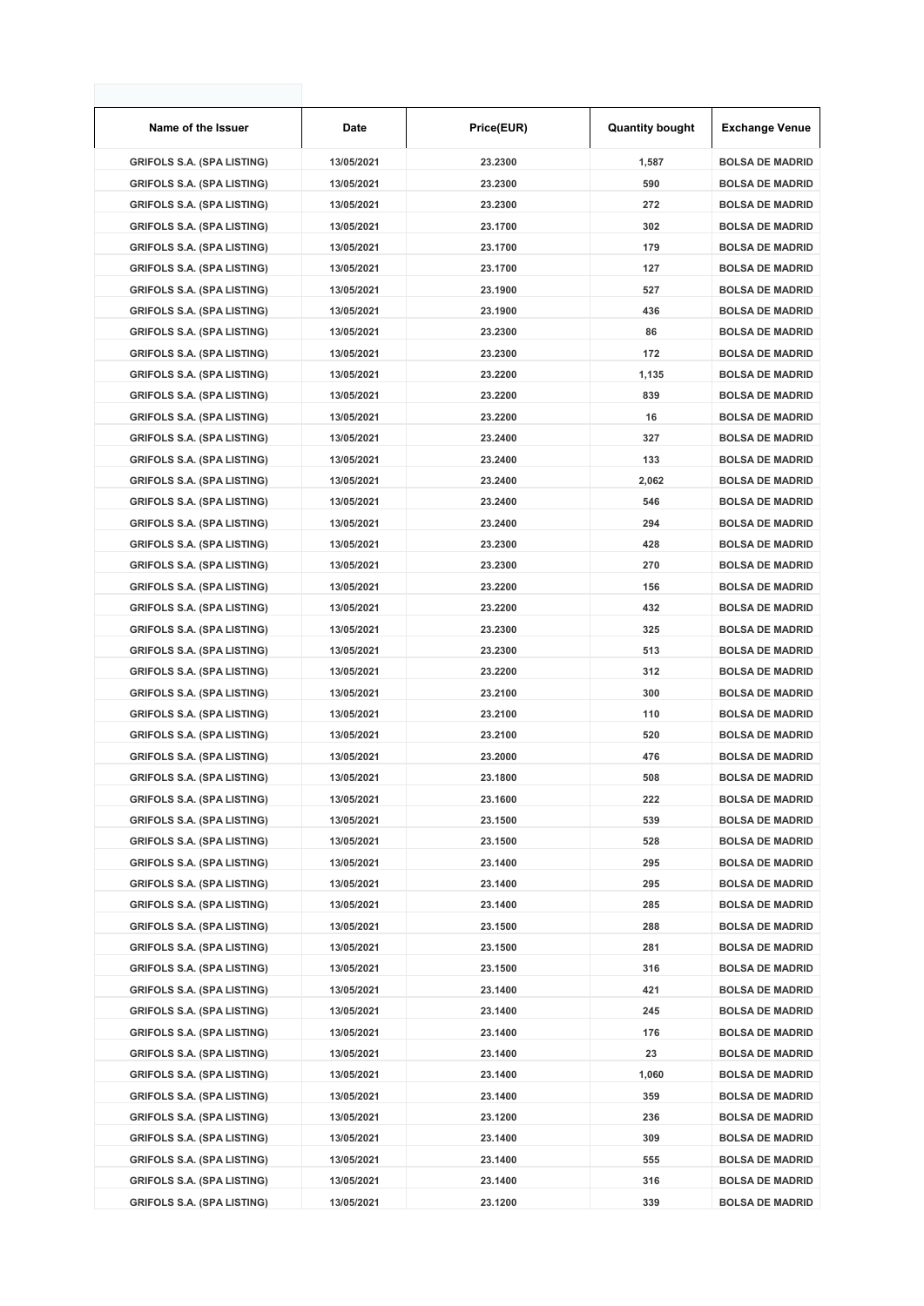| Name of the Issuer | Date | Price(EUR) | Quantity bought | Exchange Venue |
|---|---|---|---|---|
| GRIFOLS S.A. (SPA LISTING) | 13/05/2021 | 23.2300 | 1,587 | BOLSA DE MADRID |
| GRIFOLS S.A. (SPA LISTING) | 13/05/2021 | 23.2300 | 590 | BOLSA DE MADRID |
| GRIFOLS S.A. (SPA LISTING) | 13/05/2021 | 23.2300 | 272 | BOLSA DE MADRID |
| GRIFOLS S.A. (SPA LISTING) | 13/05/2021 | 23.1700 | 302 | BOLSA DE MADRID |
| GRIFOLS S.A. (SPA LISTING) | 13/05/2021 | 23.1700 | 179 | BOLSA DE MADRID |
| GRIFOLS S.A. (SPA LISTING) | 13/05/2021 | 23.1700 | 127 | BOLSA DE MADRID |
| GRIFOLS S.A. (SPA LISTING) | 13/05/2021 | 23.1900 | 527 | BOLSA DE MADRID |
| GRIFOLS S.A. (SPA LISTING) | 13/05/2021 | 23.1900 | 436 | BOLSA DE MADRID |
| GRIFOLS S.A. (SPA LISTING) | 13/05/2021 | 23.2300 | 86 | BOLSA DE MADRID |
| GRIFOLS S.A. (SPA LISTING) | 13/05/2021 | 23.2300 | 172 | BOLSA DE MADRID |
| GRIFOLS S.A. (SPA LISTING) | 13/05/2021 | 23.2200 | 1,135 | BOLSA DE MADRID |
| GRIFOLS S.A. (SPA LISTING) | 13/05/2021 | 23.2200 | 839 | BOLSA DE MADRID |
| GRIFOLS S.A. (SPA LISTING) | 13/05/2021 | 23.2200 | 16 | BOLSA DE MADRID |
| GRIFOLS S.A. (SPA LISTING) | 13/05/2021 | 23.2400 | 327 | BOLSA DE MADRID |
| GRIFOLS S.A. (SPA LISTING) | 13/05/2021 | 23.2400 | 133 | BOLSA DE MADRID |
| GRIFOLS S.A. (SPA LISTING) | 13/05/2021 | 23.2400 | 2,062 | BOLSA DE MADRID |
| GRIFOLS S.A. (SPA LISTING) | 13/05/2021 | 23.2400 | 546 | BOLSA DE MADRID |
| GRIFOLS S.A. (SPA LISTING) | 13/05/2021 | 23.2400 | 294 | BOLSA DE MADRID |
| GRIFOLS S.A. (SPA LISTING) | 13/05/2021 | 23.2300 | 428 | BOLSA DE MADRID |
| GRIFOLS S.A. (SPA LISTING) | 13/05/2021 | 23.2300 | 270 | BOLSA DE MADRID |
| GRIFOLS S.A. (SPA LISTING) | 13/05/2021 | 23.2200 | 156 | BOLSA DE MADRID |
| GRIFOLS S.A. (SPA LISTING) | 13/05/2021 | 23.2200 | 432 | BOLSA DE MADRID |
| GRIFOLS S.A. (SPA LISTING) | 13/05/2021 | 23.2300 | 325 | BOLSA DE MADRID |
| GRIFOLS S.A. (SPA LISTING) | 13/05/2021 | 23.2300 | 513 | BOLSA DE MADRID |
| GRIFOLS S.A. (SPA LISTING) | 13/05/2021 | 23.2200 | 312 | BOLSA DE MADRID |
| GRIFOLS S.A. (SPA LISTING) | 13/05/2021 | 23.2100 | 300 | BOLSA DE MADRID |
| GRIFOLS S.A. (SPA LISTING) | 13/05/2021 | 23.2100 | 110 | BOLSA DE MADRID |
| GRIFOLS S.A. (SPA LISTING) | 13/05/2021 | 23.2100 | 520 | BOLSA DE MADRID |
| GRIFOLS S.A. (SPA LISTING) | 13/05/2021 | 23.2000 | 476 | BOLSA DE MADRID |
| GRIFOLS S.A. (SPA LISTING) | 13/05/2021 | 23.1800 | 508 | BOLSA DE MADRID |
| GRIFOLS S.A. (SPA LISTING) | 13/05/2021 | 23.1600 | 222 | BOLSA DE MADRID |
| GRIFOLS S.A. (SPA LISTING) | 13/05/2021 | 23.1500 | 539 | BOLSA DE MADRID |
| GRIFOLS S.A. (SPA LISTING) | 13/05/2021 | 23.1500 | 528 | BOLSA DE MADRID |
| GRIFOLS S.A. (SPA LISTING) | 13/05/2021 | 23.1400 | 295 | BOLSA DE MADRID |
| GRIFOLS S.A. (SPA LISTING) | 13/05/2021 | 23.1400 | 295 | BOLSA DE MADRID |
| GRIFOLS S.A. (SPA LISTING) | 13/05/2021 | 23.1400 | 285 | BOLSA DE MADRID |
| GRIFOLS S.A. (SPA LISTING) | 13/05/2021 | 23.1500 | 288 | BOLSA DE MADRID |
| GRIFOLS S.A. (SPA LISTING) | 13/05/2021 | 23.1500 | 281 | BOLSA DE MADRID |
| GRIFOLS S.A. (SPA LISTING) | 13/05/2021 | 23.1500 | 316 | BOLSA DE MADRID |
| GRIFOLS S.A. (SPA LISTING) | 13/05/2021 | 23.1400 | 421 | BOLSA DE MADRID |
| GRIFOLS S.A. (SPA LISTING) | 13/05/2021 | 23.1400 | 245 | BOLSA DE MADRID |
| GRIFOLS S.A. (SPA LISTING) | 13/05/2021 | 23.1400 | 176 | BOLSA DE MADRID |
| GRIFOLS S.A. (SPA LISTING) | 13/05/2021 | 23.1400 | 23 | BOLSA DE MADRID |
| GRIFOLS S.A. (SPA LISTING) | 13/05/2021 | 23.1400 | 1,060 | BOLSA DE MADRID |
| GRIFOLS S.A. (SPA LISTING) | 13/05/2021 | 23.1400 | 359 | BOLSA DE MADRID |
| GRIFOLS S.A. (SPA LISTING) | 13/05/2021 | 23.1200 | 236 | BOLSA DE MADRID |
| GRIFOLS S.A. (SPA LISTING) | 13/05/2021 | 23.1400 | 309 | BOLSA DE MADRID |
| GRIFOLS S.A. (SPA LISTING) | 13/05/2021 | 23.1400 | 555 | BOLSA DE MADRID |
| GRIFOLS S.A. (SPA LISTING) | 13/05/2021 | 23.1400 | 316 | BOLSA DE MADRID |
| GRIFOLS S.A. (SPA LISTING) | 13/05/2021 | 23.1200 | 339 | BOLSA DE MADRID |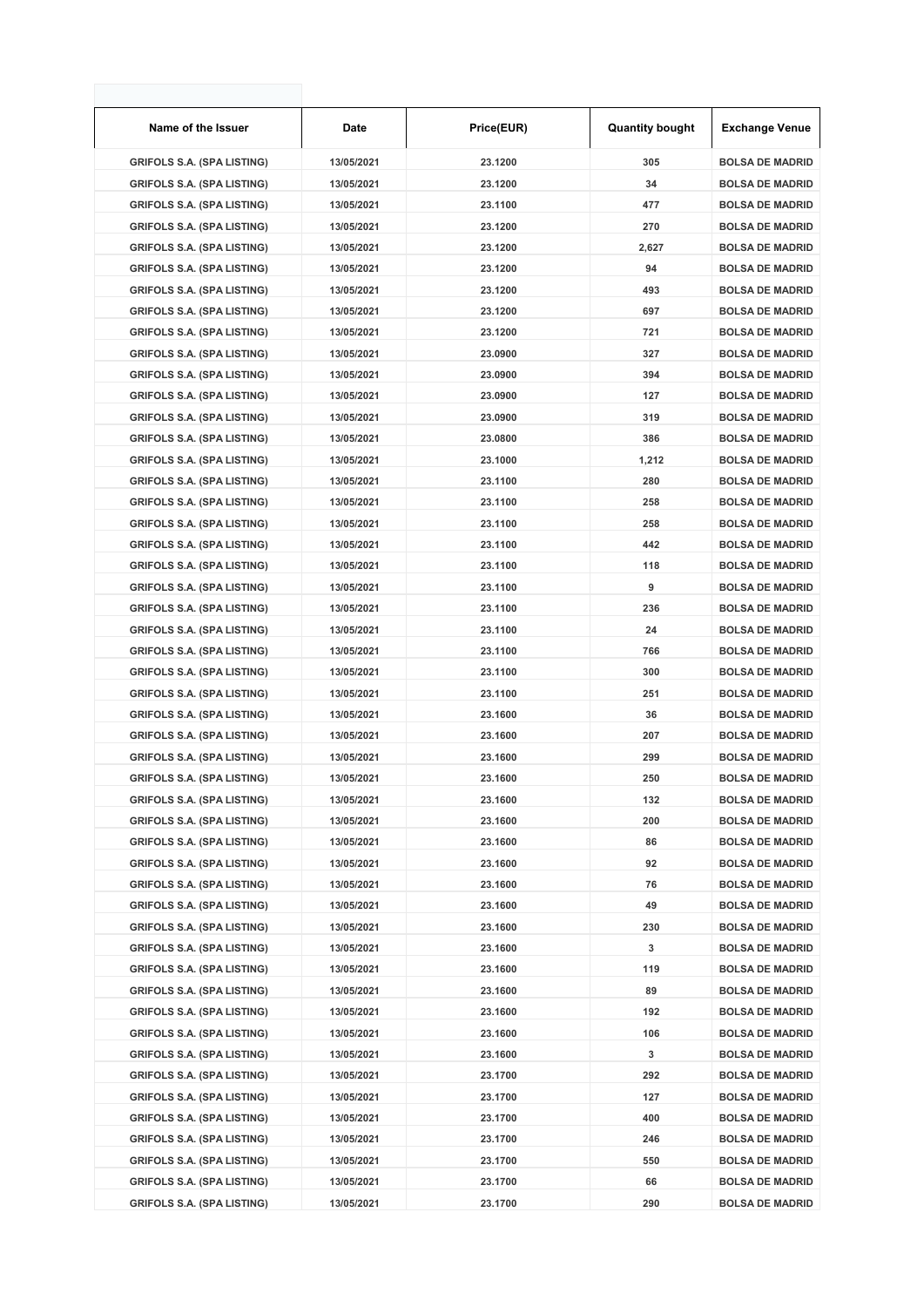| Name of the Issuer | Date | Price(EUR) | Quantity bought | Exchange Venue |
|---|---|---|---|---|
| GRIFOLS S.A. (SPA LISTING) | 13/05/2021 | 23.1200 | 305 | BOLSA DE MADRID |
| GRIFOLS S.A. (SPA LISTING) | 13/05/2021 | 23.1200 | 34 | BOLSA DE MADRID |
| GRIFOLS S.A. (SPA LISTING) | 13/05/2021 | 23.1100 | 477 | BOLSA DE MADRID |
| GRIFOLS S.A. (SPA LISTING) | 13/05/2021 | 23.1200 | 270 | BOLSA DE MADRID |
| GRIFOLS S.A. (SPA LISTING) | 13/05/2021 | 23.1200 | 2,627 | BOLSA DE MADRID |
| GRIFOLS S.A. (SPA LISTING) | 13/05/2021 | 23.1200 | 94 | BOLSA DE MADRID |
| GRIFOLS S.A. (SPA LISTING) | 13/05/2021 | 23.1200 | 493 | BOLSA DE MADRID |
| GRIFOLS S.A. (SPA LISTING) | 13/05/2021 | 23.1200 | 697 | BOLSA DE MADRID |
| GRIFOLS S.A. (SPA LISTING) | 13/05/2021 | 23.1200 | 721 | BOLSA DE MADRID |
| GRIFOLS S.A. (SPA LISTING) | 13/05/2021 | 23.0900 | 327 | BOLSA DE MADRID |
| GRIFOLS S.A. (SPA LISTING) | 13/05/2021 | 23.0900 | 394 | BOLSA DE MADRID |
| GRIFOLS S.A. (SPA LISTING) | 13/05/2021 | 23.0900 | 127 | BOLSA DE MADRID |
| GRIFOLS S.A. (SPA LISTING) | 13/05/2021 | 23.0900 | 319 | BOLSA DE MADRID |
| GRIFOLS S.A. (SPA LISTING) | 13/05/2021 | 23.0800 | 386 | BOLSA DE MADRID |
| GRIFOLS S.A. (SPA LISTING) | 13/05/2021 | 23.1000 | 1,212 | BOLSA DE MADRID |
| GRIFOLS S.A. (SPA LISTING) | 13/05/2021 | 23.1100 | 280 | BOLSA DE MADRID |
| GRIFOLS S.A. (SPA LISTING) | 13/05/2021 | 23.1100 | 258 | BOLSA DE MADRID |
| GRIFOLS S.A. (SPA LISTING) | 13/05/2021 | 23.1100 | 258 | BOLSA DE MADRID |
| GRIFOLS S.A. (SPA LISTING) | 13/05/2021 | 23.1100 | 442 | BOLSA DE MADRID |
| GRIFOLS S.A. (SPA LISTING) | 13/05/2021 | 23.1100 | 118 | BOLSA DE MADRID |
| GRIFOLS S.A. (SPA LISTING) | 13/05/2021 | 23.1100 | 9 | BOLSA DE MADRID |
| GRIFOLS S.A. (SPA LISTING) | 13/05/2021 | 23.1100 | 236 | BOLSA DE MADRID |
| GRIFOLS S.A. (SPA LISTING) | 13/05/2021 | 23.1100 | 24 | BOLSA DE MADRID |
| GRIFOLS S.A. (SPA LISTING) | 13/05/2021 | 23.1100 | 766 | BOLSA DE MADRID |
| GRIFOLS S.A. (SPA LISTING) | 13/05/2021 | 23.1100 | 300 | BOLSA DE MADRID |
| GRIFOLS S.A. (SPA LISTING) | 13/05/2021 | 23.1100 | 251 | BOLSA DE MADRID |
| GRIFOLS S.A. (SPA LISTING) | 13/05/2021 | 23.1600 | 36 | BOLSA DE MADRID |
| GRIFOLS S.A. (SPA LISTING) | 13/05/2021 | 23.1600 | 207 | BOLSA DE MADRID |
| GRIFOLS S.A. (SPA LISTING) | 13/05/2021 | 23.1600 | 299 | BOLSA DE MADRID |
| GRIFOLS S.A. (SPA LISTING) | 13/05/2021 | 23.1600 | 250 | BOLSA DE MADRID |
| GRIFOLS S.A. (SPA LISTING) | 13/05/2021 | 23.1600 | 132 | BOLSA DE MADRID |
| GRIFOLS S.A. (SPA LISTING) | 13/05/2021 | 23.1600 | 200 | BOLSA DE MADRID |
| GRIFOLS S.A. (SPA LISTING) | 13/05/2021 | 23.1600 | 86 | BOLSA DE MADRID |
| GRIFOLS S.A. (SPA LISTING) | 13/05/2021 | 23.1600 | 92 | BOLSA DE MADRID |
| GRIFOLS S.A. (SPA LISTING) | 13/05/2021 | 23.1600 | 76 | BOLSA DE MADRID |
| GRIFOLS S.A. (SPA LISTING) | 13/05/2021 | 23.1600 | 49 | BOLSA DE MADRID |
| GRIFOLS S.A. (SPA LISTING) | 13/05/2021 | 23.1600 | 230 | BOLSA DE MADRID |
| GRIFOLS S.A. (SPA LISTING) | 13/05/2021 | 23.1600 | 3 | BOLSA DE MADRID |
| GRIFOLS S.A. (SPA LISTING) | 13/05/2021 | 23.1600 | 119 | BOLSA DE MADRID |
| GRIFOLS S.A. (SPA LISTING) | 13/05/2021 | 23.1600 | 89 | BOLSA DE MADRID |
| GRIFOLS S.A. (SPA LISTING) | 13/05/2021 | 23.1600 | 192 | BOLSA DE MADRID |
| GRIFOLS S.A. (SPA LISTING) | 13/05/2021 | 23.1600 | 106 | BOLSA DE MADRID |
| GRIFOLS S.A. (SPA LISTING) | 13/05/2021 | 23.1600 | 3 | BOLSA DE MADRID |
| GRIFOLS S.A. (SPA LISTING) | 13/05/2021 | 23.1700 | 292 | BOLSA DE MADRID |
| GRIFOLS S.A. (SPA LISTING) | 13/05/2021 | 23.1700 | 127 | BOLSA DE MADRID |
| GRIFOLS S.A. (SPA LISTING) | 13/05/2021 | 23.1700 | 400 | BOLSA DE MADRID |
| GRIFOLS S.A. (SPA LISTING) | 13/05/2021 | 23.1700 | 246 | BOLSA DE MADRID |
| GRIFOLS S.A. (SPA LISTING) | 13/05/2021 | 23.1700 | 550 | BOLSA DE MADRID |
| GRIFOLS S.A. (SPA LISTING) | 13/05/2021 | 23.1700 | 66 | BOLSA DE MADRID |
| GRIFOLS S.A. (SPA LISTING) | 13/05/2021 | 23.1700 | 290 | BOLSA DE MADRID |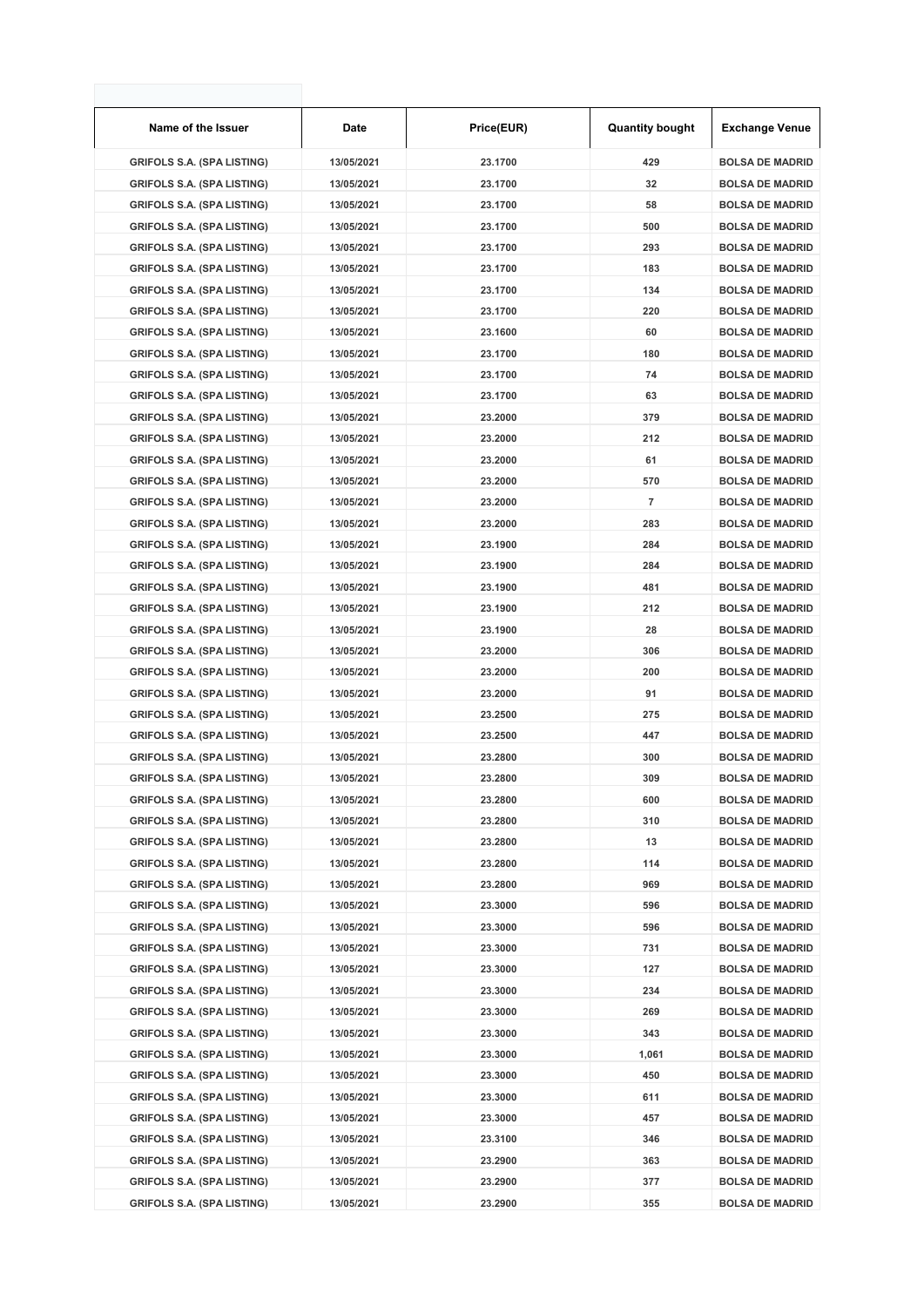| Name of the Issuer | Date | Price(EUR) | Quantity bought | Exchange Venue |
|---|---|---|---|---|
| GRIFOLS S.A. (SPA LISTING) | 13/05/2021 | 23.1700 | 429 | BOLSA DE MADRID |
| GRIFOLS S.A. (SPA LISTING) | 13/05/2021 | 23.1700 | 32 | BOLSA DE MADRID |
| GRIFOLS S.A. (SPA LISTING) | 13/05/2021 | 23.1700 | 58 | BOLSA DE MADRID |
| GRIFOLS S.A. (SPA LISTING) | 13/05/2021 | 23.1700 | 500 | BOLSA DE MADRID |
| GRIFOLS S.A. (SPA LISTING) | 13/05/2021 | 23.1700 | 293 | BOLSA DE MADRID |
| GRIFOLS S.A. (SPA LISTING) | 13/05/2021 | 23.1700 | 183 | BOLSA DE MADRID |
| GRIFOLS S.A. (SPA LISTING) | 13/05/2021 | 23.1700 | 134 | BOLSA DE MADRID |
| GRIFOLS S.A. (SPA LISTING) | 13/05/2021 | 23.1700 | 220 | BOLSA DE MADRID |
| GRIFOLS S.A. (SPA LISTING) | 13/05/2021 | 23.1600 | 60 | BOLSA DE MADRID |
| GRIFOLS S.A. (SPA LISTING) | 13/05/2021 | 23.1700 | 180 | BOLSA DE MADRID |
| GRIFOLS S.A. (SPA LISTING) | 13/05/2021 | 23.1700 | 74 | BOLSA DE MADRID |
| GRIFOLS S.A. (SPA LISTING) | 13/05/2021 | 23.1700 | 63 | BOLSA DE MADRID |
| GRIFOLS S.A. (SPA LISTING) | 13/05/2021 | 23.2000 | 379 | BOLSA DE MADRID |
| GRIFOLS S.A. (SPA LISTING) | 13/05/2021 | 23.2000 | 212 | BOLSA DE MADRID |
| GRIFOLS S.A. (SPA LISTING) | 13/05/2021 | 23.2000 | 61 | BOLSA DE MADRID |
| GRIFOLS S.A. (SPA LISTING) | 13/05/2021 | 23.2000 | 570 | BOLSA DE MADRID |
| GRIFOLS S.A. (SPA LISTING) | 13/05/2021 | 23.2000 | 7 | BOLSA DE MADRID |
| GRIFOLS S.A. (SPA LISTING) | 13/05/2021 | 23.2000 | 283 | BOLSA DE MADRID |
| GRIFOLS S.A. (SPA LISTING) | 13/05/2021 | 23.1900 | 284 | BOLSA DE MADRID |
| GRIFOLS S.A. (SPA LISTING) | 13/05/2021 | 23.1900 | 284 | BOLSA DE MADRID |
| GRIFOLS S.A. (SPA LISTING) | 13/05/2021 | 23.1900 | 481 | BOLSA DE MADRID |
| GRIFOLS S.A. (SPA LISTING) | 13/05/2021 | 23.1900 | 212 | BOLSA DE MADRID |
| GRIFOLS S.A. (SPA LISTING) | 13/05/2021 | 23.1900 | 28 | BOLSA DE MADRID |
| GRIFOLS S.A. (SPA LISTING) | 13/05/2021 | 23.2000 | 306 | BOLSA DE MADRID |
| GRIFOLS S.A. (SPA LISTING) | 13/05/2021 | 23.2000 | 200 | BOLSA DE MADRID |
| GRIFOLS S.A. (SPA LISTING) | 13/05/2021 | 23.2000 | 91 | BOLSA DE MADRID |
| GRIFOLS S.A. (SPA LISTING) | 13/05/2021 | 23.2500 | 275 | BOLSA DE MADRID |
| GRIFOLS S.A. (SPA LISTING) | 13/05/2021 | 23.2500 | 447 | BOLSA DE MADRID |
| GRIFOLS S.A. (SPA LISTING) | 13/05/2021 | 23.2800 | 300 | BOLSA DE MADRID |
| GRIFOLS S.A. (SPA LISTING) | 13/05/2021 | 23.2800 | 309 | BOLSA DE MADRID |
| GRIFOLS S.A. (SPA LISTING) | 13/05/2021 | 23.2800 | 600 | BOLSA DE MADRID |
| GRIFOLS S.A. (SPA LISTING) | 13/05/2021 | 23.2800 | 310 | BOLSA DE MADRID |
| GRIFOLS S.A. (SPA LISTING) | 13/05/2021 | 23.2800 | 13 | BOLSA DE MADRID |
| GRIFOLS S.A. (SPA LISTING) | 13/05/2021 | 23.2800 | 114 | BOLSA DE MADRID |
| GRIFOLS S.A. (SPA LISTING) | 13/05/2021 | 23.2800 | 969 | BOLSA DE MADRID |
| GRIFOLS S.A. (SPA LISTING) | 13/05/2021 | 23.3000 | 596 | BOLSA DE MADRID |
| GRIFOLS S.A. (SPA LISTING) | 13/05/2021 | 23.3000 | 596 | BOLSA DE MADRID |
| GRIFOLS S.A. (SPA LISTING) | 13/05/2021 | 23.3000 | 731 | BOLSA DE MADRID |
| GRIFOLS S.A. (SPA LISTING) | 13/05/2021 | 23.3000 | 127 | BOLSA DE MADRID |
| GRIFOLS S.A. (SPA LISTING) | 13/05/2021 | 23.3000 | 234 | BOLSA DE MADRID |
| GRIFOLS S.A. (SPA LISTING) | 13/05/2021 | 23.3000 | 269 | BOLSA DE MADRID |
| GRIFOLS S.A. (SPA LISTING) | 13/05/2021 | 23.3000 | 343 | BOLSA DE MADRID |
| GRIFOLS S.A. (SPA LISTING) | 13/05/2021 | 23.3000 | 1,061 | BOLSA DE MADRID |
| GRIFOLS S.A. (SPA LISTING) | 13/05/2021 | 23.3000 | 450 | BOLSA DE MADRID |
| GRIFOLS S.A. (SPA LISTING) | 13/05/2021 | 23.3000 | 611 | BOLSA DE MADRID |
| GRIFOLS S.A. (SPA LISTING) | 13/05/2021 | 23.3000 | 457 | BOLSA DE MADRID |
| GRIFOLS S.A. (SPA LISTING) | 13/05/2021 | 23.3100 | 346 | BOLSA DE MADRID |
| GRIFOLS S.A. (SPA LISTING) | 13/05/2021 | 23.2900 | 363 | BOLSA DE MADRID |
| GRIFOLS S.A. (SPA LISTING) | 13/05/2021 | 23.2900 | 377 | BOLSA DE MADRID |
| GRIFOLS S.A. (SPA LISTING) | 13/05/2021 | 23.2900 | 355 | BOLSA DE MADRID |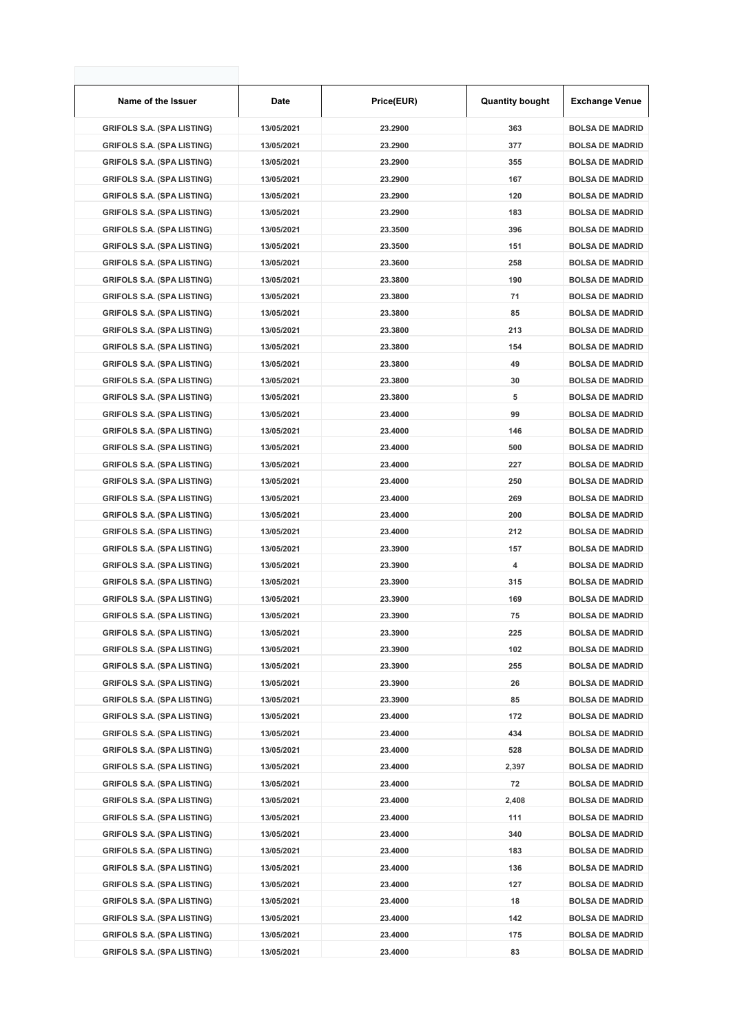| Name of the Issuer | Date | Price(EUR) | Quantity bought | Exchange Venue |
|---|---|---|---|---|
| GRIFOLS S.A. (SPA LISTING) | 13/05/2021 | 23.2900 | 363 | BOLSA DE MADRID |
| GRIFOLS S.A. (SPA LISTING) | 13/05/2021 | 23.2900 | 377 | BOLSA DE MADRID |
| GRIFOLS S.A. (SPA LISTING) | 13/05/2021 | 23.2900 | 355 | BOLSA DE MADRID |
| GRIFOLS S.A. (SPA LISTING) | 13/05/2021 | 23.2900 | 167 | BOLSA DE MADRID |
| GRIFOLS S.A. (SPA LISTING) | 13/05/2021 | 23.2900 | 120 | BOLSA DE MADRID |
| GRIFOLS S.A. (SPA LISTING) | 13/05/2021 | 23.2900 | 183 | BOLSA DE MADRID |
| GRIFOLS S.A. (SPA LISTING) | 13/05/2021 | 23.3500 | 396 | BOLSA DE MADRID |
| GRIFOLS S.A. (SPA LISTING) | 13/05/2021 | 23.3500 | 151 | BOLSA DE MADRID |
| GRIFOLS S.A. (SPA LISTING) | 13/05/2021 | 23.3600 | 258 | BOLSA DE MADRID |
| GRIFOLS S.A. (SPA LISTING) | 13/05/2021 | 23.3800 | 190 | BOLSA DE MADRID |
| GRIFOLS S.A. (SPA LISTING) | 13/05/2021 | 23.3800 | 71 | BOLSA DE MADRID |
| GRIFOLS S.A. (SPA LISTING) | 13/05/2021 | 23.3800 | 85 | BOLSA DE MADRID |
| GRIFOLS S.A. (SPA LISTING) | 13/05/2021 | 23.3800 | 213 | BOLSA DE MADRID |
| GRIFOLS S.A. (SPA LISTING) | 13/05/2021 | 23.3800 | 154 | BOLSA DE MADRID |
| GRIFOLS S.A. (SPA LISTING) | 13/05/2021 | 23.3800 | 49 | BOLSA DE MADRID |
| GRIFOLS S.A. (SPA LISTING) | 13/05/2021 | 23.3800 | 30 | BOLSA DE MADRID |
| GRIFOLS S.A. (SPA LISTING) | 13/05/2021 | 23.3800 | 5 | BOLSA DE MADRID |
| GRIFOLS S.A. (SPA LISTING) | 13/05/2021 | 23.4000 | 99 | BOLSA DE MADRID |
| GRIFOLS S.A. (SPA LISTING) | 13/05/2021 | 23.4000 | 146 | BOLSA DE MADRID |
| GRIFOLS S.A. (SPA LISTING) | 13/05/2021 | 23.4000 | 500 | BOLSA DE MADRID |
| GRIFOLS S.A. (SPA LISTING) | 13/05/2021 | 23.4000 | 227 | BOLSA DE MADRID |
| GRIFOLS S.A. (SPA LISTING) | 13/05/2021 | 23.4000 | 250 | BOLSA DE MADRID |
| GRIFOLS S.A. (SPA LISTING) | 13/05/2021 | 23.4000 | 269 | BOLSA DE MADRID |
| GRIFOLS S.A. (SPA LISTING) | 13/05/2021 | 23.4000 | 200 | BOLSA DE MADRID |
| GRIFOLS S.A. (SPA LISTING) | 13/05/2021 | 23.4000 | 212 | BOLSA DE MADRID |
| GRIFOLS S.A. (SPA LISTING) | 13/05/2021 | 23.3900 | 157 | BOLSA DE MADRID |
| GRIFOLS S.A. (SPA LISTING) | 13/05/2021 | 23.3900 | 4 | BOLSA DE MADRID |
| GRIFOLS S.A. (SPA LISTING) | 13/05/2021 | 23.3900 | 315 | BOLSA DE MADRID |
| GRIFOLS S.A. (SPA LISTING) | 13/05/2021 | 23.3900 | 169 | BOLSA DE MADRID |
| GRIFOLS S.A. (SPA LISTING) | 13/05/2021 | 23.3900 | 75 | BOLSA DE MADRID |
| GRIFOLS S.A. (SPA LISTING) | 13/05/2021 | 23.3900 | 225 | BOLSA DE MADRID |
| GRIFOLS S.A. (SPA LISTING) | 13/05/2021 | 23.3900 | 102 | BOLSA DE MADRID |
| GRIFOLS S.A. (SPA LISTING) | 13/05/2021 | 23.3900 | 255 | BOLSA DE MADRID |
| GRIFOLS S.A. (SPA LISTING) | 13/05/2021 | 23.3900 | 26 | BOLSA DE MADRID |
| GRIFOLS S.A. (SPA LISTING) | 13/05/2021 | 23.3900 | 85 | BOLSA DE MADRID |
| GRIFOLS S.A. (SPA LISTING) | 13/05/2021 | 23.4000 | 172 | BOLSA DE MADRID |
| GRIFOLS S.A. (SPA LISTING) | 13/05/2021 | 23.4000 | 434 | BOLSA DE MADRID |
| GRIFOLS S.A. (SPA LISTING) | 13/05/2021 | 23.4000 | 528 | BOLSA DE MADRID |
| GRIFOLS S.A. (SPA LISTING) | 13/05/2021 | 23.4000 | 2,397 | BOLSA DE MADRID |
| GRIFOLS S.A. (SPA LISTING) | 13/05/2021 | 23.4000 | 72 | BOLSA DE MADRID |
| GRIFOLS S.A. (SPA LISTING) | 13/05/2021 | 23.4000 | 2,408 | BOLSA DE MADRID |
| GRIFOLS S.A. (SPA LISTING) | 13/05/2021 | 23.4000 | 111 | BOLSA DE MADRID |
| GRIFOLS S.A. (SPA LISTING) | 13/05/2021 | 23.4000 | 340 | BOLSA DE MADRID |
| GRIFOLS S.A. (SPA LISTING) | 13/05/2021 | 23.4000 | 183 | BOLSA DE MADRID |
| GRIFOLS S.A. (SPA LISTING) | 13/05/2021 | 23.4000 | 136 | BOLSA DE MADRID |
| GRIFOLS S.A. (SPA LISTING) | 13/05/2021 | 23.4000 | 127 | BOLSA DE MADRID |
| GRIFOLS S.A. (SPA LISTING) | 13/05/2021 | 23.4000 | 18 | BOLSA DE MADRID |
| GRIFOLS S.A. (SPA LISTING) | 13/05/2021 | 23.4000 | 142 | BOLSA DE MADRID |
| GRIFOLS S.A. (SPA LISTING) | 13/05/2021 | 23.4000 | 175 | BOLSA DE MADRID |
| GRIFOLS S.A. (SPA LISTING) | 13/05/2021 | 23.4000 | 83 | BOLSA DE MADRID |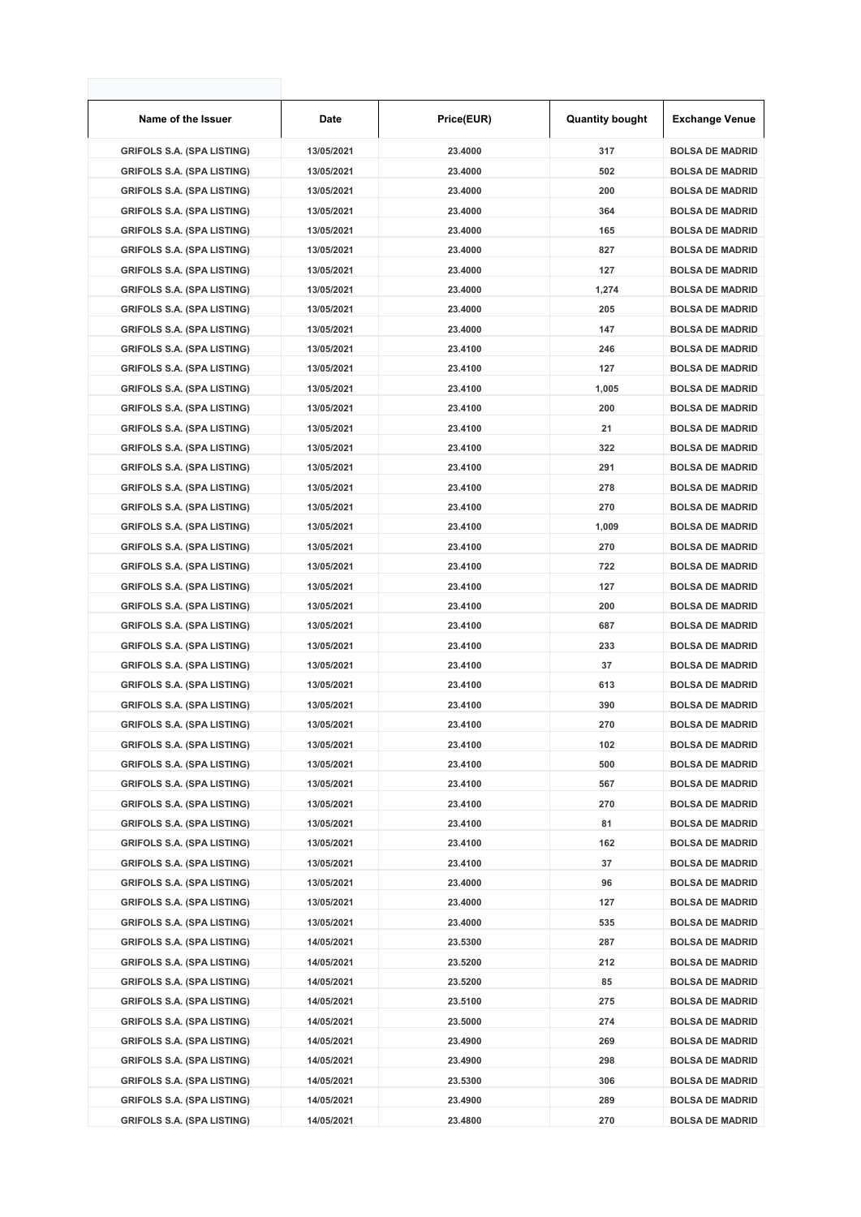| Name of the Issuer | Date | Price(EUR) | Quantity bought | Exchange Venue |
|---|---|---|---|---|
| GRIFOLS S.A. (SPA LISTING) | 13/05/2021 | 23.4000 | 317 | BOLSA DE MADRID |
| GRIFOLS S.A. (SPA LISTING) | 13/05/2021 | 23.4000 | 502 | BOLSA DE MADRID |
| GRIFOLS S.A. (SPA LISTING) | 13/05/2021 | 23.4000 | 200 | BOLSA DE MADRID |
| GRIFOLS S.A. (SPA LISTING) | 13/05/2021 | 23.4000 | 364 | BOLSA DE MADRID |
| GRIFOLS S.A. (SPA LISTING) | 13/05/2021 | 23.4000 | 165 | BOLSA DE MADRID |
| GRIFOLS S.A. (SPA LISTING) | 13/05/2021 | 23.4000 | 827 | BOLSA DE MADRID |
| GRIFOLS S.A. (SPA LISTING) | 13/05/2021 | 23.4000 | 127 | BOLSA DE MADRID |
| GRIFOLS S.A. (SPA LISTING) | 13/05/2021 | 23.4000 | 1,274 | BOLSA DE MADRID |
| GRIFOLS S.A. (SPA LISTING) | 13/05/2021 | 23.4000 | 205 | BOLSA DE MADRID |
| GRIFOLS S.A. (SPA LISTING) | 13/05/2021 | 23.4000 | 147 | BOLSA DE MADRID |
| GRIFOLS S.A. (SPA LISTING) | 13/05/2021 | 23.4100 | 246 | BOLSA DE MADRID |
| GRIFOLS S.A. (SPA LISTING) | 13/05/2021 | 23.4100 | 127 | BOLSA DE MADRID |
| GRIFOLS S.A. (SPA LISTING) | 13/05/2021 | 23.4100 | 1,005 | BOLSA DE MADRID |
| GRIFOLS S.A. (SPA LISTING) | 13/05/2021 | 23.4100 | 200 | BOLSA DE MADRID |
| GRIFOLS S.A. (SPA LISTING) | 13/05/2021 | 23.4100 | 21 | BOLSA DE MADRID |
| GRIFOLS S.A. (SPA LISTING) | 13/05/2021 | 23.4100 | 322 | BOLSA DE MADRID |
| GRIFOLS S.A. (SPA LISTING) | 13/05/2021 | 23.4100 | 291 | BOLSA DE MADRID |
| GRIFOLS S.A. (SPA LISTING) | 13/05/2021 | 23.4100 | 278 | BOLSA DE MADRID |
| GRIFOLS S.A. (SPA LISTING) | 13/05/2021 | 23.4100 | 270 | BOLSA DE MADRID |
| GRIFOLS S.A. (SPA LISTING) | 13/05/2021 | 23.4100 | 1,009 | BOLSA DE MADRID |
| GRIFOLS S.A. (SPA LISTING) | 13/05/2021 | 23.4100 | 270 | BOLSA DE MADRID |
| GRIFOLS S.A. (SPA LISTING) | 13/05/2021 | 23.4100 | 722 | BOLSA DE MADRID |
| GRIFOLS S.A. (SPA LISTING) | 13/05/2021 | 23.4100 | 127 | BOLSA DE MADRID |
| GRIFOLS S.A. (SPA LISTING) | 13/05/2021 | 23.4100 | 200 | BOLSA DE MADRID |
| GRIFOLS S.A. (SPA LISTING) | 13/05/2021 | 23.4100 | 687 | BOLSA DE MADRID |
| GRIFOLS S.A. (SPA LISTING) | 13/05/2021 | 23.4100 | 233 | BOLSA DE MADRID |
| GRIFOLS S.A. (SPA LISTING) | 13/05/2021 | 23.4100 | 37 | BOLSA DE MADRID |
| GRIFOLS S.A. (SPA LISTING) | 13/05/2021 | 23.4100 | 613 | BOLSA DE MADRID |
| GRIFOLS S.A. (SPA LISTING) | 13/05/2021 | 23.4100 | 390 | BOLSA DE MADRID |
| GRIFOLS S.A. (SPA LISTING) | 13/05/2021 | 23.4100 | 270 | BOLSA DE MADRID |
| GRIFOLS S.A. (SPA LISTING) | 13/05/2021 | 23.4100 | 102 | BOLSA DE MADRID |
| GRIFOLS S.A. (SPA LISTING) | 13/05/2021 | 23.4100 | 500 | BOLSA DE MADRID |
| GRIFOLS S.A. (SPA LISTING) | 13/05/2021 | 23.4100 | 567 | BOLSA DE MADRID |
| GRIFOLS S.A. (SPA LISTING) | 13/05/2021 | 23.4100 | 270 | BOLSA DE MADRID |
| GRIFOLS S.A. (SPA LISTING) | 13/05/2021 | 23.4100 | 81 | BOLSA DE MADRID |
| GRIFOLS S.A. (SPA LISTING) | 13/05/2021 | 23.4100 | 162 | BOLSA DE MADRID |
| GRIFOLS S.A. (SPA LISTING) | 13/05/2021 | 23.4100 | 37 | BOLSA DE MADRID |
| GRIFOLS S.A. (SPA LISTING) | 13/05/2021 | 23.4000 | 96 | BOLSA DE MADRID |
| GRIFOLS S.A. (SPA LISTING) | 13/05/2021 | 23.4000 | 127 | BOLSA DE MADRID |
| GRIFOLS S.A. (SPA LISTING) | 13/05/2021 | 23.4000 | 535 | BOLSA DE MADRID |
| GRIFOLS S.A. (SPA LISTING) | 14/05/2021 | 23.5300 | 287 | BOLSA DE MADRID |
| GRIFOLS S.A. (SPA LISTING) | 14/05/2021 | 23.5200 | 212 | BOLSA DE MADRID |
| GRIFOLS S.A. (SPA LISTING) | 14/05/2021 | 23.5200 | 85 | BOLSA DE MADRID |
| GRIFOLS S.A. (SPA LISTING) | 14/05/2021 | 23.5100 | 275 | BOLSA DE MADRID |
| GRIFOLS S.A. (SPA LISTING) | 14/05/2021 | 23.5000 | 274 | BOLSA DE MADRID |
| GRIFOLS S.A. (SPA LISTING) | 14/05/2021 | 23.4900 | 269 | BOLSA DE MADRID |
| GRIFOLS S.A. (SPA LISTING) | 14/05/2021 | 23.4900 | 298 | BOLSA DE MADRID |
| GRIFOLS S.A. (SPA LISTING) | 14/05/2021 | 23.5300 | 306 | BOLSA DE MADRID |
| GRIFOLS S.A. (SPA LISTING) | 14/05/2021 | 23.4900 | 289 | BOLSA DE MADRID |
| GRIFOLS S.A. (SPA LISTING) | 14/05/2021 | 23.4800 | 270 | BOLSA DE MADRID |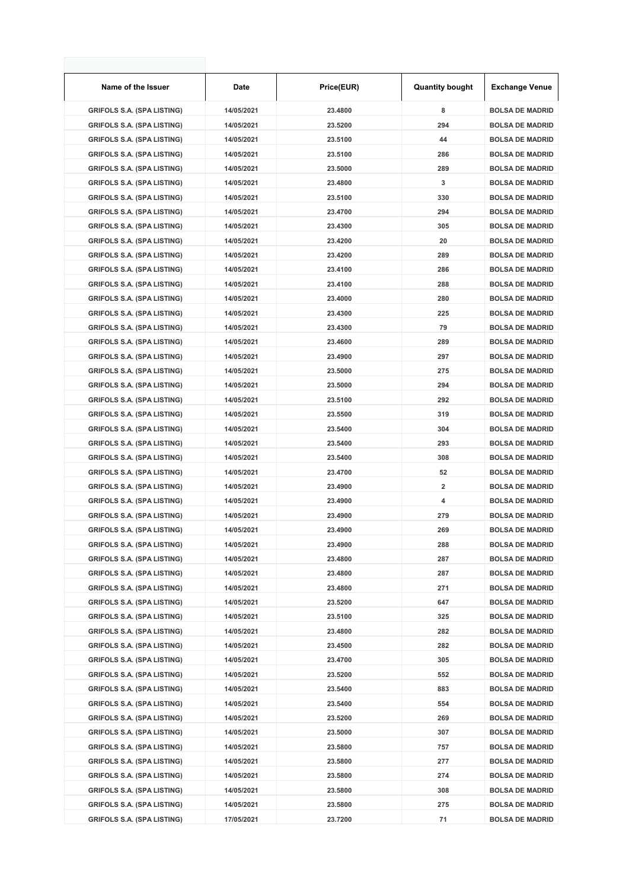| Name of the Issuer | Date | Price(EUR) | Quantity bought | Exchange Venue |
|---|---|---|---|---|
| GRIFOLS S.A. (SPA LISTING) | 14/05/2021 | 23.4800 | 8 | BOLSA DE MADRID |
| GRIFOLS S.A. (SPA LISTING) | 14/05/2021 | 23.5200 | 294 | BOLSA DE MADRID |
| GRIFOLS S.A. (SPA LISTING) | 14/05/2021 | 23.5100 | 44 | BOLSA DE MADRID |
| GRIFOLS S.A. (SPA LISTING) | 14/05/2021 | 23.5100 | 286 | BOLSA DE MADRID |
| GRIFOLS S.A. (SPA LISTING) | 14/05/2021 | 23.5000 | 289 | BOLSA DE MADRID |
| GRIFOLS S.A. (SPA LISTING) | 14/05/2021 | 23.4800 | 3 | BOLSA DE MADRID |
| GRIFOLS S.A. (SPA LISTING) | 14/05/2021 | 23.5100 | 330 | BOLSA DE MADRID |
| GRIFOLS S.A. (SPA LISTING) | 14/05/2021 | 23.4700 | 294 | BOLSA DE MADRID |
| GRIFOLS S.A. (SPA LISTING) | 14/05/2021 | 23.4300 | 305 | BOLSA DE MADRID |
| GRIFOLS S.A. (SPA LISTING) | 14/05/2021 | 23.4200 | 20 | BOLSA DE MADRID |
| GRIFOLS S.A. (SPA LISTING) | 14/05/2021 | 23.4200 | 289 | BOLSA DE MADRID |
| GRIFOLS S.A. (SPA LISTING) | 14/05/2021 | 23.4100 | 286 | BOLSA DE MADRID |
| GRIFOLS S.A. (SPA LISTING) | 14/05/2021 | 23.4100 | 288 | BOLSA DE MADRID |
| GRIFOLS S.A. (SPA LISTING) | 14/05/2021 | 23.4000 | 280 | BOLSA DE MADRID |
| GRIFOLS S.A. (SPA LISTING) | 14/05/2021 | 23.4300 | 225 | BOLSA DE MADRID |
| GRIFOLS S.A. (SPA LISTING) | 14/05/2021 | 23.4300 | 79 | BOLSA DE MADRID |
| GRIFOLS S.A. (SPA LISTING) | 14/05/2021 | 23.4600 | 289 | BOLSA DE MADRID |
| GRIFOLS S.A. (SPA LISTING) | 14/05/2021 | 23.4900 | 297 | BOLSA DE MADRID |
| GRIFOLS S.A. (SPA LISTING) | 14/05/2021 | 23.5000 | 275 | BOLSA DE MADRID |
| GRIFOLS S.A. (SPA LISTING) | 14/05/2021 | 23.5000 | 294 | BOLSA DE MADRID |
| GRIFOLS S.A. (SPA LISTING) | 14/05/2021 | 23.5100 | 292 | BOLSA DE MADRID |
| GRIFOLS S.A. (SPA LISTING) | 14/05/2021 | 23.5500 | 319 | BOLSA DE MADRID |
| GRIFOLS S.A. (SPA LISTING) | 14/05/2021 | 23.5400 | 304 | BOLSA DE MADRID |
| GRIFOLS S.A. (SPA LISTING) | 14/05/2021 | 23.5400 | 293 | BOLSA DE MADRID |
| GRIFOLS S.A. (SPA LISTING) | 14/05/2021 | 23.5400 | 308 | BOLSA DE MADRID |
| GRIFOLS S.A. (SPA LISTING) | 14/05/2021 | 23.4700 | 52 | BOLSA DE MADRID |
| GRIFOLS S.A. (SPA LISTING) | 14/05/2021 | 23.4900 | 2 | BOLSA DE MADRID |
| GRIFOLS S.A. (SPA LISTING) | 14/05/2021 | 23.4900 | 4 | BOLSA DE MADRID |
| GRIFOLS S.A. (SPA LISTING) | 14/05/2021 | 23.4900 | 279 | BOLSA DE MADRID |
| GRIFOLS S.A. (SPA LISTING) | 14/05/2021 | 23.4900 | 269 | BOLSA DE MADRID |
| GRIFOLS S.A. (SPA LISTING) | 14/05/2021 | 23.4900 | 288 | BOLSA DE MADRID |
| GRIFOLS S.A. (SPA LISTING) | 14/05/2021 | 23.4800 | 287 | BOLSA DE MADRID |
| GRIFOLS S.A. (SPA LISTING) | 14/05/2021 | 23.4800 | 287 | BOLSA DE MADRID |
| GRIFOLS S.A. (SPA LISTING) | 14/05/2021 | 23.4800 | 271 | BOLSA DE MADRID |
| GRIFOLS S.A. (SPA LISTING) | 14/05/2021 | 23.5200 | 647 | BOLSA DE MADRID |
| GRIFOLS S.A. (SPA LISTING) | 14/05/2021 | 23.5100 | 325 | BOLSA DE MADRID |
| GRIFOLS S.A. (SPA LISTING) | 14/05/2021 | 23.4800 | 282 | BOLSA DE MADRID |
| GRIFOLS S.A. (SPA LISTING) | 14/05/2021 | 23.4500 | 282 | BOLSA DE MADRID |
| GRIFOLS S.A. (SPA LISTING) | 14/05/2021 | 23.4700 | 305 | BOLSA DE MADRID |
| GRIFOLS S.A. (SPA LISTING) | 14/05/2021 | 23.5200 | 552 | BOLSA DE MADRID |
| GRIFOLS S.A. (SPA LISTING) | 14/05/2021 | 23.5400 | 883 | BOLSA DE MADRID |
| GRIFOLS S.A. (SPA LISTING) | 14/05/2021 | 23.5400 | 554 | BOLSA DE MADRID |
| GRIFOLS S.A. (SPA LISTING) | 14/05/2021 | 23.5200 | 269 | BOLSA DE MADRID |
| GRIFOLS S.A. (SPA LISTING) | 14/05/2021 | 23.5000 | 307 | BOLSA DE MADRID |
| GRIFOLS S.A. (SPA LISTING) | 14/05/2021 | 23.5800 | 757 | BOLSA DE MADRID |
| GRIFOLS S.A. (SPA LISTING) | 14/05/2021 | 23.5800 | 277 | BOLSA DE MADRID |
| GRIFOLS S.A. (SPA LISTING) | 14/05/2021 | 23.5800 | 274 | BOLSA DE MADRID |
| GRIFOLS S.A. (SPA LISTING) | 14/05/2021 | 23.5800 | 308 | BOLSA DE MADRID |
| GRIFOLS S.A. (SPA LISTING) | 14/05/2021 | 23.5800 | 275 | BOLSA DE MADRID |
| GRIFOLS S.A. (SPA LISTING) | 17/05/2021 | 23.7200 | 71 | BOLSA DE MADRID |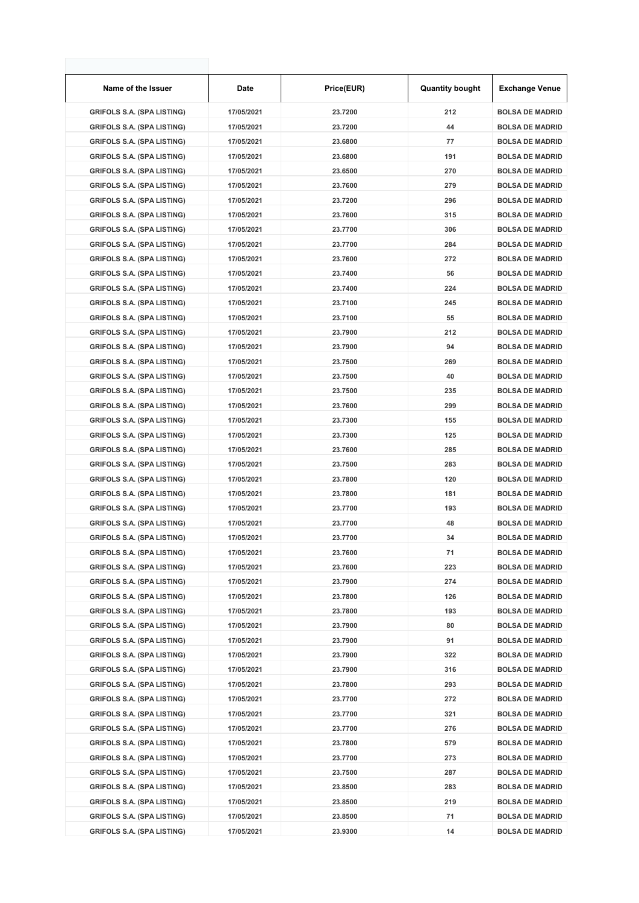| Name of the Issuer | Date | Price(EUR) | Quantity bought | Exchange Venue |
|---|---|---|---|---|
| GRIFOLS S.A. (SPA LISTING) | 17/05/2021 | 23.7200 | 212 | BOLSA DE MADRID |
| GRIFOLS S.A. (SPA LISTING) | 17/05/2021 | 23.7200 | 44 | BOLSA DE MADRID |
| GRIFOLS S.A. (SPA LISTING) | 17/05/2021 | 23.6800 | 77 | BOLSA DE MADRID |
| GRIFOLS S.A. (SPA LISTING) | 17/05/2021 | 23.6800 | 191 | BOLSA DE MADRID |
| GRIFOLS S.A. (SPA LISTING) | 17/05/2021 | 23.6500 | 270 | BOLSA DE MADRID |
| GRIFOLS S.A. (SPA LISTING) | 17/05/2021 | 23.7600 | 279 | BOLSA DE MADRID |
| GRIFOLS S.A. (SPA LISTING) | 17/05/2021 | 23.7200 | 296 | BOLSA DE MADRID |
| GRIFOLS S.A. (SPA LISTING) | 17/05/2021 | 23.7600 | 315 | BOLSA DE MADRID |
| GRIFOLS S.A. (SPA LISTING) | 17/05/2021 | 23.7700 | 306 | BOLSA DE MADRID |
| GRIFOLS S.A. (SPA LISTING) | 17/05/2021 | 23.7700 | 284 | BOLSA DE MADRID |
| GRIFOLS S.A. (SPA LISTING) | 17/05/2021 | 23.7600 | 272 | BOLSA DE MADRID |
| GRIFOLS S.A. (SPA LISTING) | 17/05/2021 | 23.7400 | 56 | BOLSA DE MADRID |
| GRIFOLS S.A. (SPA LISTING) | 17/05/2021 | 23.7400 | 224 | BOLSA DE MADRID |
| GRIFOLS S.A. (SPA LISTING) | 17/05/2021 | 23.7100 | 245 | BOLSA DE MADRID |
| GRIFOLS S.A. (SPA LISTING) | 17/05/2021 | 23.7100 | 55 | BOLSA DE MADRID |
| GRIFOLS S.A. (SPA LISTING) | 17/05/2021 | 23.7900 | 212 | BOLSA DE MADRID |
| GRIFOLS S.A. (SPA LISTING) | 17/05/2021 | 23.7900 | 94 | BOLSA DE MADRID |
| GRIFOLS S.A. (SPA LISTING) | 17/05/2021 | 23.7500 | 269 | BOLSA DE MADRID |
| GRIFOLS S.A. (SPA LISTING) | 17/05/2021 | 23.7500 | 40 | BOLSA DE MADRID |
| GRIFOLS S.A. (SPA LISTING) | 17/05/2021 | 23.7500 | 235 | BOLSA DE MADRID |
| GRIFOLS S.A. (SPA LISTING) | 17/05/2021 | 23.7600 | 299 | BOLSA DE MADRID |
| GRIFOLS S.A. (SPA LISTING) | 17/05/2021 | 23.7300 | 155 | BOLSA DE MADRID |
| GRIFOLS S.A. (SPA LISTING) | 17/05/2021 | 23.7300 | 125 | BOLSA DE MADRID |
| GRIFOLS S.A. (SPA LISTING) | 17/05/2021 | 23.7600 | 285 | BOLSA DE MADRID |
| GRIFOLS S.A. (SPA LISTING) | 17/05/2021 | 23.7500 | 283 | BOLSA DE MADRID |
| GRIFOLS S.A. (SPA LISTING) | 17/05/2021 | 23.7800 | 120 | BOLSA DE MADRID |
| GRIFOLS S.A. (SPA LISTING) | 17/05/2021 | 23.7800 | 181 | BOLSA DE MADRID |
| GRIFOLS S.A. (SPA LISTING) | 17/05/2021 | 23.7700 | 193 | BOLSA DE MADRID |
| GRIFOLS S.A. (SPA LISTING) | 17/05/2021 | 23.7700 | 48 | BOLSA DE MADRID |
| GRIFOLS S.A. (SPA LISTING) | 17/05/2021 | 23.7700 | 34 | BOLSA DE MADRID |
| GRIFOLS S.A. (SPA LISTING) | 17/05/2021 | 23.7600 | 71 | BOLSA DE MADRID |
| GRIFOLS S.A. (SPA LISTING) | 17/05/2021 | 23.7600 | 223 | BOLSA DE MADRID |
| GRIFOLS S.A. (SPA LISTING) | 17/05/2021 | 23.7900 | 274 | BOLSA DE MADRID |
| GRIFOLS S.A. (SPA LISTING) | 17/05/2021 | 23.7800 | 126 | BOLSA DE MADRID |
| GRIFOLS S.A. (SPA LISTING) | 17/05/2021 | 23.7800 | 193 | BOLSA DE MADRID |
| GRIFOLS S.A. (SPA LISTING) | 17/05/2021 | 23.7900 | 80 | BOLSA DE MADRID |
| GRIFOLS S.A. (SPA LISTING) | 17/05/2021 | 23.7900 | 91 | BOLSA DE MADRID |
| GRIFOLS S.A. (SPA LISTING) | 17/05/2021 | 23.7900 | 322 | BOLSA DE MADRID |
| GRIFOLS S.A. (SPA LISTING) | 17/05/2021 | 23.7900 | 316 | BOLSA DE MADRID |
| GRIFOLS S.A. (SPA LISTING) | 17/05/2021 | 23.7800 | 293 | BOLSA DE MADRID |
| GRIFOLS S.A. (SPA LISTING) | 17/05/2021 | 23.7700 | 272 | BOLSA DE MADRID |
| GRIFOLS S.A. (SPA LISTING) | 17/05/2021 | 23.7700 | 321 | BOLSA DE MADRID |
| GRIFOLS S.A. (SPA LISTING) | 17/05/2021 | 23.7700 | 276 | BOLSA DE MADRID |
| GRIFOLS S.A. (SPA LISTING) | 17/05/2021 | 23.7800 | 579 | BOLSA DE MADRID |
| GRIFOLS S.A. (SPA LISTING) | 17/05/2021 | 23.7700 | 273 | BOLSA DE MADRID |
| GRIFOLS S.A. (SPA LISTING) | 17/05/2021 | 23.7500 | 287 | BOLSA DE MADRID |
| GRIFOLS S.A. (SPA LISTING) | 17/05/2021 | 23.8500 | 283 | BOLSA DE MADRID |
| GRIFOLS S.A. (SPA LISTING) | 17/05/2021 | 23.8500 | 219 | BOLSA DE MADRID |
| GRIFOLS S.A. (SPA LISTING) | 17/05/2021 | 23.8500 | 71 | BOLSA DE MADRID |
| GRIFOLS S.A. (SPA LISTING) | 17/05/2021 | 23.9300 | 14 | BOLSA DE MADRID |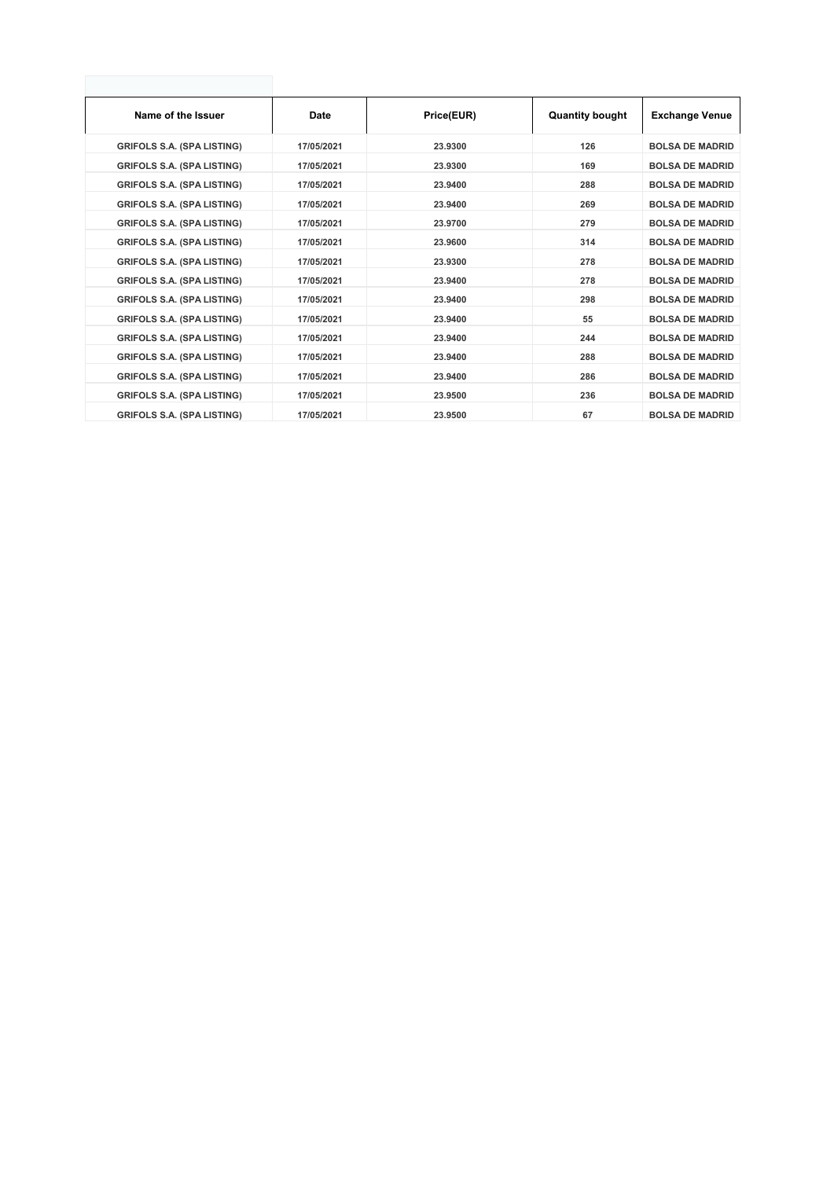| Name of the Issuer | Date | Price(EUR) | Quantity bought | Exchange Venue |
|---|---|---|---|---|
| GRIFOLS S.A. (SPA LISTING) | 17/05/2021 | 23.9300 | 126 | BOLSA DE MADRID |
| GRIFOLS S.A. (SPA LISTING) | 17/05/2021 | 23.9300 | 169 | BOLSA DE MADRID |
| GRIFOLS S.A. (SPA LISTING) | 17/05/2021 | 23.9400 | 288 | BOLSA DE MADRID |
| GRIFOLS S.A. (SPA LISTING) | 17/05/2021 | 23.9400 | 269 | BOLSA DE MADRID |
| GRIFOLS S.A. (SPA LISTING) | 17/05/2021 | 23.9700 | 279 | BOLSA DE MADRID |
| GRIFOLS S.A. (SPA LISTING) | 17/05/2021 | 23.9600 | 314 | BOLSA DE MADRID |
| GRIFOLS S.A. (SPA LISTING) | 17/05/2021 | 23.9300 | 278 | BOLSA DE MADRID |
| GRIFOLS S.A. (SPA LISTING) | 17/05/2021 | 23.9400 | 278 | BOLSA DE MADRID |
| GRIFOLS S.A. (SPA LISTING) | 17/05/2021 | 23.9400 | 298 | BOLSA DE MADRID |
| GRIFOLS S.A. (SPA LISTING) | 17/05/2021 | 23.9400 | 55 | BOLSA DE MADRID |
| GRIFOLS S.A. (SPA LISTING) | 17/05/2021 | 23.9400 | 244 | BOLSA DE MADRID |
| GRIFOLS S.A. (SPA LISTING) | 17/05/2021 | 23.9400 | 288 | BOLSA DE MADRID |
| GRIFOLS S.A. (SPA LISTING) | 17/05/2021 | 23.9400 | 286 | BOLSA DE MADRID |
| GRIFOLS S.A. (SPA LISTING) | 17/05/2021 | 23.9500 | 236 | BOLSA DE MADRID |
| GRIFOLS S.A. (SPA LISTING) | 17/05/2021 | 23.9500 | 67 | BOLSA DE MADRID |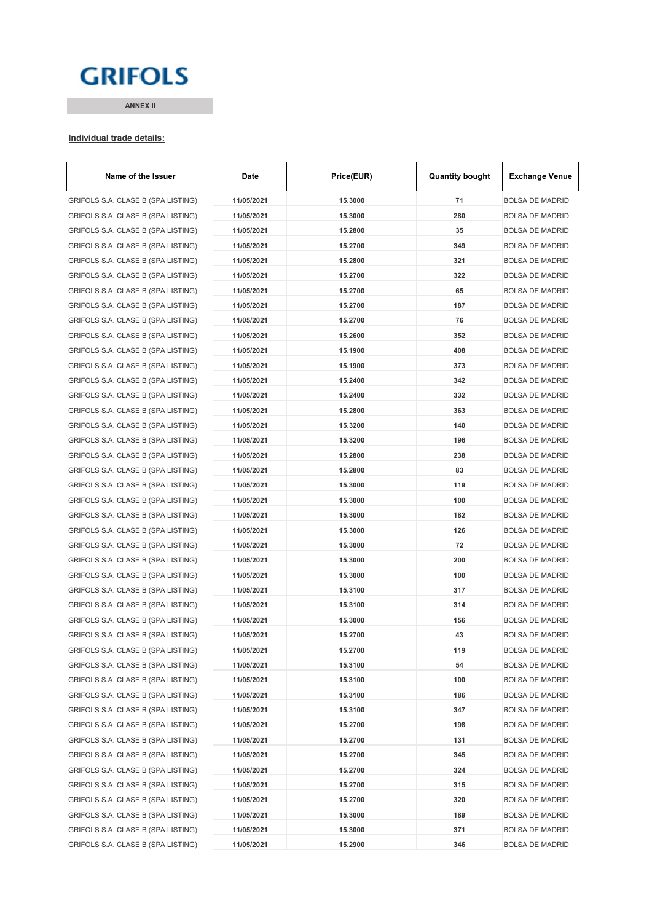GRIFOLS

**ANNEX II**

**Individual trade details:**

| Name of the Issuer | Date | Price(EUR) | Quantity bought | Exchange Venue |
|---|---|---|---|---|
| GRIFOLS S.A. CLASE B (SPA LISTING) | 11/05/2021 | 15.3000 | 71 | BOLSA DE MADRID |
| GRIFOLS S.A. CLASE B (SPA LISTING) | 11/05/2021 | 15.3000 | 280 | BOLSA DE MADRID |
| GRIFOLS S.A. CLASE B (SPA LISTING) | 11/05/2021 | 15.2800 | 35 | BOLSA DE MADRID |
| GRIFOLS S.A. CLASE B (SPA LISTING) | 11/05/2021 | 15.2700 | 349 | BOLSA DE MADRID |
| GRIFOLS S.A. CLASE B (SPA LISTING) | 11/05/2021 | 15.2800 | 321 | BOLSA DE MADRID |
| GRIFOLS S.A. CLASE B (SPA LISTING) | 11/05/2021 | 15.2700 | 322 | BOLSA DE MADRID |
| GRIFOLS S.A. CLASE B (SPA LISTING) | 11/05/2021 | 15.2700 | 65 | BOLSA DE MADRID |
| GRIFOLS S.A. CLASE B (SPA LISTING) | 11/05/2021 | 15.2700 | 187 | BOLSA DE MADRID |
| GRIFOLS S.A. CLASE B (SPA LISTING) | 11/05/2021 | 15.2700 | 76 | BOLSA DE MADRID |
| GRIFOLS S.A. CLASE B (SPA LISTING) | 11/05/2021 | 15.2600 | 352 | BOLSA DE MADRID |
| GRIFOLS S.A. CLASE B (SPA LISTING) | 11/05/2021 | 15.1900 | 408 | BOLSA DE MADRID |
| GRIFOLS S.A. CLASE B (SPA LISTING) | 11/05/2021 | 15.1900 | 373 | BOLSA DE MADRID |
| GRIFOLS S.A. CLASE B (SPA LISTING) | 11/05/2021 | 15.2400 | 342 | BOLSA DE MADRID |
| GRIFOLS S.A. CLASE B (SPA LISTING) | 11/05/2021 | 15.2400 | 332 | BOLSA DE MADRID |
| GRIFOLS S.A. CLASE B (SPA LISTING) | 11/05/2021 | 15.2800 | 363 | BOLSA DE MADRID |
| GRIFOLS S.A. CLASE B (SPA LISTING) | 11/05/2021 | 15.3200 | 140 | BOLSA DE MADRID |
| GRIFOLS S.A. CLASE B (SPA LISTING) | 11/05/2021 | 15.3200 | 196 | BOLSA DE MADRID |
| GRIFOLS S.A. CLASE B (SPA LISTING) | 11/05/2021 | 15.2800 | 238 | BOLSA DE MADRID |
| GRIFOLS S.A. CLASE B (SPA LISTING) | 11/05/2021 | 15.2800 | 83 | BOLSA DE MADRID |
| GRIFOLS S.A. CLASE B (SPA LISTING) | 11/05/2021 | 15.3000 | 119 | BOLSA DE MADRID |
| GRIFOLS S.A. CLASE B (SPA LISTING) | 11/05/2021 | 15.3000 | 100 | BOLSA DE MADRID |
| GRIFOLS S.A. CLASE B (SPA LISTING) | 11/05/2021 | 15.3000 | 182 | BOLSA DE MADRID |
| GRIFOLS S.A. CLASE B (SPA LISTING) | 11/05/2021 | 15.3000 | 126 | BOLSA DE MADRID |
| GRIFOLS S.A. CLASE B (SPA LISTING) | 11/05/2021 | 15.3000 | 72 | BOLSA DE MADRID |
| GRIFOLS S.A. CLASE B (SPA LISTING) | 11/05/2021 | 15.3000 | 200 | BOLSA DE MADRID |
| GRIFOLS S.A. CLASE B (SPA LISTING) | 11/05/2021 | 15.3000 | 100 | BOLSA DE MADRID |
| GRIFOLS S.A. CLASE B (SPA LISTING) | 11/05/2021 | 15.3100 | 317 | BOLSA DE MADRID |
| GRIFOLS S.A. CLASE B (SPA LISTING) | 11/05/2021 | 15.3100 | 314 | BOLSA DE MADRID |
| GRIFOLS S.A. CLASE B (SPA LISTING) | 11/05/2021 | 15.3000 | 156 | BOLSA DE MADRID |
| GRIFOLS S.A. CLASE B (SPA LISTING) | 11/05/2021 | 15.2700 | 43 | BOLSA DE MADRID |
| GRIFOLS S.A. CLASE B (SPA LISTING) | 11/05/2021 | 15.2700 | 119 | BOLSA DE MADRID |
| GRIFOLS S.A. CLASE B (SPA LISTING) | 11/05/2021 | 15.3100 | 54 | BOLSA DE MADRID |
| GRIFOLS S.A. CLASE B (SPA LISTING) | 11/05/2021 | 15.3100 | 100 | BOLSA DE MADRID |
| GRIFOLS S.A. CLASE B (SPA LISTING) | 11/05/2021 | 15.3100 | 186 | BOLSA DE MADRID |
| GRIFOLS S.A. CLASE B (SPA LISTING) | 11/05/2021 | 15.3100 | 347 | BOLSA DE MADRID |
| GRIFOLS S.A. CLASE B (SPA LISTING) | 11/05/2021 | 15.2700 | 198 | BOLSA DE MADRID |
| GRIFOLS S.A. CLASE B (SPA LISTING) | 11/05/2021 | 15.2700 | 131 | BOLSA DE MADRID |
| GRIFOLS S.A. CLASE B (SPA LISTING) | 11/05/2021 | 15.2700 | 345 | BOLSA DE MADRID |
| GRIFOLS S.A. CLASE B (SPA LISTING) | 11/05/2021 | 15.2700 | 324 | BOLSA DE MADRID |
| GRIFOLS S.A. CLASE B (SPA LISTING) | 11/05/2021 | 15.2700 | 315 | BOLSA DE MADRID |
| GRIFOLS S.A. CLASE B (SPA LISTING) | 11/05/2021 | 15.2700 | 320 | BOLSA DE MADRID |
| GRIFOLS S.A. CLASE B (SPA LISTING) | 11/05/2021 | 15.3000 | 189 | BOLSA DE MADRID |
| GRIFOLS S.A. CLASE B (SPA LISTING) | 11/05/2021 | 15.3000 | 371 | BOLSA DE MADRID |
| GRIFOLS S.A. CLASE B (SPA LISTING) | 11/05/2021 | 15.2900 | 346 | BOLSA DE MADRID |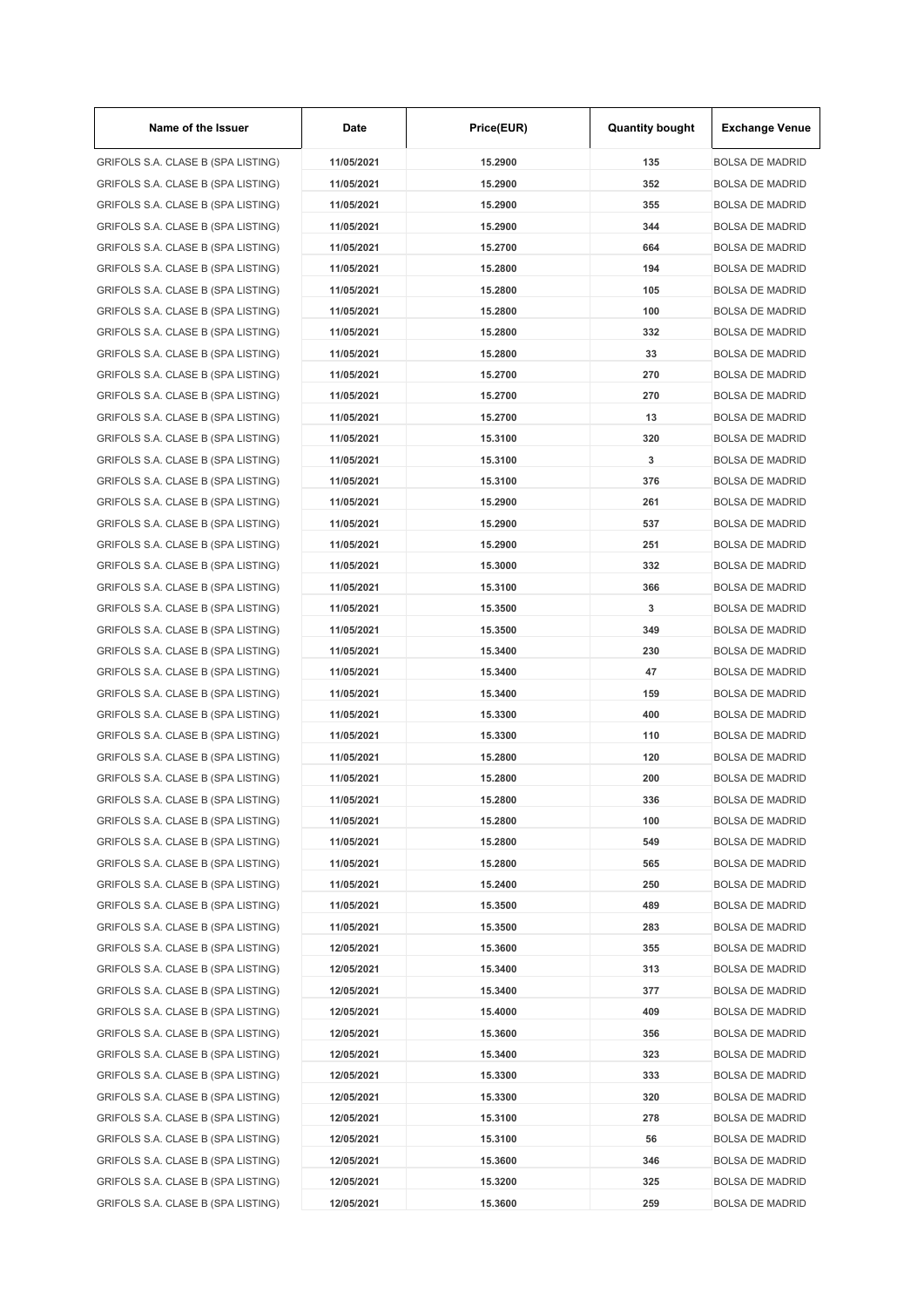| Name of the Issuer | Date | Price(EUR) | Quantity bought | Exchange Venue |
| --- | --- | --- | --- | --- |
| GRIFOLS S.A. CLASE B (SPA LISTING) | 11/05/2021 | 15.2900 | 135 | BOLSA DE MADRID |
| GRIFOLS S.A. CLASE B (SPA LISTING) | 11/05/2021 | 15.2900 | 352 | BOLSA DE MADRID |
| GRIFOLS S.A. CLASE B (SPA LISTING) | 11/05/2021 | 15.2900 | 355 | BOLSA DE MADRID |
| GRIFOLS S.A. CLASE B (SPA LISTING) | 11/05/2021 | 15.2900 | 344 | BOLSA DE MADRID |
| GRIFOLS S.A. CLASE B (SPA LISTING) | 11/05/2021 | 15.2700 | 664 | BOLSA DE MADRID |
| GRIFOLS S.A. CLASE B (SPA LISTING) | 11/05/2021 | 15.2800 | 194 | BOLSA DE MADRID |
| GRIFOLS S.A. CLASE B (SPA LISTING) | 11/05/2021 | 15.2800 | 105 | BOLSA DE MADRID |
| GRIFOLS S.A. CLASE B (SPA LISTING) | 11/05/2021 | 15.2800 | 100 | BOLSA DE MADRID |
| GRIFOLS S.A. CLASE B (SPA LISTING) | 11/05/2021 | 15.2800 | 332 | BOLSA DE MADRID |
| GRIFOLS S.A. CLASE B (SPA LISTING) | 11/05/2021 | 15.2800 | 33 | BOLSA DE MADRID |
| GRIFOLS S.A. CLASE B (SPA LISTING) | 11/05/2021 | 15.2700 | 270 | BOLSA DE MADRID |
| GRIFOLS S.A. CLASE B (SPA LISTING) | 11/05/2021 | 15.2700 | 270 | BOLSA DE MADRID |
| GRIFOLS S.A. CLASE B (SPA LISTING) | 11/05/2021 | 15.2700 | 13 | BOLSA DE MADRID |
| GRIFOLS S.A. CLASE B (SPA LISTING) | 11/05/2021 | 15.3100 | 320 | BOLSA DE MADRID |
| GRIFOLS S.A. CLASE B (SPA LISTING) | 11/05/2021 | 15.3100 | 3 | BOLSA DE MADRID |
| GRIFOLS S.A. CLASE B (SPA LISTING) | 11/05/2021 | 15.3100 | 376 | BOLSA DE MADRID |
| GRIFOLS S.A. CLASE B (SPA LISTING) | 11/05/2021 | 15.2900 | 261 | BOLSA DE MADRID |
| GRIFOLS S.A. CLASE B (SPA LISTING) | 11/05/2021 | 15.2900 | 537 | BOLSA DE MADRID |
| GRIFOLS S.A. CLASE B (SPA LISTING) | 11/05/2021 | 15.2900 | 251 | BOLSA DE MADRID |
| GRIFOLS S.A. CLASE B (SPA LISTING) | 11/05/2021 | 15.3000 | 332 | BOLSA DE MADRID |
| GRIFOLS S.A. CLASE B (SPA LISTING) | 11/05/2021 | 15.3100 | 366 | BOLSA DE MADRID |
| GRIFOLS S.A. CLASE B (SPA LISTING) | 11/05/2021 | 15.3500 | 3 | BOLSA DE MADRID |
| GRIFOLS S.A. CLASE B (SPA LISTING) | 11/05/2021 | 15.3500 | 349 | BOLSA DE MADRID |
| GRIFOLS S.A. CLASE B (SPA LISTING) | 11/05/2021 | 15.3400 | 230 | BOLSA DE MADRID |
| GRIFOLS S.A. CLASE B (SPA LISTING) | 11/05/2021 | 15.3400 | 47 | BOLSA DE MADRID |
| GRIFOLS S.A. CLASE B (SPA LISTING) | 11/05/2021 | 15.3400 | 159 | BOLSA DE MADRID |
| GRIFOLS S.A. CLASE B (SPA LISTING) | 11/05/2021 | 15.3300 | 400 | BOLSA DE MADRID |
| GRIFOLS S.A. CLASE B (SPA LISTING) | 11/05/2021 | 15.3300 | 110 | BOLSA DE MADRID |
| GRIFOLS S.A. CLASE B (SPA LISTING) | 11/05/2021 | 15.2800 | 120 | BOLSA DE MADRID |
| GRIFOLS S.A. CLASE B (SPA LISTING) | 11/05/2021 | 15.2800 | 200 | BOLSA DE MADRID |
| GRIFOLS S.A. CLASE B (SPA LISTING) | 11/05/2021 | 15.2800 | 336 | BOLSA DE MADRID |
| GRIFOLS S.A. CLASE B (SPA LISTING) | 11/05/2021 | 15.2800 | 100 | BOLSA DE MADRID |
| GRIFOLS S.A. CLASE B (SPA LISTING) | 11/05/2021 | 15.2800 | 549 | BOLSA DE MADRID |
| GRIFOLS S.A. CLASE B (SPA LISTING) | 11/05/2021 | 15.2800 | 565 | BOLSA DE MADRID |
| GRIFOLS S.A. CLASE B (SPA LISTING) | 11/05/2021 | 15.2400 | 250 | BOLSA DE MADRID |
| GRIFOLS S.A. CLASE B (SPA LISTING) | 11/05/2021 | 15.3500 | 489 | BOLSA DE MADRID |
| GRIFOLS S.A. CLASE B (SPA LISTING) | 11/05/2021 | 15.3500 | 283 | BOLSA DE MADRID |
| GRIFOLS S.A. CLASE B (SPA LISTING) | 12/05/2021 | 15.3600 | 355 | BOLSA DE MADRID |
| GRIFOLS S.A. CLASE B (SPA LISTING) | 12/05/2021 | 15.3400 | 313 | BOLSA DE MADRID |
| GRIFOLS S.A. CLASE B (SPA LISTING) | 12/05/2021 | 15.3400 | 377 | BOLSA DE MADRID |
| GRIFOLS S.A. CLASE B (SPA LISTING) | 12/05/2021 | 15.4000 | 409 | BOLSA DE MADRID |
| GRIFOLS S.A. CLASE B (SPA LISTING) | 12/05/2021 | 15.3600 | 356 | BOLSA DE MADRID |
| GRIFOLS S.A. CLASE B (SPA LISTING) | 12/05/2021 | 15.3400 | 323 | BOLSA DE MADRID |
| GRIFOLS S.A. CLASE B (SPA LISTING) | 12/05/2021 | 15.3300 | 333 | BOLSA DE MADRID |
| GRIFOLS S.A. CLASE B (SPA LISTING) | 12/05/2021 | 15.3300 | 320 | BOLSA DE MADRID |
| GRIFOLS S.A. CLASE B (SPA LISTING) | 12/05/2021 | 15.3100 | 278 | BOLSA DE MADRID |
| GRIFOLS S.A. CLASE B (SPA LISTING) | 12/05/2021 | 15.3100 | 56 | BOLSA DE MADRID |
| GRIFOLS S.A. CLASE B (SPA LISTING) | 12/05/2021 | 15.3600 | 346 | BOLSA DE MADRID |
| GRIFOLS S.A. CLASE B (SPA LISTING) | 12/05/2021 | 15.3200 | 325 | BOLSA DE MADRID |
| GRIFOLS S.A. CLASE B (SPA LISTING) | 12/05/2021 | 15.3600 | 259 | BOLSA DE MADRID |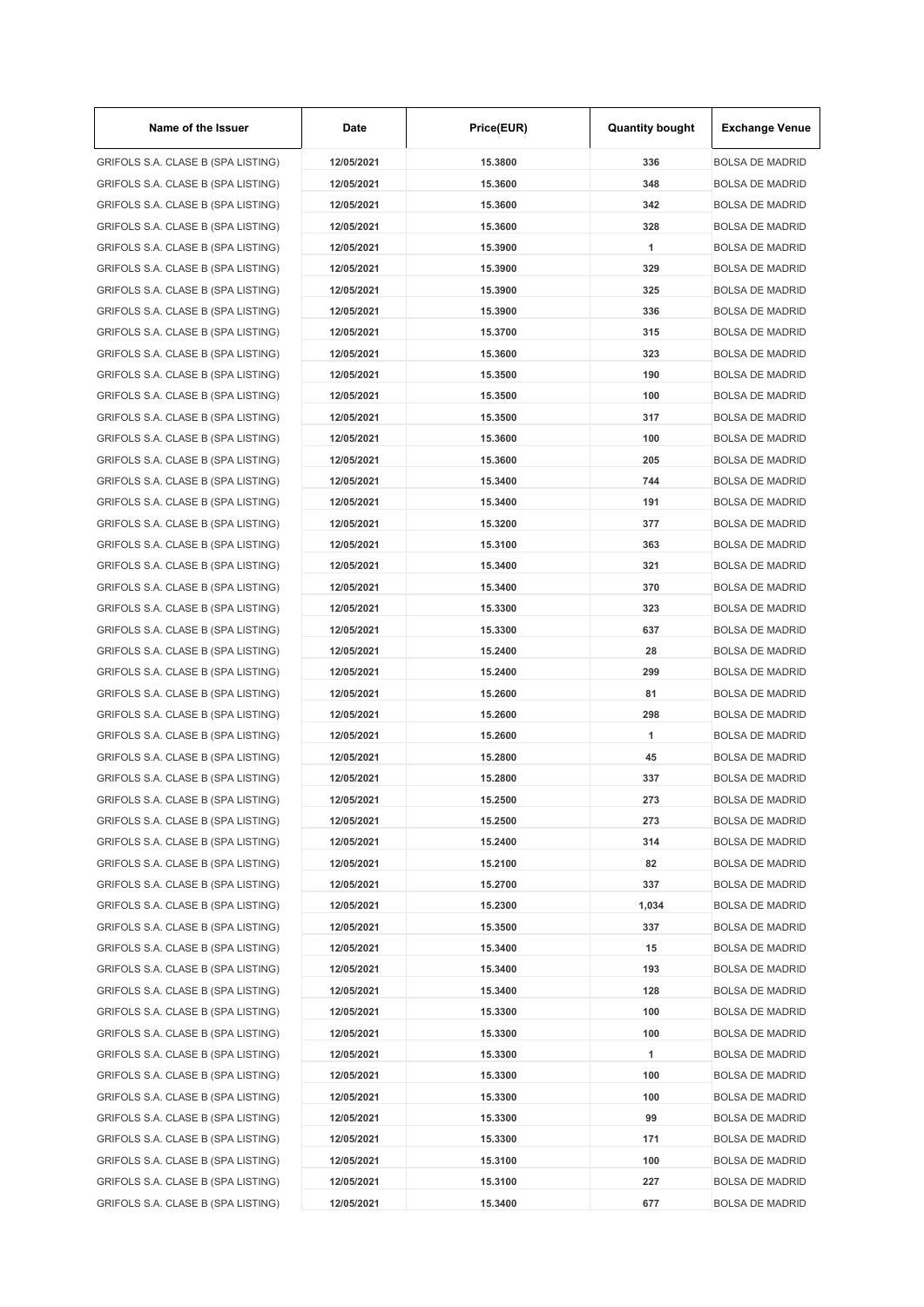| Name of the Issuer | Date | Price(EUR) | Quantity bought | Exchange Venue |
|---|---|---|---|---|
| GRIFOLS S.A. CLASE B (SPA LISTING) | 12/05/2021 | 15.3800 | 336 | BOLSA DE MADRID |
| GRIFOLS S.A. CLASE B (SPA LISTING) | 12/05/2021 | 15.3600 | 348 | BOLSA DE MADRID |
| GRIFOLS S.A. CLASE B (SPA LISTING) | 12/05/2021 | 15.3600 | 342 | BOLSA DE MADRID |
| GRIFOLS S.A. CLASE B (SPA LISTING) | 12/05/2021 | 15.3600 | 328 | BOLSA DE MADRID |
| GRIFOLS S.A. CLASE B (SPA LISTING) | 12/05/2021 | 15.3900 | 1 | BOLSA DE MADRID |
| GRIFOLS S.A. CLASE B (SPA LISTING) | 12/05/2021 | 15.3900 | 329 | BOLSA DE MADRID |
| GRIFOLS S.A. CLASE B (SPA LISTING) | 12/05/2021 | 15.3900 | 325 | BOLSA DE MADRID |
| GRIFOLS S.A. CLASE B (SPA LISTING) | 12/05/2021 | 15.3900 | 336 | BOLSA DE MADRID |
| GRIFOLS S.A. CLASE B (SPA LISTING) | 12/05/2021 | 15.3700 | 315 | BOLSA DE MADRID |
| GRIFOLS S.A. CLASE B (SPA LISTING) | 12/05/2021 | 15.3600 | 323 | BOLSA DE MADRID |
| GRIFOLS S.A. CLASE B (SPA LISTING) | 12/05/2021 | 15.3500 | 190 | BOLSA DE MADRID |
| GRIFOLS S.A. CLASE B (SPA LISTING) | 12/05/2021 | 15.3500 | 100 | BOLSA DE MADRID |
| GRIFOLS S.A. CLASE B (SPA LISTING) | 12/05/2021 | 15.3500 | 317 | BOLSA DE MADRID |
| GRIFOLS S.A. CLASE B (SPA LISTING) | 12/05/2021 | 15.3600 | 100 | BOLSA DE MADRID |
| GRIFOLS S.A. CLASE B (SPA LISTING) | 12/05/2021 | 15.3600 | 205 | BOLSA DE MADRID |
| GRIFOLS S.A. CLASE B (SPA LISTING) | 12/05/2021 | 15.3400 | 744 | BOLSA DE MADRID |
| GRIFOLS S.A. CLASE B (SPA LISTING) | 12/05/2021 | 15.3400 | 191 | BOLSA DE MADRID |
| GRIFOLS S.A. CLASE B (SPA LISTING) | 12/05/2021 | 15.3200 | 377 | BOLSA DE MADRID |
| GRIFOLS S.A. CLASE B (SPA LISTING) | 12/05/2021 | 15.3100 | 363 | BOLSA DE MADRID |
| GRIFOLS S.A. CLASE B (SPA LISTING) | 12/05/2021 | 15.3400 | 321 | BOLSA DE MADRID |
| GRIFOLS S.A. CLASE B (SPA LISTING) | 12/05/2021 | 15.3400 | 370 | BOLSA DE MADRID |
| GRIFOLS S.A. CLASE B (SPA LISTING) | 12/05/2021 | 15.3300 | 323 | BOLSA DE MADRID |
| GRIFOLS S.A. CLASE B (SPA LISTING) | 12/05/2021 | 15.3300 | 637 | BOLSA DE MADRID |
| GRIFOLS S.A. CLASE B (SPA LISTING) | 12/05/2021 | 15.2400 | 28 | BOLSA DE MADRID |
| GRIFOLS S.A. CLASE B (SPA LISTING) | 12/05/2021 | 15.2400 | 299 | BOLSA DE MADRID |
| GRIFOLS S.A. CLASE B (SPA LISTING) | 12/05/2021 | 15.2600 | 81 | BOLSA DE MADRID |
| GRIFOLS S.A. CLASE B (SPA LISTING) | 12/05/2021 | 15.2600 | 298 | BOLSA DE MADRID |
| GRIFOLS S.A. CLASE B (SPA LISTING) | 12/05/2021 | 15.2600 | 1 | BOLSA DE MADRID |
| GRIFOLS S.A. CLASE B (SPA LISTING) | 12/05/2021 | 15.2800 | 45 | BOLSA DE MADRID |
| GRIFOLS S.A. CLASE B (SPA LISTING) | 12/05/2021 | 15.2800 | 337 | BOLSA DE MADRID |
| GRIFOLS S.A. CLASE B (SPA LISTING) | 12/05/2021 | 15.2500 | 273 | BOLSA DE MADRID |
| GRIFOLS S.A. CLASE B (SPA LISTING) | 12/05/2021 | 15.2500 | 273 | BOLSA DE MADRID |
| GRIFOLS S.A. CLASE B (SPA LISTING) | 12/05/2021 | 15.2400 | 314 | BOLSA DE MADRID |
| GRIFOLS S.A. CLASE B (SPA LISTING) | 12/05/2021 | 15.2100 | 82 | BOLSA DE MADRID |
| GRIFOLS S.A. CLASE B (SPA LISTING) | 12/05/2021 | 15.2700 | 337 | BOLSA DE MADRID |
| GRIFOLS S.A. CLASE B (SPA LISTING) | 12/05/2021 | 15.2300 | 1,034 | BOLSA DE MADRID |
| GRIFOLS S.A. CLASE B (SPA LISTING) | 12/05/2021 | 15.3500 | 337 | BOLSA DE MADRID |
| GRIFOLS S.A. CLASE B (SPA LISTING) | 12/05/2021 | 15.3400 | 15 | BOLSA DE MADRID |
| GRIFOLS S.A. CLASE B (SPA LISTING) | 12/05/2021 | 15.3400 | 193 | BOLSA DE MADRID |
| GRIFOLS S.A. CLASE B (SPA LISTING) | 12/05/2021 | 15.3400 | 128 | BOLSA DE MADRID |
| GRIFOLS S.A. CLASE B (SPA LISTING) | 12/05/2021 | 15.3300 | 100 | BOLSA DE MADRID |
| GRIFOLS S.A. CLASE B (SPA LISTING) | 12/05/2021 | 15.3300 | 100 | BOLSA DE MADRID |
| GRIFOLS S.A. CLASE B (SPA LISTING) | 12/05/2021 | 15.3300 | 1 | BOLSA DE MADRID |
| GRIFOLS S.A. CLASE B (SPA LISTING) | 12/05/2021 | 15.3300 | 100 | BOLSA DE MADRID |
| GRIFOLS S.A. CLASE B (SPA LISTING) | 12/05/2021 | 15.3300 | 100 | BOLSA DE MADRID |
| GRIFOLS S.A. CLASE B (SPA LISTING) | 12/05/2021 | 15.3300 | 99 | BOLSA DE MADRID |
| GRIFOLS S.A. CLASE B (SPA LISTING) | 12/05/2021 | 15.3300 | 171 | BOLSA DE MADRID |
| GRIFOLS S.A. CLASE B (SPA LISTING) | 12/05/2021 | 15.3100 | 100 | BOLSA DE MADRID |
| GRIFOLS S.A. CLASE B (SPA LISTING) | 12/05/2021 | 15.3100 | 227 | BOLSA DE MADRID |
| GRIFOLS S.A. CLASE B (SPA LISTING) | 12/05/2021 | 15.3400 | 677 | BOLSA DE MADRID |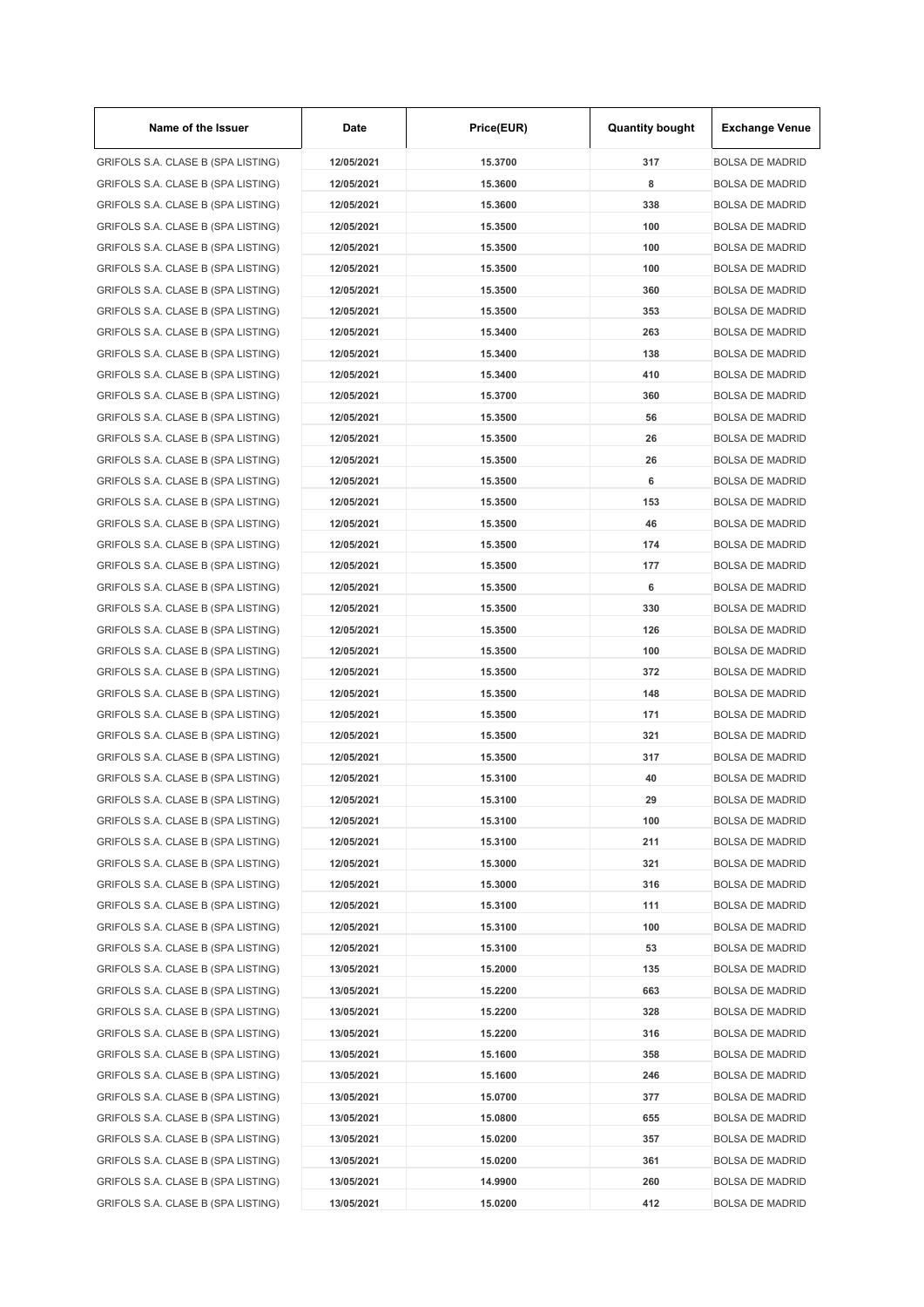| Name of the Issuer | Date | Price(EUR) | Quantity bought | Exchange Venue |
|---|---|---|---|---|
| GRIFOLS S.A. CLASE B (SPA LISTING) | 12/05/2021 | 15.3700 | 317 | BOLSA DE MADRID |
| GRIFOLS S.A. CLASE B (SPA LISTING) | 12/05/2021 | 15.3600 | 8 | BOLSA DE MADRID |
| GRIFOLS S.A. CLASE B (SPA LISTING) | 12/05/2021 | 15.3600 | 338 | BOLSA DE MADRID |
| GRIFOLS S.A. CLASE B (SPA LISTING) | 12/05/2021 | 15.3500 | 100 | BOLSA DE MADRID |
| GRIFOLS S.A. CLASE B (SPA LISTING) | 12/05/2021 | 15.3500 | 100 | BOLSA DE MADRID |
| GRIFOLS S.A. CLASE B (SPA LISTING) | 12/05/2021 | 15.3500 | 100 | BOLSA DE MADRID |
| GRIFOLS S.A. CLASE B (SPA LISTING) | 12/05/2021 | 15.3500 | 360 | BOLSA DE MADRID |
| GRIFOLS S.A. CLASE B (SPA LISTING) | 12/05/2021 | 15.3500 | 353 | BOLSA DE MADRID |
| GRIFOLS S.A. CLASE B (SPA LISTING) | 12/05/2021 | 15.3400 | 263 | BOLSA DE MADRID |
| GRIFOLS S.A. CLASE B (SPA LISTING) | 12/05/2021 | 15.3400 | 138 | BOLSA DE MADRID |
| GRIFOLS S.A. CLASE B (SPA LISTING) | 12/05/2021 | 15.3400 | 410 | BOLSA DE MADRID |
| GRIFOLS S.A. CLASE B (SPA LISTING) | 12/05/2021 | 15.3700 | 360 | BOLSA DE MADRID |
| GRIFOLS S.A. CLASE B (SPA LISTING) | 12/05/2021 | 15.3500 | 56 | BOLSA DE MADRID |
| GRIFOLS S.A. CLASE B (SPA LISTING) | 12/05/2021 | 15.3500 | 26 | BOLSA DE MADRID |
| GRIFOLS S.A. CLASE B (SPA LISTING) | 12/05/2021 | 15.3500 | 26 | BOLSA DE MADRID |
| GRIFOLS S.A. CLASE B (SPA LISTING) | 12/05/2021 | 15.3500 | 6 | BOLSA DE MADRID |
| GRIFOLS S.A. CLASE B (SPA LISTING) | 12/05/2021 | 15.3500 | 153 | BOLSA DE MADRID |
| GRIFOLS S.A. CLASE B (SPA LISTING) | 12/05/2021 | 15.3500 | 46 | BOLSA DE MADRID |
| GRIFOLS S.A. CLASE B (SPA LISTING) | 12/05/2021 | 15.3500 | 174 | BOLSA DE MADRID |
| GRIFOLS S.A. CLASE B (SPA LISTING) | 12/05/2021 | 15.3500 | 177 | BOLSA DE MADRID |
| GRIFOLS S.A. CLASE B (SPA LISTING) | 12/05/2021 | 15.3500 | 6 | BOLSA DE MADRID |
| GRIFOLS S.A. CLASE B (SPA LISTING) | 12/05/2021 | 15.3500 | 330 | BOLSA DE MADRID |
| GRIFOLS S.A. CLASE B (SPA LISTING) | 12/05/2021 | 15.3500 | 126 | BOLSA DE MADRID |
| GRIFOLS S.A. CLASE B (SPA LISTING) | 12/05/2021 | 15.3500 | 100 | BOLSA DE MADRID |
| GRIFOLS S.A. CLASE B (SPA LISTING) | 12/05/2021 | 15.3500 | 372 | BOLSA DE MADRID |
| GRIFOLS S.A. CLASE B (SPA LISTING) | 12/05/2021 | 15.3500 | 148 | BOLSA DE MADRID |
| GRIFOLS S.A. CLASE B (SPA LISTING) | 12/05/2021 | 15.3500 | 171 | BOLSA DE MADRID |
| GRIFOLS S.A. CLASE B (SPA LISTING) | 12/05/2021 | 15.3500 | 321 | BOLSA DE MADRID |
| GRIFOLS S.A. CLASE B (SPA LISTING) | 12/05/2021 | 15.3500 | 317 | BOLSA DE MADRID |
| GRIFOLS S.A. CLASE B (SPA LISTING) | 12/05/2021 | 15.3100 | 40 | BOLSA DE MADRID |
| GRIFOLS S.A. CLASE B (SPA LISTING) | 12/05/2021 | 15.3100 | 29 | BOLSA DE MADRID |
| GRIFOLS S.A. CLASE B (SPA LISTING) | 12/05/2021 | 15.3100 | 100 | BOLSA DE MADRID |
| GRIFOLS S.A. CLASE B (SPA LISTING) | 12/05/2021 | 15.3100 | 211 | BOLSA DE MADRID |
| GRIFOLS S.A. CLASE B (SPA LISTING) | 12/05/2021 | 15.3000 | 321 | BOLSA DE MADRID |
| GRIFOLS S.A. CLASE B (SPA LISTING) | 12/05/2021 | 15.3000 | 316 | BOLSA DE MADRID |
| GRIFOLS S.A. CLASE B (SPA LISTING) | 12/05/2021 | 15.3100 | 111 | BOLSA DE MADRID |
| GRIFOLS S.A. CLASE B (SPA LISTING) | 12/05/2021 | 15.3100 | 100 | BOLSA DE MADRID |
| GRIFOLS S.A. CLASE B (SPA LISTING) | 12/05/2021 | 15.3100 | 53 | BOLSA DE MADRID |
| GRIFOLS S.A. CLASE B (SPA LISTING) | 13/05/2021 | 15.2000 | 135 | BOLSA DE MADRID |
| GRIFOLS S.A. CLASE B (SPA LISTING) | 13/05/2021 | 15.2200 | 663 | BOLSA DE MADRID |
| GRIFOLS S.A. CLASE B (SPA LISTING) | 13/05/2021 | 15.2200 | 328 | BOLSA DE MADRID |
| GRIFOLS S.A. CLASE B (SPA LISTING) | 13/05/2021 | 15.2200 | 316 | BOLSA DE MADRID |
| GRIFOLS S.A. CLASE B (SPA LISTING) | 13/05/2021 | 15.1600 | 358 | BOLSA DE MADRID |
| GRIFOLS S.A. CLASE B (SPA LISTING) | 13/05/2021 | 15.1600 | 246 | BOLSA DE MADRID |
| GRIFOLS S.A. CLASE B (SPA LISTING) | 13/05/2021 | 15.0700 | 377 | BOLSA DE MADRID |
| GRIFOLS S.A. CLASE B (SPA LISTING) | 13/05/2021 | 15.0800 | 655 | BOLSA DE MADRID |
| GRIFOLS S.A. CLASE B (SPA LISTING) | 13/05/2021 | 15.0200 | 357 | BOLSA DE MADRID |
| GRIFOLS S.A. CLASE B (SPA LISTING) | 13/05/2021 | 15.0200 | 361 | BOLSA DE MADRID |
| GRIFOLS S.A. CLASE B (SPA LISTING) | 13/05/2021 | 14.9900 | 260 | BOLSA DE MADRID |
| GRIFOLS S.A. CLASE B (SPA LISTING) | 13/05/2021 | 15.0200 | 412 | BOLSA DE MADRID |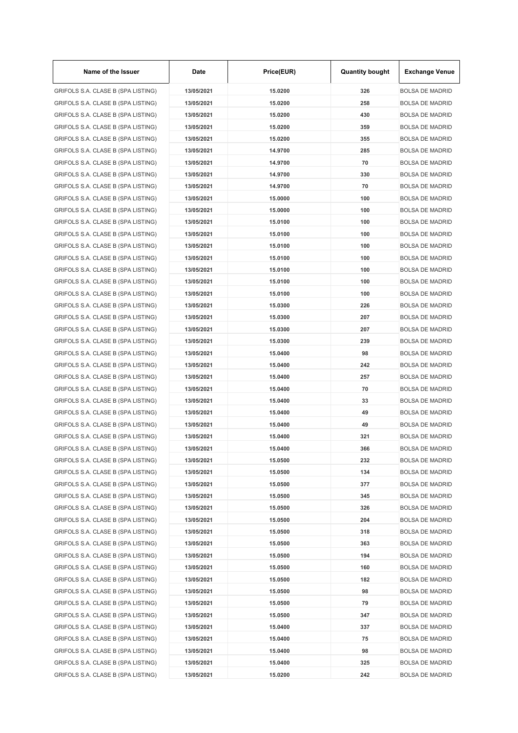| Name of the Issuer | Date | Price(EUR) | Quantity bought | Exchange Venue |
|---|---|---|---|---|
| GRIFOLS S.A. CLASE B (SPA LISTING) | 13/05/2021 | 15.0200 | 326 | BOLSA DE MADRID |
| GRIFOLS S.A. CLASE B (SPA LISTING) | 13/05/2021 | 15.0200 | 258 | BOLSA DE MADRID |
| GRIFOLS S.A. CLASE B (SPA LISTING) | 13/05/2021 | 15.0200 | 430 | BOLSA DE MADRID |
| GRIFOLS S.A. CLASE B (SPA LISTING) | 13/05/2021 | 15.0200 | 359 | BOLSA DE MADRID |
| GRIFOLS S.A. CLASE B (SPA LISTING) | 13/05/2021 | 15.0200 | 355 | BOLSA DE MADRID |
| GRIFOLS S.A. CLASE B (SPA LISTING) | 13/05/2021 | 14.9700 | 285 | BOLSA DE MADRID |
| GRIFOLS S.A. CLASE B (SPA LISTING) | 13/05/2021 | 14.9700 | 70 | BOLSA DE MADRID |
| GRIFOLS S.A. CLASE B (SPA LISTING) | 13/05/2021 | 14.9700 | 330 | BOLSA DE MADRID |
| GRIFOLS S.A. CLASE B (SPA LISTING) | 13/05/2021 | 14.9700 | 70 | BOLSA DE MADRID |
| GRIFOLS S.A. CLASE B (SPA LISTING) | 13/05/2021 | 15.0000 | 100 | BOLSA DE MADRID |
| GRIFOLS S.A. CLASE B (SPA LISTING) | 13/05/2021 | 15.0000 | 100 | BOLSA DE MADRID |
| GRIFOLS S.A. CLASE B (SPA LISTING) | 13/05/2021 | 15.0100 | 100 | BOLSA DE MADRID |
| GRIFOLS S.A. CLASE B (SPA LISTING) | 13/05/2021 | 15.0100 | 100 | BOLSA DE MADRID |
| GRIFOLS S.A. CLASE B (SPA LISTING) | 13/05/2021 | 15.0100 | 100 | BOLSA DE MADRID |
| GRIFOLS S.A. CLASE B (SPA LISTING) | 13/05/2021 | 15.0100 | 100 | BOLSA DE MADRID |
| GRIFOLS S.A. CLASE B (SPA LISTING) | 13/05/2021 | 15.0100 | 100 | BOLSA DE MADRID |
| GRIFOLS S.A. CLASE B (SPA LISTING) | 13/05/2021 | 15.0100 | 100 | BOLSA DE MADRID |
| GRIFOLS S.A. CLASE B (SPA LISTING) | 13/05/2021 | 15.0100 | 100 | BOLSA DE MADRID |
| GRIFOLS S.A. CLASE B (SPA LISTING) | 13/05/2021 | 15.0300 | 226 | BOLSA DE MADRID |
| GRIFOLS S.A. CLASE B (SPA LISTING) | 13/05/2021 | 15.0300 | 207 | BOLSA DE MADRID |
| GRIFOLS S.A. CLASE B (SPA LISTING) | 13/05/2021 | 15.0300 | 207 | BOLSA DE MADRID |
| GRIFOLS S.A. CLASE B (SPA LISTING) | 13/05/2021 | 15.0300 | 239 | BOLSA DE MADRID |
| GRIFOLS S.A. CLASE B (SPA LISTING) | 13/05/2021 | 15.0400 | 98 | BOLSA DE MADRID |
| GRIFOLS S.A. CLASE B (SPA LISTING) | 13/05/2021 | 15.0400 | 242 | BOLSA DE MADRID |
| GRIFOLS S.A. CLASE B (SPA LISTING) | 13/05/2021 | 15.0400 | 257 | BOLSA DE MADRID |
| GRIFOLS S.A. CLASE B (SPA LISTING) | 13/05/2021 | 15.0400 | 70 | BOLSA DE MADRID |
| GRIFOLS S.A. CLASE B (SPA LISTING) | 13/05/2021 | 15.0400 | 33 | BOLSA DE MADRID |
| GRIFOLS S.A. CLASE B (SPA LISTING) | 13/05/2021 | 15.0400 | 49 | BOLSA DE MADRID |
| GRIFOLS S.A. CLASE B (SPA LISTING) | 13/05/2021 | 15.0400 | 49 | BOLSA DE MADRID |
| GRIFOLS S.A. CLASE B (SPA LISTING) | 13/05/2021 | 15.0400 | 321 | BOLSA DE MADRID |
| GRIFOLS S.A. CLASE B (SPA LISTING) | 13/05/2021 | 15.0400 | 366 | BOLSA DE MADRID |
| GRIFOLS S.A. CLASE B (SPA LISTING) | 13/05/2021 | 15.0500 | 232 | BOLSA DE MADRID |
| GRIFOLS S.A. CLASE B (SPA LISTING) | 13/05/2021 | 15.0500 | 134 | BOLSA DE MADRID |
| GRIFOLS S.A. CLASE B (SPA LISTING) | 13/05/2021 | 15.0500 | 377 | BOLSA DE MADRID |
| GRIFOLS S.A. CLASE B (SPA LISTING) | 13/05/2021 | 15.0500 | 345 | BOLSA DE MADRID |
| GRIFOLS S.A. CLASE B (SPA LISTING) | 13/05/2021 | 15.0500 | 326 | BOLSA DE MADRID |
| GRIFOLS S.A. CLASE B (SPA LISTING) | 13/05/2021 | 15.0500 | 204 | BOLSA DE MADRID |
| GRIFOLS S.A. CLASE B (SPA LISTING) | 13/05/2021 | 15.0500 | 318 | BOLSA DE MADRID |
| GRIFOLS S.A. CLASE B (SPA LISTING) | 13/05/2021 | 15.0500 | 363 | BOLSA DE MADRID |
| GRIFOLS S.A. CLASE B (SPA LISTING) | 13/05/2021 | 15.0500 | 194 | BOLSA DE MADRID |
| GRIFOLS S.A. CLASE B (SPA LISTING) | 13/05/2021 | 15.0500 | 160 | BOLSA DE MADRID |
| GRIFOLS S.A. CLASE B (SPA LISTING) | 13/05/2021 | 15.0500 | 182 | BOLSA DE MADRID |
| GRIFOLS S.A. CLASE B (SPA LISTING) | 13/05/2021 | 15.0500 | 98 | BOLSA DE MADRID |
| GRIFOLS S.A. CLASE B (SPA LISTING) | 13/05/2021 | 15.0500 | 79 | BOLSA DE MADRID |
| GRIFOLS S.A. CLASE B (SPA LISTING) | 13/05/2021 | 15.0500 | 347 | BOLSA DE MADRID |
| GRIFOLS S.A. CLASE B (SPA LISTING) | 13/05/2021 | 15.0400 | 337 | BOLSA DE MADRID |
| GRIFOLS S.A. CLASE B (SPA LISTING) | 13/05/2021 | 15.0400 | 75 | BOLSA DE MADRID |
| GRIFOLS S.A. CLASE B (SPA LISTING) | 13/05/2021 | 15.0400 | 98 | BOLSA DE MADRID |
| GRIFOLS S.A. CLASE B (SPA LISTING) | 13/05/2021 | 15.0400 | 325 | BOLSA DE MADRID |
| GRIFOLS S.A. CLASE B (SPA LISTING) | 13/05/2021 | 15.0200 | 242 | BOLSA DE MADRID |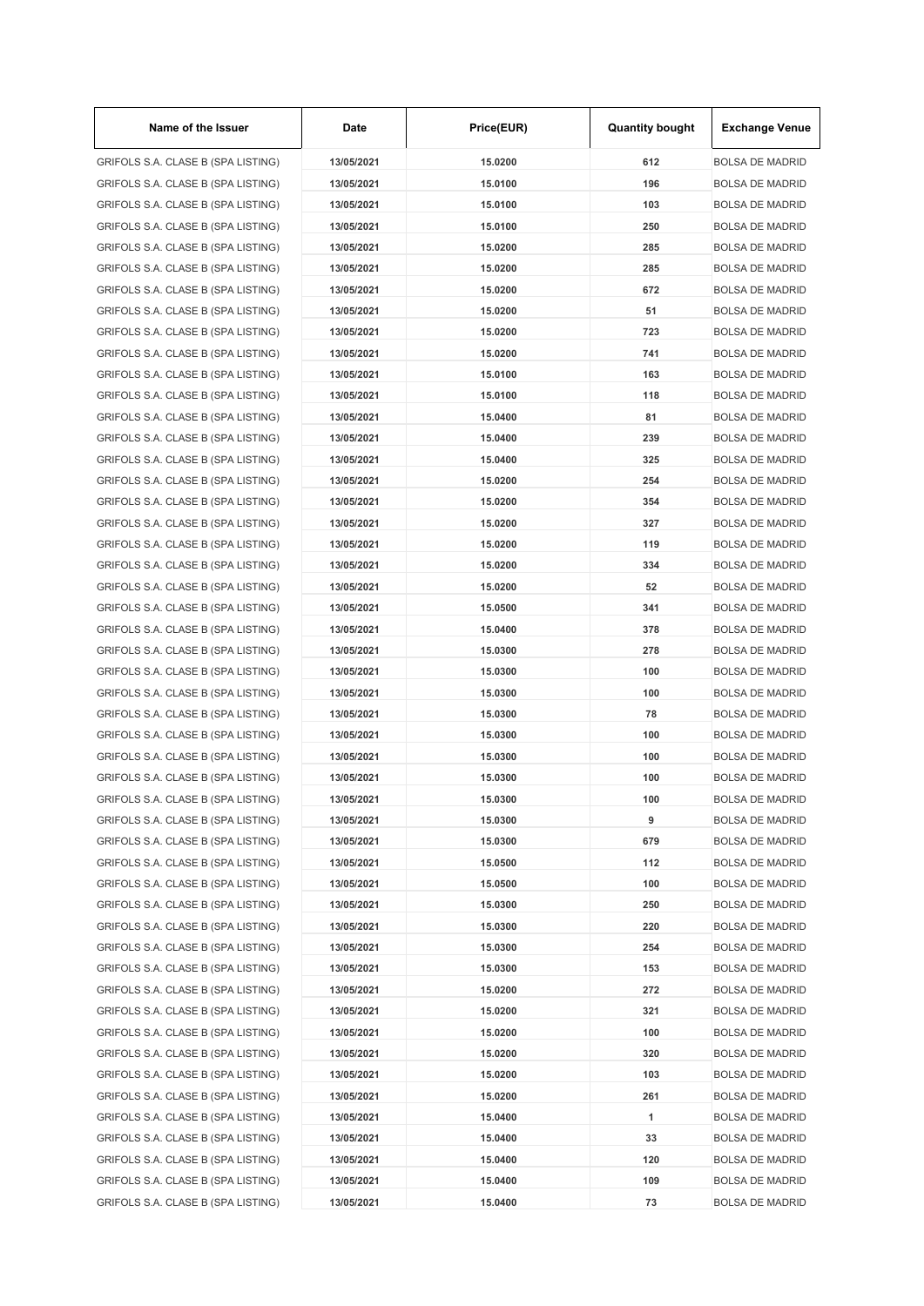| Name of the Issuer | Date | Price(EUR) | Quantity bought | Exchange Venue |
|---|---|---|---|---|
| GRIFOLS S.A. CLASE B (SPA LISTING) | 13/05/2021 | 15.0200 | 612 | BOLSA DE MADRID |
| GRIFOLS S.A. CLASE B (SPA LISTING) | 13/05/2021 | 15.0100 | 196 | BOLSA DE MADRID |
| GRIFOLS S.A. CLASE B (SPA LISTING) | 13/05/2021 | 15.0100 | 103 | BOLSA DE MADRID |
| GRIFOLS S.A. CLASE B (SPA LISTING) | 13/05/2021 | 15.0100 | 250 | BOLSA DE MADRID |
| GRIFOLS S.A. CLASE B (SPA LISTING) | 13/05/2021 | 15.0200 | 285 | BOLSA DE MADRID |
| GRIFOLS S.A. CLASE B (SPA LISTING) | 13/05/2021 | 15.0200 | 285 | BOLSA DE MADRID |
| GRIFOLS S.A. CLASE B (SPA LISTING) | 13/05/2021 | 15.0200 | 672 | BOLSA DE MADRID |
| GRIFOLS S.A. CLASE B (SPA LISTING) | 13/05/2021 | 15.0200 | 51 | BOLSA DE MADRID |
| GRIFOLS S.A. CLASE B (SPA LISTING) | 13/05/2021 | 15.0200 | 723 | BOLSA DE MADRID |
| GRIFOLS S.A. CLASE B (SPA LISTING) | 13/05/2021 | 15.0200 | 741 | BOLSA DE MADRID |
| GRIFOLS S.A. CLASE B (SPA LISTING) | 13/05/2021 | 15.0100 | 163 | BOLSA DE MADRID |
| GRIFOLS S.A. CLASE B (SPA LISTING) | 13/05/2021 | 15.0100 | 118 | BOLSA DE MADRID |
| GRIFOLS S.A. CLASE B (SPA LISTING) | 13/05/2021 | 15.0400 | 81 | BOLSA DE MADRID |
| GRIFOLS S.A. CLASE B (SPA LISTING) | 13/05/2021 | 15.0400 | 239 | BOLSA DE MADRID |
| GRIFOLS S.A. CLASE B (SPA LISTING) | 13/05/2021 | 15.0400 | 325 | BOLSA DE MADRID |
| GRIFOLS S.A. CLASE B (SPA LISTING) | 13/05/2021 | 15.0200 | 254 | BOLSA DE MADRID |
| GRIFOLS S.A. CLASE B (SPA LISTING) | 13/05/2021 | 15.0200 | 354 | BOLSA DE MADRID |
| GRIFOLS S.A. CLASE B (SPA LISTING) | 13/05/2021 | 15.0200 | 327 | BOLSA DE MADRID |
| GRIFOLS S.A. CLASE B (SPA LISTING) | 13/05/2021 | 15.0200 | 119 | BOLSA DE MADRID |
| GRIFOLS S.A. CLASE B (SPA LISTING) | 13/05/2021 | 15.0200 | 334 | BOLSA DE MADRID |
| GRIFOLS S.A. CLASE B (SPA LISTING) | 13/05/2021 | 15.0200 | 52 | BOLSA DE MADRID |
| GRIFOLS S.A. CLASE B (SPA LISTING) | 13/05/2021 | 15.0500 | 341 | BOLSA DE MADRID |
| GRIFOLS S.A. CLASE B (SPA LISTING) | 13/05/2021 | 15.0400 | 378 | BOLSA DE MADRID |
| GRIFOLS S.A. CLASE B (SPA LISTING) | 13/05/2021 | 15.0300 | 278 | BOLSA DE MADRID |
| GRIFOLS S.A. CLASE B (SPA LISTING) | 13/05/2021 | 15.0300 | 100 | BOLSA DE MADRID |
| GRIFOLS S.A. CLASE B (SPA LISTING) | 13/05/2021 | 15.0300 | 100 | BOLSA DE MADRID |
| GRIFOLS S.A. CLASE B (SPA LISTING) | 13/05/2021 | 15.0300 | 78 | BOLSA DE MADRID |
| GRIFOLS S.A. CLASE B (SPA LISTING) | 13/05/2021 | 15.0300 | 100 | BOLSA DE MADRID |
| GRIFOLS S.A. CLASE B (SPA LISTING) | 13/05/2021 | 15.0300 | 100 | BOLSA DE MADRID |
| GRIFOLS S.A. CLASE B (SPA LISTING) | 13/05/2021 | 15.0300 | 100 | BOLSA DE MADRID |
| GRIFOLS S.A. CLASE B (SPA LISTING) | 13/05/2021 | 15.0300 | 100 | BOLSA DE MADRID |
| GRIFOLS S.A. CLASE B (SPA LISTING) | 13/05/2021 | 15.0300 | 9 | BOLSA DE MADRID |
| GRIFOLS S.A. CLASE B (SPA LISTING) | 13/05/2021 | 15.0300 | 679 | BOLSA DE MADRID |
| GRIFOLS S.A. CLASE B (SPA LISTING) | 13/05/2021 | 15.0500 | 112 | BOLSA DE MADRID |
| GRIFOLS S.A. CLASE B (SPA LISTING) | 13/05/2021 | 15.0500 | 100 | BOLSA DE MADRID |
| GRIFOLS S.A. CLASE B (SPA LISTING) | 13/05/2021 | 15.0300 | 250 | BOLSA DE MADRID |
| GRIFOLS S.A. CLASE B (SPA LISTING) | 13/05/2021 | 15.0300 | 220 | BOLSA DE MADRID |
| GRIFOLS S.A. CLASE B (SPA LISTING) | 13/05/2021 | 15.0300 | 254 | BOLSA DE MADRID |
| GRIFOLS S.A. CLASE B (SPA LISTING) | 13/05/2021 | 15.0300 | 153 | BOLSA DE MADRID |
| GRIFOLS S.A. CLASE B (SPA LISTING) | 13/05/2021 | 15.0200 | 272 | BOLSA DE MADRID |
| GRIFOLS S.A. CLASE B (SPA LISTING) | 13/05/2021 | 15.0200 | 321 | BOLSA DE MADRID |
| GRIFOLS S.A. CLASE B (SPA LISTING) | 13/05/2021 | 15.0200 | 100 | BOLSA DE MADRID |
| GRIFOLS S.A. CLASE B (SPA LISTING) | 13/05/2021 | 15.0200 | 320 | BOLSA DE MADRID |
| GRIFOLS S.A. CLASE B (SPA LISTING) | 13/05/2021 | 15.0200 | 103 | BOLSA DE MADRID |
| GRIFOLS S.A. CLASE B (SPA LISTING) | 13/05/2021 | 15.0200 | 261 | BOLSA DE MADRID |
| GRIFOLS S.A. CLASE B (SPA LISTING) | 13/05/2021 | 15.0400 | 1 | BOLSA DE MADRID |
| GRIFOLS S.A. CLASE B (SPA LISTING) | 13/05/2021 | 15.0400 | 33 | BOLSA DE MADRID |
| GRIFOLS S.A. CLASE B (SPA LISTING) | 13/05/2021 | 15.0400 | 120 | BOLSA DE MADRID |
| GRIFOLS S.A. CLASE B (SPA LISTING) | 13/05/2021 | 15.0400 | 109 | BOLSA DE MADRID |
| GRIFOLS S.A. CLASE B (SPA LISTING) | 13/05/2021 | 15.0400 | 73 | BOLSA DE MADRID |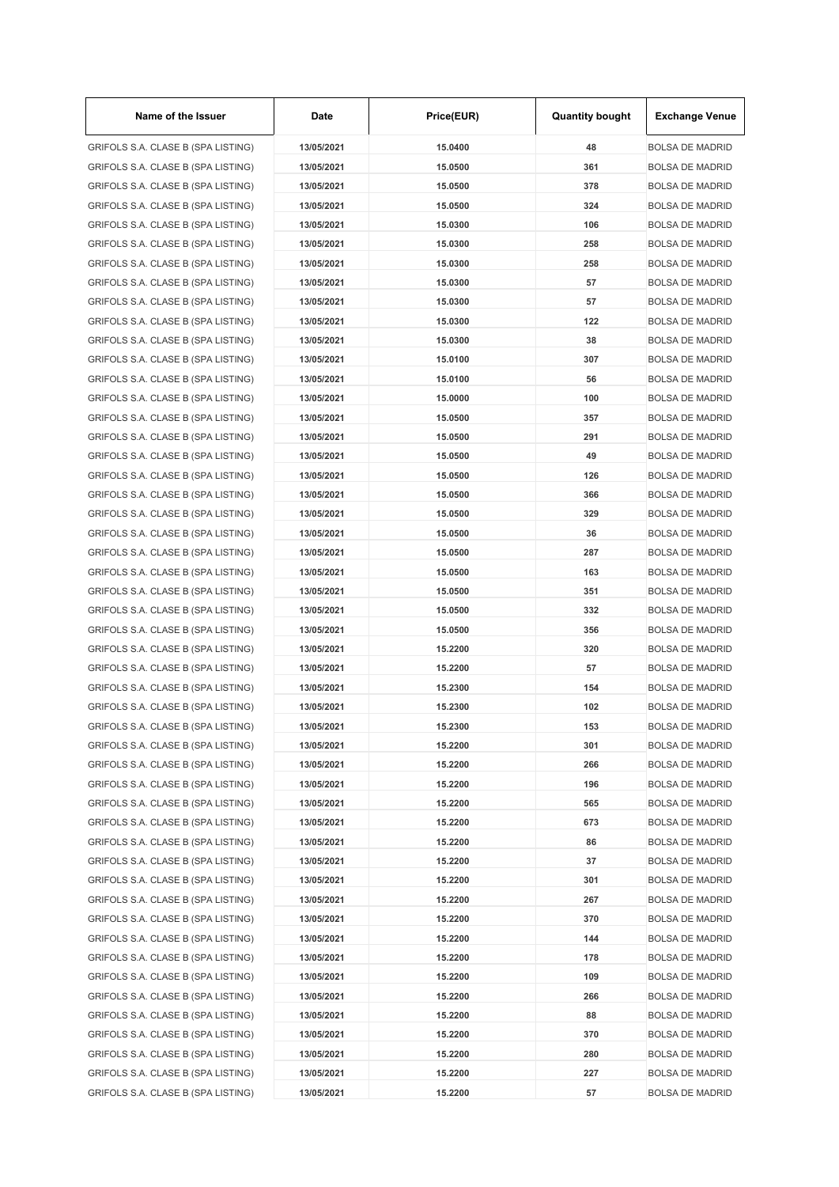| Name of the Issuer | Date | Price(EUR) | Quantity bought | Exchange Venue |
| --- | --- | --- | --- | --- |
| GRIFOLS S.A. CLASE B (SPA LISTING) | 13/05/2021 | 15.0400 | 48 | BOLSA DE MADRID |
| GRIFOLS S.A. CLASE B (SPA LISTING) | 13/05/2021 | 15.0500 | 361 | BOLSA DE MADRID |
| GRIFOLS S.A. CLASE B (SPA LISTING) | 13/05/2021 | 15.0500 | 378 | BOLSA DE MADRID |
| GRIFOLS S.A. CLASE B (SPA LISTING) | 13/05/2021 | 15.0500 | 324 | BOLSA DE MADRID |
| GRIFOLS S.A. CLASE B (SPA LISTING) | 13/05/2021 | 15.0300 | 106 | BOLSA DE MADRID |
| GRIFOLS S.A. CLASE B (SPA LISTING) | 13/05/2021 | 15.0300 | 258 | BOLSA DE MADRID |
| GRIFOLS S.A. CLASE B (SPA LISTING) | 13/05/2021 | 15.0300 | 258 | BOLSA DE MADRID |
| GRIFOLS S.A. CLASE B (SPA LISTING) | 13/05/2021 | 15.0300 | 57 | BOLSA DE MADRID |
| GRIFOLS S.A. CLASE B (SPA LISTING) | 13/05/2021 | 15.0300 | 57 | BOLSA DE MADRID |
| GRIFOLS S.A. CLASE B (SPA LISTING) | 13/05/2021 | 15.0300 | 122 | BOLSA DE MADRID |
| GRIFOLS S.A. CLASE B (SPA LISTING) | 13/05/2021 | 15.0300 | 38 | BOLSA DE MADRID |
| GRIFOLS S.A. CLASE B (SPA LISTING) | 13/05/2021 | 15.0100 | 307 | BOLSA DE MADRID |
| GRIFOLS S.A. CLASE B (SPA LISTING) | 13/05/2021 | 15.0100 | 56 | BOLSA DE MADRID |
| GRIFOLS S.A. CLASE B (SPA LISTING) | 13/05/2021 | 15.0000 | 100 | BOLSA DE MADRID |
| GRIFOLS S.A. CLASE B (SPA LISTING) | 13/05/2021 | 15.0500 | 357 | BOLSA DE MADRID |
| GRIFOLS S.A. CLASE B (SPA LISTING) | 13/05/2021 | 15.0500 | 291 | BOLSA DE MADRID |
| GRIFOLS S.A. CLASE B (SPA LISTING) | 13/05/2021 | 15.0500 | 49 | BOLSA DE MADRID |
| GRIFOLS S.A. CLASE B (SPA LISTING) | 13/05/2021 | 15.0500 | 126 | BOLSA DE MADRID |
| GRIFOLS S.A. CLASE B (SPA LISTING) | 13/05/2021 | 15.0500 | 366 | BOLSA DE MADRID |
| GRIFOLS S.A. CLASE B (SPA LISTING) | 13/05/2021 | 15.0500 | 329 | BOLSA DE MADRID |
| GRIFOLS S.A. CLASE B (SPA LISTING) | 13/05/2021 | 15.0500 | 36 | BOLSA DE MADRID |
| GRIFOLS S.A. CLASE B (SPA LISTING) | 13/05/2021 | 15.0500 | 287 | BOLSA DE MADRID |
| GRIFOLS S.A. CLASE B (SPA LISTING) | 13/05/2021 | 15.0500 | 163 | BOLSA DE MADRID |
| GRIFOLS S.A. CLASE B (SPA LISTING) | 13/05/2021 | 15.0500 | 351 | BOLSA DE MADRID |
| GRIFOLS S.A. CLASE B (SPA LISTING) | 13/05/2021 | 15.0500 | 332 | BOLSA DE MADRID |
| GRIFOLS S.A. CLASE B (SPA LISTING) | 13/05/2021 | 15.0500 | 356 | BOLSA DE MADRID |
| GRIFOLS S.A. CLASE B (SPA LISTING) | 13/05/2021 | 15.2200 | 320 | BOLSA DE MADRID |
| GRIFOLS S.A. CLASE B (SPA LISTING) | 13/05/2021 | 15.2200 | 57 | BOLSA DE MADRID |
| GRIFOLS S.A. CLASE B (SPA LISTING) | 13/05/2021 | 15.2300 | 154 | BOLSA DE MADRID |
| GRIFOLS S.A. CLASE B (SPA LISTING) | 13/05/2021 | 15.2300 | 102 | BOLSA DE MADRID |
| GRIFOLS S.A. CLASE B (SPA LISTING) | 13/05/2021 | 15.2300 | 153 | BOLSA DE MADRID |
| GRIFOLS S.A. CLASE B (SPA LISTING) | 13/05/2021 | 15.2200 | 301 | BOLSA DE MADRID |
| GRIFOLS S.A. CLASE B (SPA LISTING) | 13/05/2021 | 15.2200 | 266 | BOLSA DE MADRID |
| GRIFOLS S.A. CLASE B (SPA LISTING) | 13/05/2021 | 15.2200 | 196 | BOLSA DE MADRID |
| GRIFOLS S.A. CLASE B (SPA LISTING) | 13/05/2021 | 15.2200 | 565 | BOLSA DE MADRID |
| GRIFOLS S.A. CLASE B (SPA LISTING) | 13/05/2021 | 15.2200 | 673 | BOLSA DE MADRID |
| GRIFOLS S.A. CLASE B (SPA LISTING) | 13/05/2021 | 15.2200 | 86 | BOLSA DE MADRID |
| GRIFOLS S.A. CLASE B (SPA LISTING) | 13/05/2021 | 15.2200 | 37 | BOLSA DE MADRID |
| GRIFOLS S.A. CLASE B (SPA LISTING) | 13/05/2021 | 15.2200 | 301 | BOLSA DE MADRID |
| GRIFOLS S.A. CLASE B (SPA LISTING) | 13/05/2021 | 15.2200 | 267 | BOLSA DE MADRID |
| GRIFOLS S.A. CLASE B (SPA LISTING) | 13/05/2021 | 15.2200 | 370 | BOLSA DE MADRID |
| GRIFOLS S.A. CLASE B (SPA LISTING) | 13/05/2021 | 15.2200 | 144 | BOLSA DE MADRID |
| GRIFOLS S.A. CLASE B (SPA LISTING) | 13/05/2021 | 15.2200 | 178 | BOLSA DE MADRID |
| GRIFOLS S.A. CLASE B (SPA LISTING) | 13/05/2021 | 15.2200 | 109 | BOLSA DE MADRID |
| GRIFOLS S.A. CLASE B (SPA LISTING) | 13/05/2021 | 15.2200 | 266 | BOLSA DE MADRID |
| GRIFOLS S.A. CLASE B (SPA LISTING) | 13/05/2021 | 15.2200 | 88 | BOLSA DE MADRID |
| GRIFOLS S.A. CLASE B (SPA LISTING) | 13/05/2021 | 15.2200 | 370 | BOLSA DE MADRID |
| GRIFOLS S.A. CLASE B (SPA LISTING) | 13/05/2021 | 15.2200 | 280 | BOLSA DE MADRID |
| GRIFOLS S.A. CLASE B (SPA LISTING) | 13/05/2021 | 15.2200 | 227 | BOLSA DE MADRID |
| GRIFOLS S.A. CLASE B (SPA LISTING) | 13/05/2021 | 15.2200 | 57 | BOLSA DE MADRID |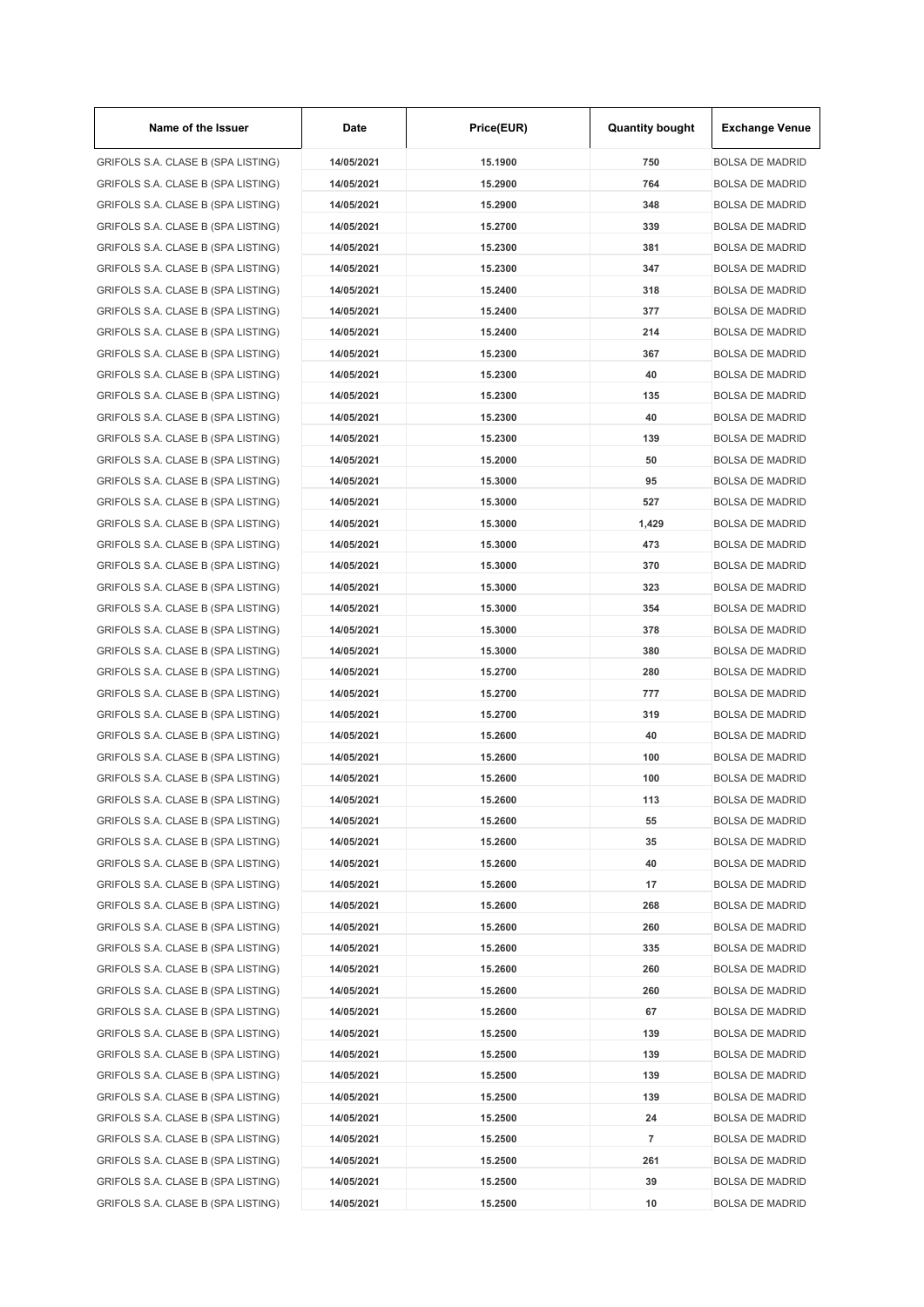| Name of the Issuer | Date | Price(EUR) | Quantity bought | Exchange Venue |
|---|---|---|---|---|
| GRIFOLS S.A. CLASE B (SPA LISTING) | 14/05/2021 | 15.1900 | 750 | BOLSA DE MADRID |
| GRIFOLS S.A. CLASE B (SPA LISTING) | 14/05/2021 | 15.2900 | 764 | BOLSA DE MADRID |
| GRIFOLS S.A. CLASE B (SPA LISTING) | 14/05/2021 | 15.2900 | 348 | BOLSA DE MADRID |
| GRIFOLS S.A. CLASE B (SPA LISTING) | 14/05/2021 | 15.2700 | 339 | BOLSA DE MADRID |
| GRIFOLS S.A. CLASE B (SPA LISTING) | 14/05/2021 | 15.2300 | 381 | BOLSA DE MADRID |
| GRIFOLS S.A. CLASE B (SPA LISTING) | 14/05/2021 | 15.2300 | 347 | BOLSA DE MADRID |
| GRIFOLS S.A. CLASE B (SPA LISTING) | 14/05/2021 | 15.2400 | 318 | BOLSA DE MADRID |
| GRIFOLS S.A. CLASE B (SPA LISTING) | 14/05/2021 | 15.2400 | 377 | BOLSA DE MADRID |
| GRIFOLS S.A. CLASE B (SPA LISTING) | 14/05/2021 | 15.2400 | 214 | BOLSA DE MADRID |
| GRIFOLS S.A. CLASE B (SPA LISTING) | 14/05/2021 | 15.2300 | 367 | BOLSA DE MADRID |
| GRIFOLS S.A. CLASE B (SPA LISTING) | 14/05/2021 | 15.2300 | 40 | BOLSA DE MADRID |
| GRIFOLS S.A. CLASE B (SPA LISTING) | 14/05/2021 | 15.2300 | 135 | BOLSA DE MADRID |
| GRIFOLS S.A. CLASE B (SPA LISTING) | 14/05/2021 | 15.2300 | 40 | BOLSA DE MADRID |
| GRIFOLS S.A. CLASE B (SPA LISTING) | 14/05/2021 | 15.2300 | 139 | BOLSA DE MADRID |
| GRIFOLS S.A. CLASE B (SPA LISTING) | 14/05/2021 | 15.2000 | 50 | BOLSA DE MADRID |
| GRIFOLS S.A. CLASE B (SPA LISTING) | 14/05/2021 | 15.3000 | 95 | BOLSA DE MADRID |
| GRIFOLS S.A. CLASE B (SPA LISTING) | 14/05/2021 | 15.3000 | 527 | BOLSA DE MADRID |
| GRIFOLS S.A. CLASE B (SPA LISTING) | 14/05/2021 | 15.3000 | 1,429 | BOLSA DE MADRID |
| GRIFOLS S.A. CLASE B (SPA LISTING) | 14/05/2021 | 15.3000 | 473 | BOLSA DE MADRID |
| GRIFOLS S.A. CLASE B (SPA LISTING) | 14/05/2021 | 15.3000 | 370 | BOLSA DE MADRID |
| GRIFOLS S.A. CLASE B (SPA LISTING) | 14/05/2021 | 15.3000 | 323 | BOLSA DE MADRID |
| GRIFOLS S.A. CLASE B (SPA LISTING) | 14/05/2021 | 15.3000 | 354 | BOLSA DE MADRID |
| GRIFOLS S.A. CLASE B (SPA LISTING) | 14/05/2021 | 15.3000 | 378 | BOLSA DE MADRID |
| GRIFOLS S.A. CLASE B (SPA LISTING) | 14/05/2021 | 15.3000 | 380 | BOLSA DE MADRID |
| GRIFOLS S.A. CLASE B (SPA LISTING) | 14/05/2021 | 15.2700 | 280 | BOLSA DE MADRID |
| GRIFOLS S.A. CLASE B (SPA LISTING) | 14/05/2021 | 15.2700 | 777 | BOLSA DE MADRID |
| GRIFOLS S.A. CLASE B (SPA LISTING) | 14/05/2021 | 15.2700 | 319 | BOLSA DE MADRID |
| GRIFOLS S.A. CLASE B (SPA LISTING) | 14/05/2021 | 15.2600 | 40 | BOLSA DE MADRID |
| GRIFOLS S.A. CLASE B (SPA LISTING) | 14/05/2021 | 15.2600 | 100 | BOLSA DE MADRID |
| GRIFOLS S.A. CLASE B (SPA LISTING) | 14/05/2021 | 15.2600 | 100 | BOLSA DE MADRID |
| GRIFOLS S.A. CLASE B (SPA LISTING) | 14/05/2021 | 15.2600 | 113 | BOLSA DE MADRID |
| GRIFOLS S.A. CLASE B (SPA LISTING) | 14/05/2021 | 15.2600 | 55 | BOLSA DE MADRID |
| GRIFOLS S.A. CLASE B (SPA LISTING) | 14/05/2021 | 15.2600 | 35 | BOLSA DE MADRID |
| GRIFOLS S.A. CLASE B (SPA LISTING) | 14/05/2021 | 15.2600 | 40 | BOLSA DE MADRID |
| GRIFOLS S.A. CLASE B (SPA LISTING) | 14/05/2021 | 15.2600 | 17 | BOLSA DE MADRID |
| GRIFOLS S.A. CLASE B (SPA LISTING) | 14/05/2021 | 15.2600 | 268 | BOLSA DE MADRID |
| GRIFOLS S.A. CLASE B (SPA LISTING) | 14/05/2021 | 15.2600 | 260 | BOLSA DE MADRID |
| GRIFOLS S.A. CLASE B (SPA LISTING) | 14/05/2021 | 15.2600 | 335 | BOLSA DE MADRID |
| GRIFOLS S.A. CLASE B (SPA LISTING) | 14/05/2021 | 15.2600 | 260 | BOLSA DE MADRID |
| GRIFOLS S.A. CLASE B (SPA LISTING) | 14/05/2021 | 15.2600 | 260 | BOLSA DE MADRID |
| GRIFOLS S.A. CLASE B (SPA LISTING) | 14/05/2021 | 15.2600 | 67 | BOLSA DE MADRID |
| GRIFOLS S.A. CLASE B (SPA LISTING) | 14/05/2021 | 15.2500 | 139 | BOLSA DE MADRID |
| GRIFOLS S.A. CLASE B (SPA LISTING) | 14/05/2021 | 15.2500 | 139 | BOLSA DE MADRID |
| GRIFOLS S.A. CLASE B (SPA LISTING) | 14/05/2021 | 15.2500 | 139 | BOLSA DE MADRID |
| GRIFOLS S.A. CLASE B (SPA LISTING) | 14/05/2021 | 15.2500 | 139 | BOLSA DE MADRID |
| GRIFOLS S.A. CLASE B (SPA LISTING) | 14/05/2021 | 15.2500 | 24 | BOLSA DE MADRID |
| GRIFOLS S.A. CLASE B (SPA LISTING) | 14/05/2021 | 15.2500 | 7 | BOLSA DE MADRID |
| GRIFOLS S.A. CLASE B (SPA LISTING) | 14/05/2021 | 15.2500 | 261 | BOLSA DE MADRID |
| GRIFOLS S.A. CLASE B (SPA LISTING) | 14/05/2021 | 15.2500 | 39 | BOLSA DE MADRID |
| GRIFOLS S.A. CLASE B (SPA LISTING) | 14/05/2021 | 15.2500 | 10 | BOLSA DE MADRID |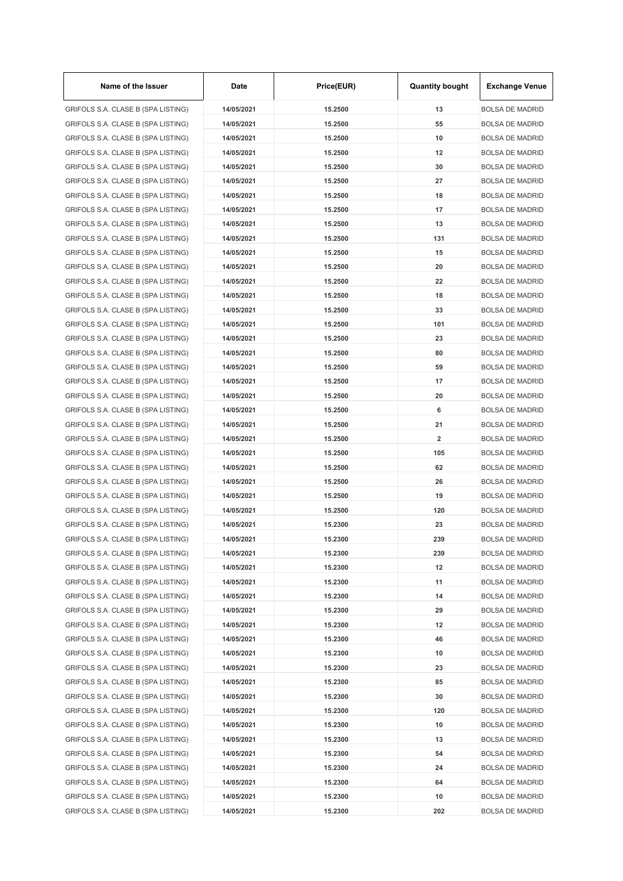| Name of the Issuer | Date | Price(EUR) | Quantity bought | Exchange Venue |
|---|---|---|---|---|
| GRIFOLS S.A. CLASE B (SPA LISTING) | 14/05/2021 | 15.2500 | 13 | BOLSA DE MADRID |
| GRIFOLS S.A. CLASE B (SPA LISTING) | 14/05/2021 | 15.2500 | 55 | BOLSA DE MADRID |
| GRIFOLS S.A. CLASE B (SPA LISTING) | 14/05/2021 | 15.2500 | 10 | BOLSA DE MADRID |
| GRIFOLS S.A. CLASE B (SPA LISTING) | 14/05/2021 | 15.2500 | 12 | BOLSA DE MADRID |
| GRIFOLS S.A. CLASE B (SPA LISTING) | 14/05/2021 | 15.2500 | 30 | BOLSA DE MADRID |
| GRIFOLS S.A. CLASE B (SPA LISTING) | 14/05/2021 | 15.2500 | 27 | BOLSA DE MADRID |
| GRIFOLS S.A. CLASE B (SPA LISTING) | 14/05/2021 | 15.2500 | 18 | BOLSA DE MADRID |
| GRIFOLS S.A. CLASE B (SPA LISTING) | 14/05/2021 | 15.2500 | 17 | BOLSA DE MADRID |
| GRIFOLS S.A. CLASE B (SPA LISTING) | 14/05/2021 | 15.2500 | 13 | BOLSA DE MADRID |
| GRIFOLS S.A. CLASE B (SPA LISTING) | 14/05/2021 | 15.2500 | 131 | BOLSA DE MADRID |
| GRIFOLS S.A. CLASE B (SPA LISTING) | 14/05/2021 | 15.2500 | 15 | BOLSA DE MADRID |
| GRIFOLS S.A. CLASE B (SPA LISTING) | 14/05/2021 | 15.2500 | 20 | BOLSA DE MADRID |
| GRIFOLS S.A. CLASE B (SPA LISTING) | 14/05/2021 | 15.2500 | 22 | BOLSA DE MADRID |
| GRIFOLS S.A. CLASE B (SPA LISTING) | 14/05/2021 | 15.2500 | 18 | BOLSA DE MADRID |
| GRIFOLS S.A. CLASE B (SPA LISTING) | 14/05/2021 | 15.2500 | 33 | BOLSA DE MADRID |
| GRIFOLS S.A. CLASE B (SPA LISTING) | 14/05/2021 | 15.2500 | 101 | BOLSA DE MADRID |
| GRIFOLS S.A. CLASE B (SPA LISTING) | 14/05/2021 | 15.2500 | 23 | BOLSA DE MADRID |
| GRIFOLS S.A. CLASE B (SPA LISTING) | 14/05/2021 | 15.2500 | 80 | BOLSA DE MADRID |
| GRIFOLS S.A. CLASE B (SPA LISTING) | 14/05/2021 | 15.2500 | 59 | BOLSA DE MADRID |
| GRIFOLS S.A. CLASE B (SPA LISTING) | 14/05/2021 | 15.2500 | 17 | BOLSA DE MADRID |
| GRIFOLS S.A. CLASE B (SPA LISTING) | 14/05/2021 | 15.2500 | 20 | BOLSA DE MADRID |
| GRIFOLS S.A. CLASE B (SPA LISTING) | 14/05/2021 | 15.2500 | 6 | BOLSA DE MADRID |
| GRIFOLS S.A. CLASE B (SPA LISTING) | 14/05/2021 | 15.2500 | 21 | BOLSA DE MADRID |
| GRIFOLS S.A. CLASE B (SPA LISTING) | 14/05/2021 | 15.2500 | 2 | BOLSA DE MADRID |
| GRIFOLS S.A. CLASE B (SPA LISTING) | 14/05/2021 | 15.2500 | 105 | BOLSA DE MADRID |
| GRIFOLS S.A. CLASE B (SPA LISTING) | 14/05/2021 | 15.2500 | 62 | BOLSA DE MADRID |
| GRIFOLS S.A. CLASE B (SPA LISTING) | 14/05/2021 | 15.2500 | 26 | BOLSA DE MADRID |
| GRIFOLS S.A. CLASE B (SPA LISTING) | 14/05/2021 | 15.2500 | 19 | BOLSA DE MADRID |
| GRIFOLS S.A. CLASE B (SPA LISTING) | 14/05/2021 | 15.2500 | 120 | BOLSA DE MADRID |
| GRIFOLS S.A. CLASE B (SPA LISTING) | 14/05/2021 | 15.2300 | 23 | BOLSA DE MADRID |
| GRIFOLS S.A. CLASE B (SPA LISTING) | 14/05/2021 | 15.2300 | 239 | BOLSA DE MADRID |
| GRIFOLS S.A. CLASE B (SPA LISTING) | 14/05/2021 | 15.2300 | 239 | BOLSA DE MADRID |
| GRIFOLS S.A. CLASE B (SPA LISTING) | 14/05/2021 | 15.2300 | 12 | BOLSA DE MADRID |
| GRIFOLS S.A. CLASE B (SPA LISTING) | 14/05/2021 | 15.2300 | 11 | BOLSA DE MADRID |
| GRIFOLS S.A. CLASE B (SPA LISTING) | 14/05/2021 | 15.2300 | 14 | BOLSA DE MADRID |
| GRIFOLS S.A. CLASE B (SPA LISTING) | 14/05/2021 | 15.2300 | 29 | BOLSA DE MADRID |
| GRIFOLS S.A. CLASE B (SPA LISTING) | 14/05/2021 | 15.2300 | 12 | BOLSA DE MADRID |
| GRIFOLS S.A. CLASE B (SPA LISTING) | 14/05/2021 | 15.2300 | 46 | BOLSA DE MADRID |
| GRIFOLS S.A. CLASE B (SPA LISTING) | 14/05/2021 | 15.2300 | 10 | BOLSA DE MADRID |
| GRIFOLS S.A. CLASE B (SPA LISTING) | 14/05/2021 | 15.2300 | 23 | BOLSA DE MADRID |
| GRIFOLS S.A. CLASE B (SPA LISTING) | 14/05/2021 | 15.2300 | 85 | BOLSA DE MADRID |
| GRIFOLS S.A. CLASE B (SPA LISTING) | 14/05/2021 | 15.2300 | 30 | BOLSA DE MADRID |
| GRIFOLS S.A. CLASE B (SPA LISTING) | 14/05/2021 | 15.2300 | 120 | BOLSA DE MADRID |
| GRIFOLS S.A. CLASE B (SPA LISTING) | 14/05/2021 | 15.2300 | 10 | BOLSA DE MADRID |
| GRIFOLS S.A. CLASE B (SPA LISTING) | 14/05/2021 | 15.2300 | 13 | BOLSA DE MADRID |
| GRIFOLS S.A. CLASE B (SPA LISTING) | 14/05/2021 | 15.2300 | 54 | BOLSA DE MADRID |
| GRIFOLS S.A. CLASE B (SPA LISTING) | 14/05/2021 | 15.2300 | 24 | BOLSA DE MADRID |
| GRIFOLS S.A. CLASE B (SPA LISTING) | 14/05/2021 | 15.2300 | 64 | BOLSA DE MADRID |
| GRIFOLS S.A. CLASE B (SPA LISTING) | 14/05/2021 | 15.2300 | 10 | BOLSA DE MADRID |
| GRIFOLS S.A. CLASE B (SPA LISTING) | 14/05/2021 | 15.2300 | 202 | BOLSA DE MADRID |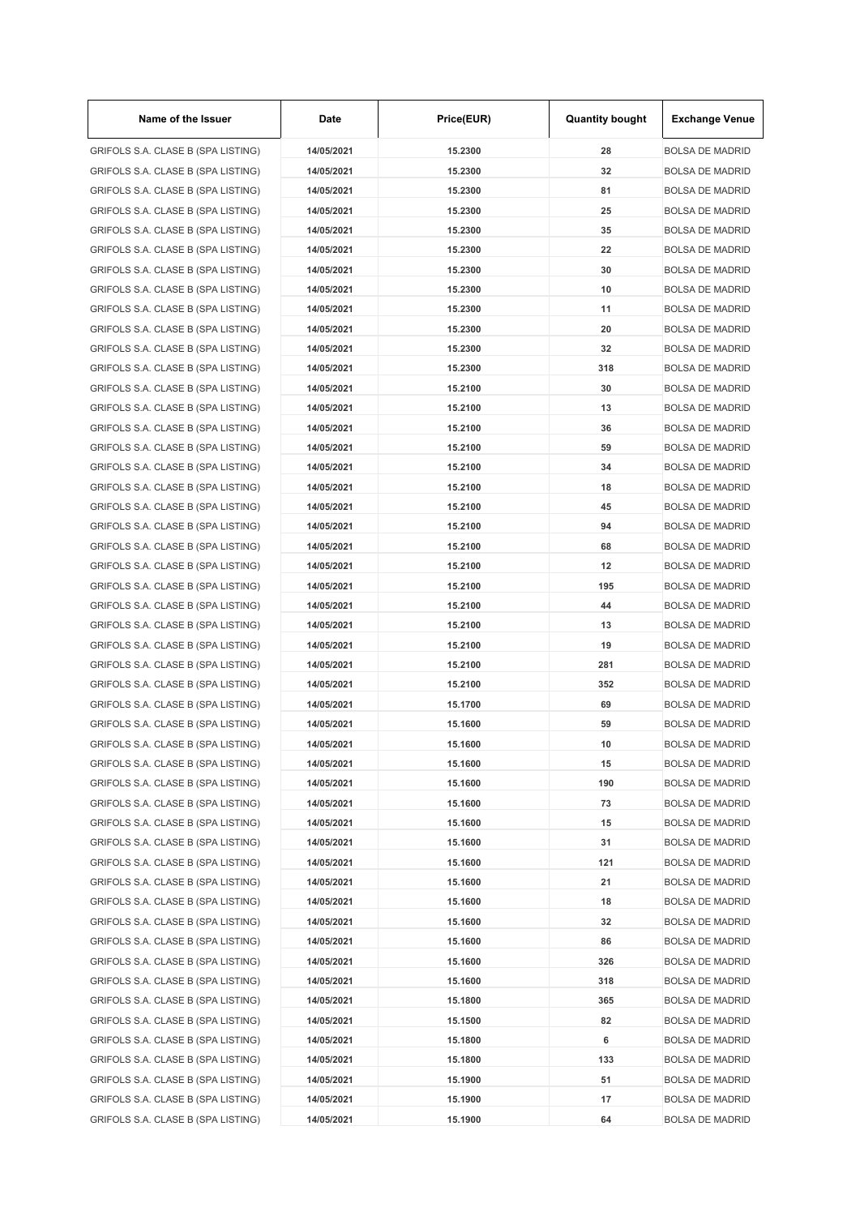| Name of the Issuer | Date | Price(EUR) | Quantity bought | Exchange Venue |
| --- | --- | --- | --- | --- |
| GRIFOLS S.A. CLASE B (SPA LISTING) | 14/05/2021 | 15.2300 | 28 | BOLSA DE MADRID |
| GRIFOLS S.A. CLASE B (SPA LISTING) | 14/05/2021 | 15.2300 | 32 | BOLSA DE MADRID |
| GRIFOLS S.A. CLASE B (SPA LISTING) | 14/05/2021 | 15.2300 | 81 | BOLSA DE MADRID |
| GRIFOLS S.A. CLASE B (SPA LISTING) | 14/05/2021 | 15.2300 | 25 | BOLSA DE MADRID |
| GRIFOLS S.A. CLASE B (SPA LISTING) | 14/05/2021 | 15.2300 | 35 | BOLSA DE MADRID |
| GRIFOLS S.A. CLASE B (SPA LISTING) | 14/05/2021 | 15.2300 | 22 | BOLSA DE MADRID |
| GRIFOLS S.A. CLASE B (SPA LISTING) | 14/05/2021 | 15.2300 | 30 | BOLSA DE MADRID |
| GRIFOLS S.A. CLASE B (SPA LISTING) | 14/05/2021 | 15.2300 | 10 | BOLSA DE MADRID |
| GRIFOLS S.A. CLASE B (SPA LISTING) | 14/05/2021 | 15.2300 | 11 | BOLSA DE MADRID |
| GRIFOLS S.A. CLASE B (SPA LISTING) | 14/05/2021 | 15.2300 | 20 | BOLSA DE MADRID |
| GRIFOLS S.A. CLASE B (SPA LISTING) | 14/05/2021 | 15.2300 | 32 | BOLSA DE MADRID |
| GRIFOLS S.A. CLASE B (SPA LISTING) | 14/05/2021 | 15.2300 | 318 | BOLSA DE MADRID |
| GRIFOLS S.A. CLASE B (SPA LISTING) | 14/05/2021 | 15.2100 | 30 | BOLSA DE MADRID |
| GRIFOLS S.A. CLASE B (SPA LISTING) | 14/05/2021 | 15.2100 | 13 | BOLSA DE MADRID |
| GRIFOLS S.A. CLASE B (SPA LISTING) | 14/05/2021 | 15.2100 | 36 | BOLSA DE MADRID |
| GRIFOLS S.A. CLASE B (SPA LISTING) | 14/05/2021 | 15.2100 | 59 | BOLSA DE MADRID |
| GRIFOLS S.A. CLASE B (SPA LISTING) | 14/05/2021 | 15.2100 | 34 | BOLSA DE MADRID |
| GRIFOLS S.A. CLASE B (SPA LISTING) | 14/05/2021 | 15.2100 | 18 | BOLSA DE MADRID |
| GRIFOLS S.A. CLASE B (SPA LISTING) | 14/05/2021 | 15.2100 | 45 | BOLSA DE MADRID |
| GRIFOLS S.A. CLASE B (SPA LISTING) | 14/05/2021 | 15.2100 | 94 | BOLSA DE MADRID |
| GRIFOLS S.A. CLASE B (SPA LISTING) | 14/05/2021 | 15.2100 | 68 | BOLSA DE MADRID |
| GRIFOLS S.A. CLASE B (SPA LISTING) | 14/05/2021 | 15.2100 | 12 | BOLSA DE MADRID |
| GRIFOLS S.A. CLASE B (SPA LISTING) | 14/05/2021 | 15.2100 | 195 | BOLSA DE MADRID |
| GRIFOLS S.A. CLASE B (SPA LISTING) | 14/05/2021 | 15.2100 | 44 | BOLSA DE MADRID |
| GRIFOLS S.A. CLASE B (SPA LISTING) | 14/05/2021 | 15.2100 | 13 | BOLSA DE MADRID |
| GRIFOLS S.A. CLASE B (SPA LISTING) | 14/05/2021 | 15.2100 | 19 | BOLSA DE MADRID |
| GRIFOLS S.A. CLASE B (SPA LISTING) | 14/05/2021 | 15.2100 | 281 | BOLSA DE MADRID |
| GRIFOLS S.A. CLASE B (SPA LISTING) | 14/05/2021 | 15.2100 | 352 | BOLSA DE MADRID |
| GRIFOLS S.A. CLASE B (SPA LISTING) | 14/05/2021 | 15.1700 | 69 | BOLSA DE MADRID |
| GRIFOLS S.A. CLASE B (SPA LISTING) | 14/05/2021 | 15.1600 | 59 | BOLSA DE MADRID |
| GRIFOLS S.A. CLASE B (SPA LISTING) | 14/05/2021 | 15.1600 | 10 | BOLSA DE MADRID |
| GRIFOLS S.A. CLASE B (SPA LISTING) | 14/05/2021 | 15.1600 | 15 | BOLSA DE MADRID |
| GRIFOLS S.A. CLASE B (SPA LISTING) | 14/05/2021 | 15.1600 | 190 | BOLSA DE MADRID |
| GRIFOLS S.A. CLASE B (SPA LISTING) | 14/05/2021 | 15.1600 | 73 | BOLSA DE MADRID |
| GRIFOLS S.A. CLASE B (SPA LISTING) | 14/05/2021 | 15.1600 | 15 | BOLSA DE MADRID |
| GRIFOLS S.A. CLASE B (SPA LISTING) | 14/05/2021 | 15.1600 | 31 | BOLSA DE MADRID |
| GRIFOLS S.A. CLASE B (SPA LISTING) | 14/05/2021 | 15.1600 | 121 | BOLSA DE MADRID |
| GRIFOLS S.A. CLASE B (SPA LISTING) | 14/05/2021 | 15.1600 | 21 | BOLSA DE MADRID |
| GRIFOLS S.A. CLASE B (SPA LISTING) | 14/05/2021 | 15.1600 | 18 | BOLSA DE MADRID |
| GRIFOLS S.A. CLASE B (SPA LISTING) | 14/05/2021 | 15.1600 | 32 | BOLSA DE MADRID |
| GRIFOLS S.A. CLASE B (SPA LISTING) | 14/05/2021 | 15.1600 | 86 | BOLSA DE MADRID |
| GRIFOLS S.A. CLASE B (SPA LISTING) | 14/05/2021 | 15.1600 | 326 | BOLSA DE MADRID |
| GRIFOLS S.A. CLASE B (SPA LISTING) | 14/05/2021 | 15.1600 | 318 | BOLSA DE MADRID |
| GRIFOLS S.A. CLASE B (SPA LISTING) | 14/05/2021 | 15.1800 | 365 | BOLSA DE MADRID |
| GRIFOLS S.A. CLASE B (SPA LISTING) | 14/05/2021 | 15.1500 | 82 | BOLSA DE MADRID |
| GRIFOLS S.A. CLASE B (SPA LISTING) | 14/05/2021 | 15.1800 | 6 | BOLSA DE MADRID |
| GRIFOLS S.A. CLASE B (SPA LISTING) | 14/05/2021 | 15.1800 | 133 | BOLSA DE MADRID |
| GRIFOLS S.A. CLASE B (SPA LISTING) | 14/05/2021 | 15.1900 | 51 | BOLSA DE MADRID |
| GRIFOLS S.A. CLASE B (SPA LISTING) | 14/05/2021 | 15.1900 | 17 | BOLSA DE MADRID |
| GRIFOLS S.A. CLASE B (SPA LISTING) | 14/05/2021 | 15.1900 | 64 | BOLSA DE MADRID |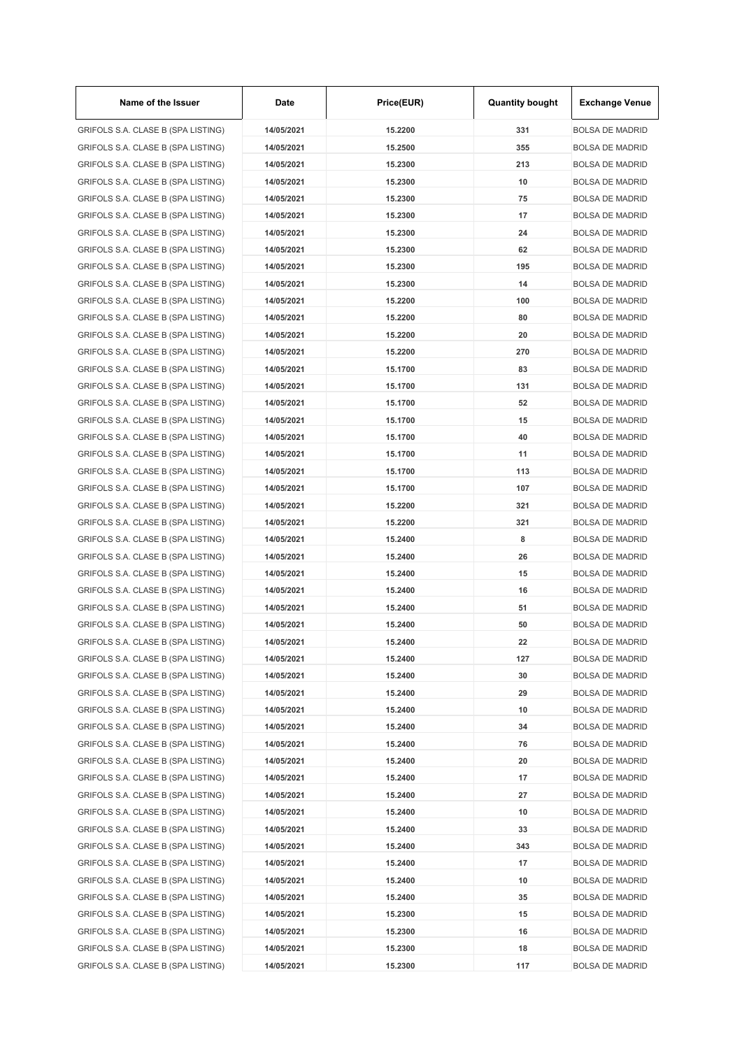| Name of the Issuer | Date | Price(EUR) | Quantity bought | Exchange Venue |
| --- | --- | --- | --- | --- |
| GRIFOLS S.A. CLASE B (SPA LISTING) | 14/05/2021 | 15.2200 | 331 | BOLSA DE MADRID |
| GRIFOLS S.A. CLASE B (SPA LISTING) | 14/05/2021 | 15.2500 | 355 | BOLSA DE MADRID |
| GRIFOLS S.A. CLASE B (SPA LISTING) | 14/05/2021 | 15.2300 | 213 | BOLSA DE MADRID |
| GRIFOLS S.A. CLASE B (SPA LISTING) | 14/05/2021 | 15.2300 | 10 | BOLSA DE MADRID |
| GRIFOLS S.A. CLASE B (SPA LISTING) | 14/05/2021 | 15.2300 | 75 | BOLSA DE MADRID |
| GRIFOLS S.A. CLASE B (SPA LISTING) | 14/05/2021 | 15.2300 | 17 | BOLSA DE MADRID |
| GRIFOLS S.A. CLASE B (SPA LISTING) | 14/05/2021 | 15.2300 | 24 | BOLSA DE MADRID |
| GRIFOLS S.A. CLASE B (SPA LISTING) | 14/05/2021 | 15.2300 | 62 | BOLSA DE MADRID |
| GRIFOLS S.A. CLASE B (SPA LISTING) | 14/05/2021 | 15.2300 | 195 | BOLSA DE MADRID |
| GRIFOLS S.A. CLASE B (SPA LISTING) | 14/05/2021 | 15.2300 | 14 | BOLSA DE MADRID |
| GRIFOLS S.A. CLASE B (SPA LISTING) | 14/05/2021 | 15.2200 | 100 | BOLSA DE MADRID |
| GRIFOLS S.A. CLASE B (SPA LISTING) | 14/05/2021 | 15.2200 | 80 | BOLSA DE MADRID |
| GRIFOLS S.A. CLASE B (SPA LISTING) | 14/05/2021 | 15.2200 | 20 | BOLSA DE MADRID |
| GRIFOLS S.A. CLASE B (SPA LISTING) | 14/05/2021 | 15.2200 | 270 | BOLSA DE MADRID |
| GRIFOLS S.A. CLASE B (SPA LISTING) | 14/05/2021 | 15.1700 | 83 | BOLSA DE MADRID |
| GRIFOLS S.A. CLASE B (SPA LISTING) | 14/05/2021 | 15.1700 | 131 | BOLSA DE MADRID |
| GRIFOLS S.A. CLASE B (SPA LISTING) | 14/05/2021 | 15.1700 | 52 | BOLSA DE MADRID |
| GRIFOLS S.A. CLASE B (SPA LISTING) | 14/05/2021 | 15.1700 | 15 | BOLSA DE MADRID |
| GRIFOLS S.A. CLASE B (SPA LISTING) | 14/05/2021 | 15.1700 | 40 | BOLSA DE MADRID |
| GRIFOLS S.A. CLASE B (SPA LISTING) | 14/05/2021 | 15.1700 | 11 | BOLSA DE MADRID |
| GRIFOLS S.A. CLASE B (SPA LISTING) | 14/05/2021 | 15.1700 | 113 | BOLSA DE MADRID |
| GRIFOLS S.A. CLASE B (SPA LISTING) | 14/05/2021 | 15.1700 | 107 | BOLSA DE MADRID |
| GRIFOLS S.A. CLASE B (SPA LISTING) | 14/05/2021 | 15.2200 | 321 | BOLSA DE MADRID |
| GRIFOLS S.A. CLASE B (SPA LISTING) | 14/05/2021 | 15.2200 | 321 | BOLSA DE MADRID |
| GRIFOLS S.A. CLASE B (SPA LISTING) | 14/05/2021 | 15.2400 | 8 | BOLSA DE MADRID |
| GRIFOLS S.A. CLASE B (SPA LISTING) | 14/05/2021 | 15.2400 | 26 | BOLSA DE MADRID |
| GRIFOLS S.A. CLASE B (SPA LISTING) | 14/05/2021 | 15.2400 | 15 | BOLSA DE MADRID |
| GRIFOLS S.A. CLASE B (SPA LISTING) | 14/05/2021 | 15.2400 | 16 | BOLSA DE MADRID |
| GRIFOLS S.A. CLASE B (SPA LISTING) | 14/05/2021 | 15.2400 | 51 | BOLSA DE MADRID |
| GRIFOLS S.A. CLASE B (SPA LISTING) | 14/05/2021 | 15.2400 | 50 | BOLSA DE MADRID |
| GRIFOLS S.A. CLASE B (SPA LISTING) | 14/05/2021 | 15.2400 | 22 | BOLSA DE MADRID |
| GRIFOLS S.A. CLASE B (SPA LISTING) | 14/05/2021 | 15.2400 | 127 | BOLSA DE MADRID |
| GRIFOLS S.A. CLASE B (SPA LISTING) | 14/05/2021 | 15.2400 | 30 | BOLSA DE MADRID |
| GRIFOLS S.A. CLASE B (SPA LISTING) | 14/05/2021 | 15.2400 | 29 | BOLSA DE MADRID |
| GRIFOLS S.A. CLASE B (SPA LISTING) | 14/05/2021 | 15.2400 | 10 | BOLSA DE MADRID |
| GRIFOLS S.A. CLASE B (SPA LISTING) | 14/05/2021 | 15.2400 | 34 | BOLSA DE MADRID |
| GRIFOLS S.A. CLASE B (SPA LISTING) | 14/05/2021 | 15.2400 | 76 | BOLSA DE MADRID |
| GRIFOLS S.A. CLASE B (SPA LISTING) | 14/05/2021 | 15.2400 | 20 | BOLSA DE MADRID |
| GRIFOLS S.A. CLASE B (SPA LISTING) | 14/05/2021 | 15.2400 | 17 | BOLSA DE MADRID |
| GRIFOLS S.A. CLASE B (SPA LISTING) | 14/05/2021 | 15.2400 | 27 | BOLSA DE MADRID |
| GRIFOLS S.A. CLASE B (SPA LISTING) | 14/05/2021 | 15.2400 | 10 | BOLSA DE MADRID |
| GRIFOLS S.A. CLASE B (SPA LISTING) | 14/05/2021 | 15.2400 | 33 | BOLSA DE MADRID |
| GRIFOLS S.A. CLASE B (SPA LISTING) | 14/05/2021 | 15.2400 | 343 | BOLSA DE MADRID |
| GRIFOLS S.A. CLASE B (SPA LISTING) | 14/05/2021 | 15.2400 | 17 | BOLSA DE MADRID |
| GRIFOLS S.A. CLASE B (SPA LISTING) | 14/05/2021 | 15.2400 | 10 | BOLSA DE MADRID |
| GRIFOLS S.A. CLASE B (SPA LISTING) | 14/05/2021 | 15.2400 | 35 | BOLSA DE MADRID |
| GRIFOLS S.A. CLASE B (SPA LISTING) | 14/05/2021 | 15.2300 | 15 | BOLSA DE MADRID |
| GRIFOLS S.A. CLASE B (SPA LISTING) | 14/05/2021 | 15.2300 | 16 | BOLSA DE MADRID |
| GRIFOLS S.A. CLASE B (SPA LISTING) | 14/05/2021 | 15.2300 | 18 | BOLSA DE MADRID |
| GRIFOLS S.A. CLASE B (SPA LISTING) | 14/05/2021 | 15.2300 | 117 | BOLSA DE MADRID |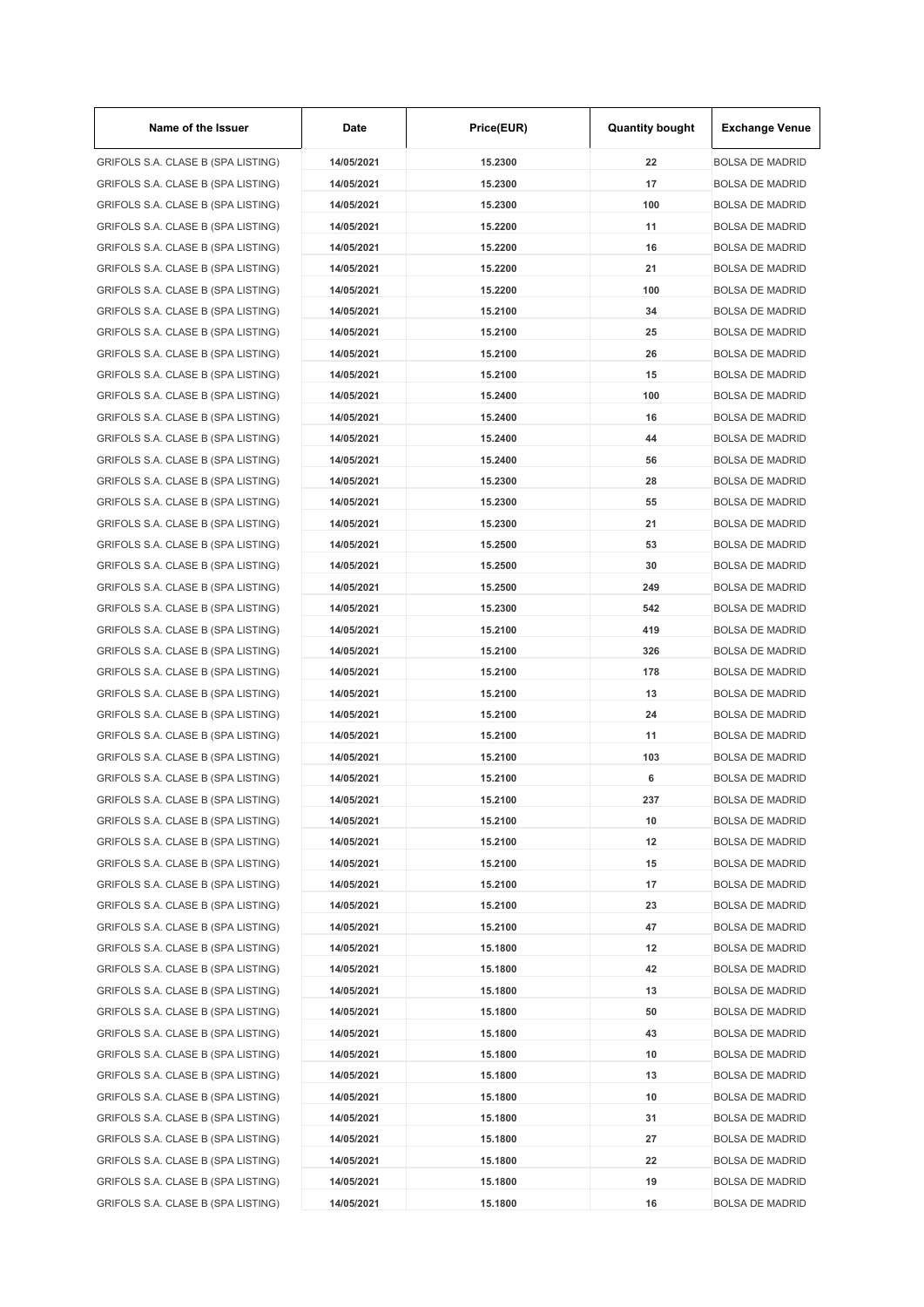| Name of the Issuer | Date | Price(EUR) | Quantity bought | Exchange Venue |
| --- | --- | --- | --- | --- |
| GRIFOLS S.A. CLASE B (SPA LISTING) | 14/05/2021 | 15.2300 | 22 | BOLSA DE MADRID |
| GRIFOLS S.A. CLASE B (SPA LISTING) | 14/05/2021 | 15.2300 | 17 | BOLSA DE MADRID |
| GRIFOLS S.A. CLASE B (SPA LISTING) | 14/05/2021 | 15.2300 | 100 | BOLSA DE MADRID |
| GRIFOLS S.A. CLASE B (SPA LISTING) | 14/05/2021 | 15.2200 | 11 | BOLSA DE MADRID |
| GRIFOLS S.A. CLASE B (SPA LISTING) | 14/05/2021 | 15.2200 | 16 | BOLSA DE MADRID |
| GRIFOLS S.A. CLASE B (SPA LISTING) | 14/05/2021 | 15.2200 | 21 | BOLSA DE MADRID |
| GRIFOLS S.A. CLASE B (SPA LISTING) | 14/05/2021 | 15.2200 | 100 | BOLSA DE MADRID |
| GRIFOLS S.A. CLASE B (SPA LISTING) | 14/05/2021 | 15.2100 | 34 | BOLSA DE MADRID |
| GRIFOLS S.A. CLASE B (SPA LISTING) | 14/05/2021 | 15.2100 | 25 | BOLSA DE MADRID |
| GRIFOLS S.A. CLASE B (SPA LISTING) | 14/05/2021 | 15.2100 | 26 | BOLSA DE MADRID |
| GRIFOLS S.A. CLASE B (SPA LISTING) | 14/05/2021 | 15.2100 | 15 | BOLSA DE MADRID |
| GRIFOLS S.A. CLASE B (SPA LISTING) | 14/05/2021 | 15.2400 | 100 | BOLSA DE MADRID |
| GRIFOLS S.A. CLASE B (SPA LISTING) | 14/05/2021 | 15.2400 | 16 | BOLSA DE MADRID |
| GRIFOLS S.A. CLASE B (SPA LISTING) | 14/05/2021 | 15.2400 | 44 | BOLSA DE MADRID |
| GRIFOLS S.A. CLASE B (SPA LISTING) | 14/05/2021 | 15.2400 | 56 | BOLSA DE MADRID |
| GRIFOLS S.A. CLASE B (SPA LISTING) | 14/05/2021 | 15.2300 | 28 | BOLSA DE MADRID |
| GRIFOLS S.A. CLASE B (SPA LISTING) | 14/05/2021 | 15.2300 | 55 | BOLSA DE MADRID |
| GRIFOLS S.A. CLASE B (SPA LISTING) | 14/05/2021 | 15.2300 | 21 | BOLSA DE MADRID |
| GRIFOLS S.A. CLASE B (SPA LISTING) | 14/05/2021 | 15.2500 | 53 | BOLSA DE MADRID |
| GRIFOLS S.A. CLASE B (SPA LISTING) | 14/05/2021 | 15.2500 | 30 | BOLSA DE MADRID |
| GRIFOLS S.A. CLASE B (SPA LISTING) | 14/05/2021 | 15.2500 | 249 | BOLSA DE MADRID |
| GRIFOLS S.A. CLASE B (SPA LISTING) | 14/05/2021 | 15.2300 | 542 | BOLSA DE MADRID |
| GRIFOLS S.A. CLASE B (SPA LISTING) | 14/05/2021 | 15.2100 | 419 | BOLSA DE MADRID |
| GRIFOLS S.A. CLASE B (SPA LISTING) | 14/05/2021 | 15.2100 | 326 | BOLSA DE MADRID |
| GRIFOLS S.A. CLASE B (SPA LISTING) | 14/05/2021 | 15.2100 | 178 | BOLSA DE MADRID |
| GRIFOLS S.A. CLASE B (SPA LISTING) | 14/05/2021 | 15.2100 | 13 | BOLSA DE MADRID |
| GRIFOLS S.A. CLASE B (SPA LISTING) | 14/05/2021 | 15.2100 | 24 | BOLSA DE MADRID |
| GRIFOLS S.A. CLASE B (SPA LISTING) | 14/05/2021 | 15.2100 | 11 | BOLSA DE MADRID |
| GRIFOLS S.A. CLASE B (SPA LISTING) | 14/05/2021 | 15.2100 | 103 | BOLSA DE MADRID |
| GRIFOLS S.A. CLASE B (SPA LISTING) | 14/05/2021 | 15.2100 | 6 | BOLSA DE MADRID |
| GRIFOLS S.A. CLASE B (SPA LISTING) | 14/05/2021 | 15.2100 | 237 | BOLSA DE MADRID |
| GRIFOLS S.A. CLASE B (SPA LISTING) | 14/05/2021 | 15.2100 | 10 | BOLSA DE MADRID |
| GRIFOLS S.A. CLASE B (SPA LISTING) | 14/05/2021 | 15.2100 | 12 | BOLSA DE MADRID |
| GRIFOLS S.A. CLASE B (SPA LISTING) | 14/05/2021 | 15.2100 | 15 | BOLSA DE MADRID |
| GRIFOLS S.A. CLASE B (SPA LISTING) | 14/05/2021 | 15.2100 | 17 | BOLSA DE MADRID |
| GRIFOLS S.A. CLASE B (SPA LISTING) | 14/05/2021 | 15.2100 | 23 | BOLSA DE MADRID |
| GRIFOLS S.A. CLASE B (SPA LISTING) | 14/05/2021 | 15.2100 | 47 | BOLSA DE MADRID |
| GRIFOLS S.A. CLASE B (SPA LISTING) | 14/05/2021 | 15.1800 | 12 | BOLSA DE MADRID |
| GRIFOLS S.A. CLASE B (SPA LISTING) | 14/05/2021 | 15.1800 | 42 | BOLSA DE MADRID |
| GRIFOLS S.A. CLASE B (SPA LISTING) | 14/05/2021 | 15.1800 | 13 | BOLSA DE MADRID |
| GRIFOLS S.A. CLASE B (SPA LISTING) | 14/05/2021 | 15.1800 | 50 | BOLSA DE MADRID |
| GRIFOLS S.A. CLASE B (SPA LISTING) | 14/05/2021 | 15.1800 | 43 | BOLSA DE MADRID |
| GRIFOLS S.A. CLASE B (SPA LISTING) | 14/05/2021 | 15.1800 | 10 | BOLSA DE MADRID |
| GRIFOLS S.A. CLASE B (SPA LISTING) | 14/05/2021 | 15.1800 | 13 | BOLSA DE MADRID |
| GRIFOLS S.A. CLASE B (SPA LISTING) | 14/05/2021 | 15.1800 | 10 | BOLSA DE MADRID |
| GRIFOLS S.A. CLASE B (SPA LISTING) | 14/05/2021 | 15.1800 | 31 | BOLSA DE MADRID |
| GRIFOLS S.A. CLASE B (SPA LISTING) | 14/05/2021 | 15.1800 | 27 | BOLSA DE MADRID |
| GRIFOLS S.A. CLASE B (SPA LISTING) | 14/05/2021 | 15.1800 | 22 | BOLSA DE MADRID |
| GRIFOLS S.A. CLASE B (SPA LISTING) | 14/05/2021 | 15.1800 | 19 | BOLSA DE MADRID |
| GRIFOLS S.A. CLASE B (SPA LISTING) | 14/05/2021 | 15.1800 | 16 | BOLSA DE MADRID |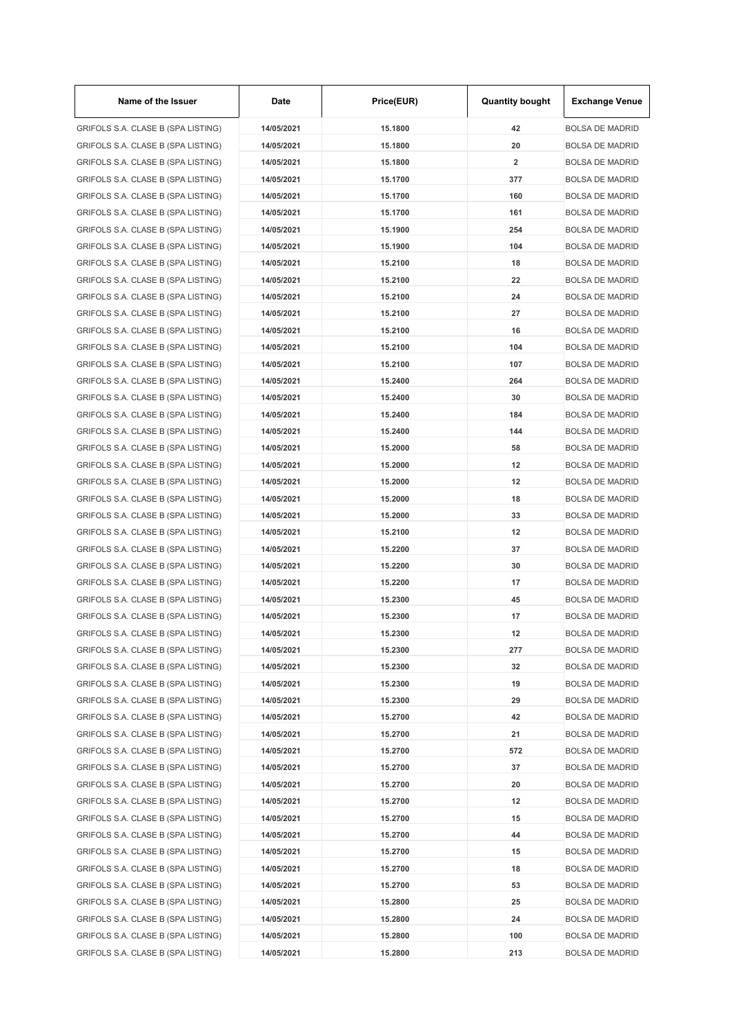| Name of the Issuer | Date | Price(EUR) | Quantity bought | Exchange Venue |
|---|---|---|---|---|
| GRIFOLS S.A. CLASE B (SPA LISTING) | 14/05/2021 | 15.1800 | 42 | BOLSA DE MADRID |
| GRIFOLS S.A. CLASE B (SPA LISTING) | 14/05/2021 | 15.1800 | 20 | BOLSA DE MADRID |
| GRIFOLS S.A. CLASE B (SPA LISTING) | 14/05/2021 | 15.1800 | 2 | BOLSA DE MADRID |
| GRIFOLS S.A. CLASE B (SPA LISTING) | 14/05/2021 | 15.1700 | 377 | BOLSA DE MADRID |
| GRIFOLS S.A. CLASE B (SPA LISTING) | 14/05/2021 | 15.1700 | 160 | BOLSA DE MADRID |
| GRIFOLS S.A. CLASE B (SPA LISTING) | 14/05/2021 | 15.1700 | 161 | BOLSA DE MADRID |
| GRIFOLS S.A. CLASE B (SPA LISTING) | 14/05/2021 | 15.1900 | 254 | BOLSA DE MADRID |
| GRIFOLS S.A. CLASE B (SPA LISTING) | 14/05/2021 | 15.1900 | 104 | BOLSA DE MADRID |
| GRIFOLS S.A. CLASE B (SPA LISTING) | 14/05/2021 | 15.2100 | 18 | BOLSA DE MADRID |
| GRIFOLS S.A. CLASE B (SPA LISTING) | 14/05/2021 | 15.2100 | 22 | BOLSA DE MADRID |
| GRIFOLS S.A. CLASE B (SPA LISTING) | 14/05/2021 | 15.2100 | 24 | BOLSA DE MADRID |
| GRIFOLS S.A. CLASE B (SPA LISTING) | 14/05/2021 | 15.2100 | 27 | BOLSA DE MADRID |
| GRIFOLS S.A. CLASE B (SPA LISTING) | 14/05/2021 | 15.2100 | 16 | BOLSA DE MADRID |
| GRIFOLS S.A. CLASE B (SPA LISTING) | 14/05/2021 | 15.2100 | 104 | BOLSA DE MADRID |
| GRIFOLS S.A. CLASE B (SPA LISTING) | 14/05/2021 | 15.2100 | 107 | BOLSA DE MADRID |
| GRIFOLS S.A. CLASE B (SPA LISTING) | 14/05/2021 | 15.2400 | 264 | BOLSA DE MADRID |
| GRIFOLS S.A. CLASE B (SPA LISTING) | 14/05/2021 | 15.2400 | 30 | BOLSA DE MADRID |
| GRIFOLS S.A. CLASE B (SPA LISTING) | 14/05/2021 | 15.2400 | 184 | BOLSA DE MADRID |
| GRIFOLS S.A. CLASE B (SPA LISTING) | 14/05/2021 | 15.2400 | 144 | BOLSA DE MADRID |
| GRIFOLS S.A. CLASE B (SPA LISTING) | 14/05/2021 | 15.2000 | 58 | BOLSA DE MADRID |
| GRIFOLS S.A. CLASE B (SPA LISTING) | 14/05/2021 | 15.2000 | 12 | BOLSA DE MADRID |
| GRIFOLS S.A. CLASE B (SPA LISTING) | 14/05/2021 | 15.2000 | 12 | BOLSA DE MADRID |
| GRIFOLS S.A. CLASE B (SPA LISTING) | 14/05/2021 | 15.2000 | 18 | BOLSA DE MADRID |
| GRIFOLS S.A. CLASE B (SPA LISTING) | 14/05/2021 | 15.2000 | 33 | BOLSA DE MADRID |
| GRIFOLS S.A. CLASE B (SPA LISTING) | 14/05/2021 | 15.2100 | 12 | BOLSA DE MADRID |
| GRIFOLS S.A. CLASE B (SPA LISTING) | 14/05/2021 | 15.2200 | 37 | BOLSA DE MADRID |
| GRIFOLS S.A. CLASE B (SPA LISTING) | 14/05/2021 | 15.2200 | 30 | BOLSA DE MADRID |
| GRIFOLS S.A. CLASE B (SPA LISTING) | 14/05/2021 | 15.2200 | 17 | BOLSA DE MADRID |
| GRIFOLS S.A. CLASE B (SPA LISTING) | 14/05/2021 | 15.2300 | 45 | BOLSA DE MADRID |
| GRIFOLS S.A. CLASE B (SPA LISTING) | 14/05/2021 | 15.2300 | 17 | BOLSA DE MADRID |
| GRIFOLS S.A. CLASE B (SPA LISTING) | 14/05/2021 | 15.2300 | 12 | BOLSA DE MADRID |
| GRIFOLS S.A. CLASE B (SPA LISTING) | 14/05/2021 | 15.2300 | 277 | BOLSA DE MADRID |
| GRIFOLS S.A. CLASE B (SPA LISTING) | 14/05/2021 | 15.2300 | 32 | BOLSA DE MADRID |
| GRIFOLS S.A. CLASE B (SPA LISTING) | 14/05/2021 | 15.2300 | 19 | BOLSA DE MADRID |
| GRIFOLS S.A. CLASE B (SPA LISTING) | 14/05/2021 | 15.2300 | 29 | BOLSA DE MADRID |
| GRIFOLS S.A. CLASE B (SPA LISTING) | 14/05/2021 | 15.2700 | 42 | BOLSA DE MADRID |
| GRIFOLS S.A. CLASE B (SPA LISTING) | 14/05/2021 | 15.2700 | 21 | BOLSA DE MADRID |
| GRIFOLS S.A. CLASE B (SPA LISTING) | 14/05/2021 | 15.2700 | 572 | BOLSA DE MADRID |
| GRIFOLS S.A. CLASE B (SPA LISTING) | 14/05/2021 | 15.2700 | 37 | BOLSA DE MADRID |
| GRIFOLS S.A. CLASE B (SPA LISTING) | 14/05/2021 | 15.2700 | 20 | BOLSA DE MADRID |
| GRIFOLS S.A. CLASE B (SPA LISTING) | 14/05/2021 | 15.2700 | 12 | BOLSA DE MADRID |
| GRIFOLS S.A. CLASE B (SPA LISTING) | 14/05/2021 | 15.2700 | 15 | BOLSA DE MADRID |
| GRIFOLS S.A. CLASE B (SPA LISTING) | 14/05/2021 | 15.2700 | 44 | BOLSA DE MADRID |
| GRIFOLS S.A. CLASE B (SPA LISTING) | 14/05/2021 | 15.2700 | 15 | BOLSA DE MADRID |
| GRIFOLS S.A. CLASE B (SPA LISTING) | 14/05/2021 | 15.2700 | 18 | BOLSA DE MADRID |
| GRIFOLS S.A. CLASE B (SPA LISTING) | 14/05/2021 | 15.2700 | 53 | BOLSA DE MADRID |
| GRIFOLS S.A. CLASE B (SPA LISTING) | 14/05/2021 | 15.2800 | 25 | BOLSA DE MADRID |
| GRIFOLS S.A. CLASE B (SPA LISTING) | 14/05/2021 | 15.2800 | 24 | BOLSA DE MADRID |
| GRIFOLS S.A. CLASE B (SPA LISTING) | 14/05/2021 | 15.2800 | 100 | BOLSA DE MADRID |
| GRIFOLS S.A. CLASE B (SPA LISTING) | 14/05/2021 | 15.2800 | 213 | BOLSA DE MADRID |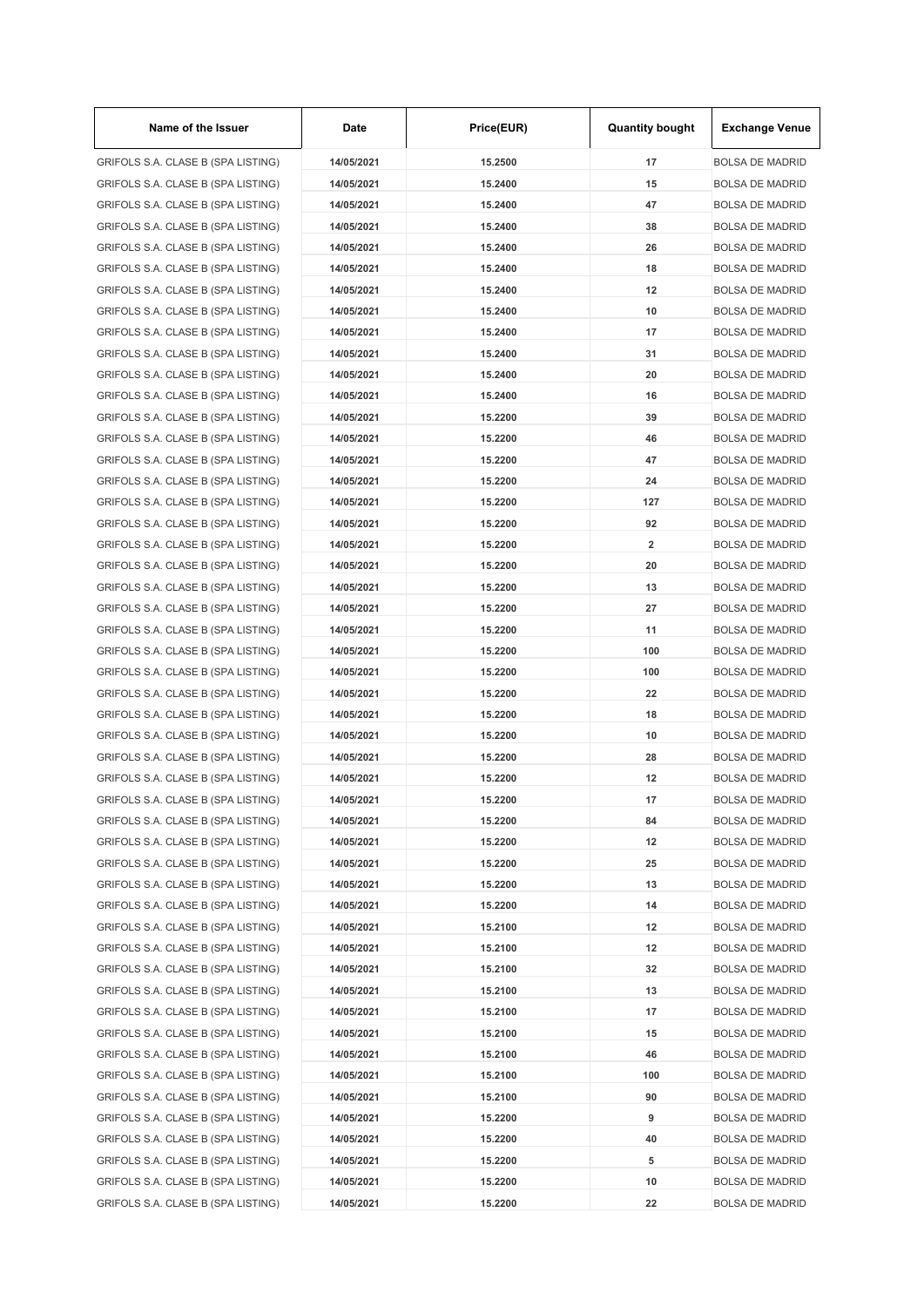| Name of the Issuer | Date | Price(EUR) | Quantity bought | Exchange Venue |
|---|---|---|---|---|
| GRIFOLS S.A. CLASE B (SPA LISTING) | 14/05/2021 | 15.2500 | 17 | BOLSA DE MADRID |
| GRIFOLS S.A. CLASE B (SPA LISTING) | 14/05/2021 | 15.2400 | 15 | BOLSA DE MADRID |
| GRIFOLS S.A. CLASE B (SPA LISTING) | 14/05/2021 | 15.2400 | 47 | BOLSA DE MADRID |
| GRIFOLS S.A. CLASE B (SPA LISTING) | 14/05/2021 | 15.2400 | 38 | BOLSA DE MADRID |
| GRIFOLS S.A. CLASE B (SPA LISTING) | 14/05/2021 | 15.2400 | 26 | BOLSA DE MADRID |
| GRIFOLS S.A. CLASE B (SPA LISTING) | 14/05/2021 | 15.2400 | 18 | BOLSA DE MADRID |
| GRIFOLS S.A. CLASE B (SPA LISTING) | 14/05/2021 | 15.2400 | 12 | BOLSA DE MADRID |
| GRIFOLS S.A. CLASE B (SPA LISTING) | 14/05/2021 | 15.2400 | 10 | BOLSA DE MADRID |
| GRIFOLS S.A. CLASE B (SPA LISTING) | 14/05/2021 | 15.2400 | 17 | BOLSA DE MADRID |
| GRIFOLS S.A. CLASE B (SPA LISTING) | 14/05/2021 | 15.2400 | 31 | BOLSA DE MADRID |
| GRIFOLS S.A. CLASE B (SPA LISTING) | 14/05/2021 | 15.2400 | 20 | BOLSA DE MADRID |
| GRIFOLS S.A. CLASE B (SPA LISTING) | 14/05/2021 | 15.2400 | 16 | BOLSA DE MADRID |
| GRIFOLS S.A. CLASE B (SPA LISTING) | 14/05/2021 | 15.2200 | 39 | BOLSA DE MADRID |
| GRIFOLS S.A. CLASE B (SPA LISTING) | 14/05/2021 | 15.2200 | 46 | BOLSA DE MADRID |
| GRIFOLS S.A. CLASE B (SPA LISTING) | 14/05/2021 | 15.2200 | 47 | BOLSA DE MADRID |
| GRIFOLS S.A. CLASE B (SPA LISTING) | 14/05/2021 | 15.2200 | 24 | BOLSA DE MADRID |
| GRIFOLS S.A. CLASE B (SPA LISTING) | 14/05/2021 | 15.2200 | 127 | BOLSA DE MADRID |
| GRIFOLS S.A. CLASE B (SPA LISTING) | 14/05/2021 | 15.2200 | 92 | BOLSA DE MADRID |
| GRIFOLS S.A. CLASE B (SPA LISTING) | 14/05/2021 | 15.2200 | 2 | BOLSA DE MADRID |
| GRIFOLS S.A. CLASE B (SPA LISTING) | 14/05/2021 | 15.2200 | 20 | BOLSA DE MADRID |
| GRIFOLS S.A. CLASE B (SPA LISTING) | 14/05/2021 | 15.2200 | 13 | BOLSA DE MADRID |
| GRIFOLS S.A. CLASE B (SPA LISTING) | 14/05/2021 | 15.2200 | 27 | BOLSA DE MADRID |
| GRIFOLS S.A. CLASE B (SPA LISTING) | 14/05/2021 | 15.2200 | 11 | BOLSA DE MADRID |
| GRIFOLS S.A. CLASE B (SPA LISTING) | 14/05/2021 | 15.2200 | 100 | BOLSA DE MADRID |
| GRIFOLS S.A. CLASE B (SPA LISTING) | 14/05/2021 | 15.2200 | 100 | BOLSA DE MADRID |
| GRIFOLS S.A. CLASE B (SPA LISTING) | 14/05/2021 | 15.2200 | 22 | BOLSA DE MADRID |
| GRIFOLS S.A. CLASE B (SPA LISTING) | 14/05/2021 | 15.2200 | 18 | BOLSA DE MADRID |
| GRIFOLS S.A. CLASE B (SPA LISTING) | 14/05/2021 | 15.2200 | 10 | BOLSA DE MADRID |
| GRIFOLS S.A. CLASE B (SPA LISTING) | 14/05/2021 | 15.2200 | 28 | BOLSA DE MADRID |
| GRIFOLS S.A. CLASE B (SPA LISTING) | 14/05/2021 | 15.2200 | 12 | BOLSA DE MADRID |
| GRIFOLS S.A. CLASE B (SPA LISTING) | 14/05/2021 | 15.2200 | 17 | BOLSA DE MADRID |
| GRIFOLS S.A. CLASE B (SPA LISTING) | 14/05/2021 | 15.2200 | 84 | BOLSA DE MADRID |
| GRIFOLS S.A. CLASE B (SPA LISTING) | 14/05/2021 | 15.2200 | 12 | BOLSA DE MADRID |
| GRIFOLS S.A. CLASE B (SPA LISTING) | 14/05/2021 | 15.2200 | 25 | BOLSA DE MADRID |
| GRIFOLS S.A. CLASE B (SPA LISTING) | 14/05/2021 | 15.2200 | 13 | BOLSA DE MADRID |
| GRIFOLS S.A. CLASE B (SPA LISTING) | 14/05/2021 | 15.2200 | 14 | BOLSA DE MADRID |
| GRIFOLS S.A. CLASE B (SPA LISTING) | 14/05/2021 | 15.2100 | 12 | BOLSA DE MADRID |
| GRIFOLS S.A. CLASE B (SPA LISTING) | 14/05/2021 | 15.2100 | 12 | BOLSA DE MADRID |
| GRIFOLS S.A. CLASE B (SPA LISTING) | 14/05/2021 | 15.2100 | 32 | BOLSA DE MADRID |
| GRIFOLS S.A. CLASE B (SPA LISTING) | 14/05/2021 | 15.2100 | 13 | BOLSA DE MADRID |
| GRIFOLS S.A. CLASE B (SPA LISTING) | 14/05/2021 | 15.2100 | 17 | BOLSA DE MADRID |
| GRIFOLS S.A. CLASE B (SPA LISTING) | 14/05/2021 | 15.2100 | 15 | BOLSA DE MADRID |
| GRIFOLS S.A. CLASE B (SPA LISTING) | 14/05/2021 | 15.2100 | 46 | BOLSA DE MADRID |
| GRIFOLS S.A. CLASE B (SPA LISTING) | 14/05/2021 | 15.2100 | 100 | BOLSA DE MADRID |
| GRIFOLS S.A. CLASE B (SPA LISTING) | 14/05/2021 | 15.2100 | 90 | BOLSA DE MADRID |
| GRIFOLS S.A. CLASE B (SPA LISTING) | 14/05/2021 | 15.2200 | 9 | BOLSA DE MADRID |
| GRIFOLS S.A. CLASE B (SPA LISTING) | 14/05/2021 | 15.2200 | 40 | BOLSA DE MADRID |
| GRIFOLS S.A. CLASE B (SPA LISTING) | 14/05/2021 | 15.2200 | 5 | BOLSA DE MADRID |
| GRIFOLS S.A. CLASE B (SPA LISTING) | 14/05/2021 | 15.2200 | 10 | BOLSA DE MADRID |
| GRIFOLS S.A. CLASE B (SPA LISTING) | 14/05/2021 | 15.2200 | 22 | BOLSA DE MADRID |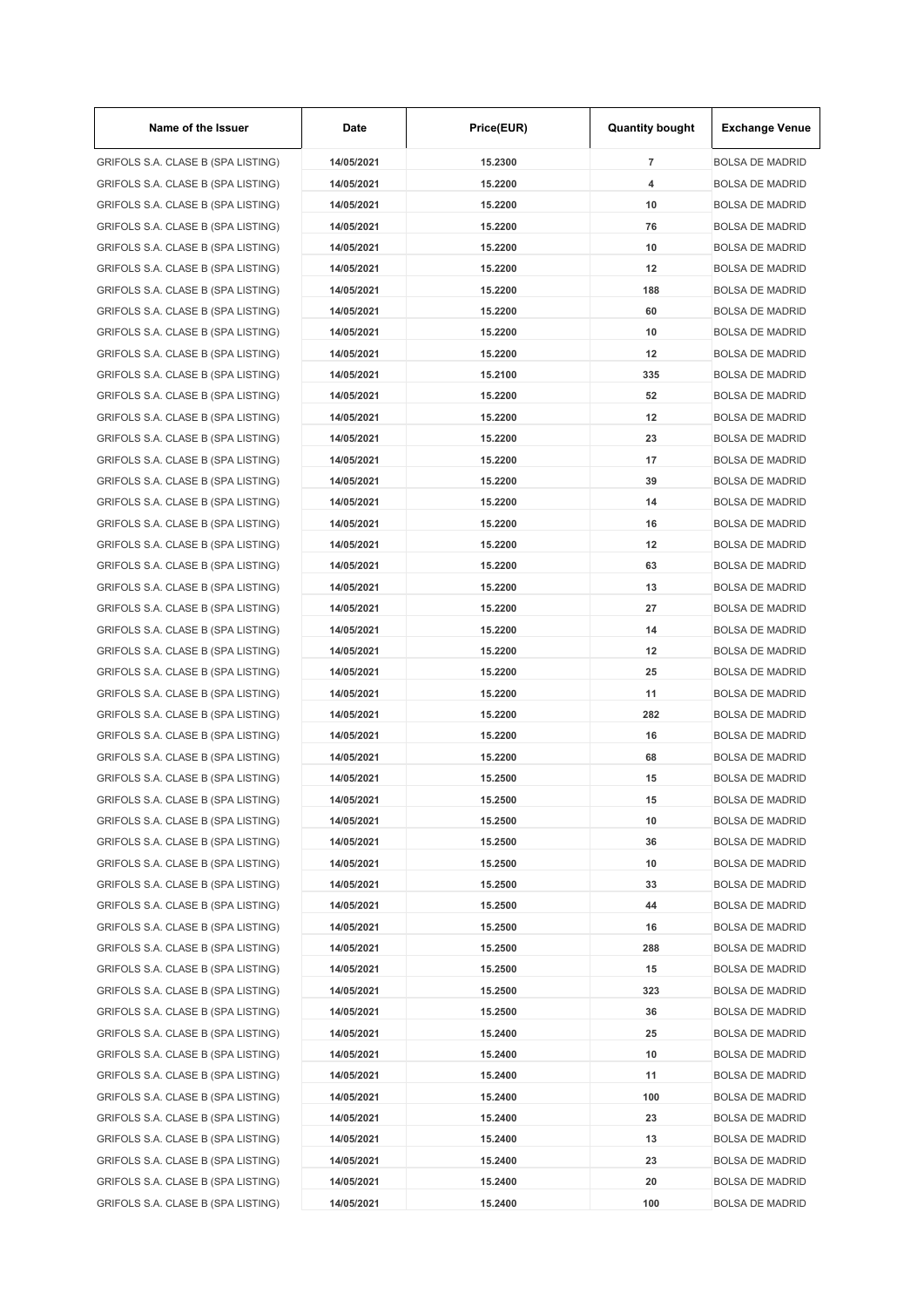| Name of the Issuer | Date | Price(EUR) | Quantity bought | Exchange Venue |
|---|---|---|---|---|
| GRIFOLS S.A. CLASE B (SPA LISTING) | 14/05/2021 | 15.2300 | 7 | BOLSA DE MADRID |
| GRIFOLS S.A. CLASE B (SPA LISTING) | 14/05/2021 | 15.2200 | 4 | BOLSA DE MADRID |
| GRIFOLS S.A. CLASE B (SPA LISTING) | 14/05/2021 | 15.2200 | 10 | BOLSA DE MADRID |
| GRIFOLS S.A. CLASE B (SPA LISTING) | 14/05/2021 | 15.2200 | 76 | BOLSA DE MADRID |
| GRIFOLS S.A. CLASE B (SPA LISTING) | 14/05/2021 | 15.2200 | 10 | BOLSA DE MADRID |
| GRIFOLS S.A. CLASE B (SPA LISTING) | 14/05/2021 | 15.2200 | 12 | BOLSA DE MADRID |
| GRIFOLS S.A. CLASE B (SPA LISTING) | 14/05/2021 | 15.2200 | 188 | BOLSA DE MADRID |
| GRIFOLS S.A. CLASE B (SPA LISTING) | 14/05/2021 | 15.2200 | 60 | BOLSA DE MADRID |
| GRIFOLS S.A. CLASE B (SPA LISTING) | 14/05/2021 | 15.2200 | 10 | BOLSA DE MADRID |
| GRIFOLS S.A. CLASE B (SPA LISTING) | 14/05/2021 | 15.2200 | 12 | BOLSA DE MADRID |
| GRIFOLS S.A. CLASE B (SPA LISTING) | 14/05/2021 | 15.2100 | 335 | BOLSA DE MADRID |
| GRIFOLS S.A. CLASE B (SPA LISTING) | 14/05/2021 | 15.2200 | 52 | BOLSA DE MADRID |
| GRIFOLS S.A. CLASE B (SPA LISTING) | 14/05/2021 | 15.2200 | 12 | BOLSA DE MADRID |
| GRIFOLS S.A. CLASE B (SPA LISTING) | 14/05/2021 | 15.2200 | 23 | BOLSA DE MADRID |
| GRIFOLS S.A. CLASE B (SPA LISTING) | 14/05/2021 | 15.2200 | 17 | BOLSA DE MADRID |
| GRIFOLS S.A. CLASE B (SPA LISTING) | 14/05/2021 | 15.2200 | 39 | BOLSA DE MADRID |
| GRIFOLS S.A. CLASE B (SPA LISTING) | 14/05/2021 | 15.2200 | 14 | BOLSA DE MADRID |
| GRIFOLS S.A. CLASE B (SPA LISTING) | 14/05/2021 | 15.2200 | 16 | BOLSA DE MADRID |
| GRIFOLS S.A. CLASE B (SPA LISTING) | 14/05/2021 | 15.2200 | 12 | BOLSA DE MADRID |
| GRIFOLS S.A. CLASE B (SPA LISTING) | 14/05/2021 | 15.2200 | 63 | BOLSA DE MADRID |
| GRIFOLS S.A. CLASE B (SPA LISTING) | 14/05/2021 | 15.2200 | 13 | BOLSA DE MADRID |
| GRIFOLS S.A. CLASE B (SPA LISTING) | 14/05/2021 | 15.2200 | 27 | BOLSA DE MADRID |
| GRIFOLS S.A. CLASE B (SPA LISTING) | 14/05/2021 | 15.2200 | 14 | BOLSA DE MADRID |
| GRIFOLS S.A. CLASE B (SPA LISTING) | 14/05/2021 | 15.2200 | 12 | BOLSA DE MADRID |
| GRIFOLS S.A. CLASE B (SPA LISTING) | 14/05/2021 | 15.2200 | 25 | BOLSA DE MADRID |
| GRIFOLS S.A. CLASE B (SPA LISTING) | 14/05/2021 | 15.2200 | 11 | BOLSA DE MADRID |
| GRIFOLS S.A. CLASE B (SPA LISTING) | 14/05/2021 | 15.2200 | 282 | BOLSA DE MADRID |
| GRIFOLS S.A. CLASE B (SPA LISTING) | 14/05/2021 | 15.2200 | 16 | BOLSA DE MADRID |
| GRIFOLS S.A. CLASE B (SPA LISTING) | 14/05/2021 | 15.2200 | 68 | BOLSA DE MADRID |
| GRIFOLS S.A. CLASE B (SPA LISTING) | 14/05/2021 | 15.2500 | 15 | BOLSA DE MADRID |
| GRIFOLS S.A. CLASE B (SPA LISTING) | 14/05/2021 | 15.2500 | 15 | BOLSA DE MADRID |
| GRIFOLS S.A. CLASE B (SPA LISTING) | 14/05/2021 | 15.2500 | 10 | BOLSA DE MADRID |
| GRIFOLS S.A. CLASE B (SPA LISTING) | 14/05/2021 | 15.2500 | 36 | BOLSA DE MADRID |
| GRIFOLS S.A. CLASE B (SPA LISTING) | 14/05/2021 | 15.2500 | 10 | BOLSA DE MADRID |
| GRIFOLS S.A. CLASE B (SPA LISTING) | 14/05/2021 | 15.2500 | 33 | BOLSA DE MADRID |
| GRIFOLS S.A. CLASE B (SPA LISTING) | 14/05/2021 | 15.2500 | 44 | BOLSA DE MADRID |
| GRIFOLS S.A. CLASE B (SPA LISTING) | 14/05/2021 | 15.2500 | 16 | BOLSA DE MADRID |
| GRIFOLS S.A. CLASE B (SPA LISTING) | 14/05/2021 | 15.2500 | 288 | BOLSA DE MADRID |
| GRIFOLS S.A. CLASE B (SPA LISTING) | 14/05/2021 | 15.2500 | 15 | BOLSA DE MADRID |
| GRIFOLS S.A. CLASE B (SPA LISTING) | 14/05/2021 | 15.2500 | 323 | BOLSA DE MADRID |
| GRIFOLS S.A. CLASE B (SPA LISTING) | 14/05/2021 | 15.2500 | 36 | BOLSA DE MADRID |
| GRIFOLS S.A. CLASE B (SPA LISTING) | 14/05/2021 | 15.2400 | 25 | BOLSA DE MADRID |
| GRIFOLS S.A. CLASE B (SPA LISTING) | 14/05/2021 | 15.2400 | 10 | BOLSA DE MADRID |
| GRIFOLS S.A. CLASE B (SPA LISTING) | 14/05/2021 | 15.2400 | 11 | BOLSA DE MADRID |
| GRIFOLS S.A. CLASE B (SPA LISTING) | 14/05/2021 | 15.2400 | 100 | BOLSA DE MADRID |
| GRIFOLS S.A. CLASE B (SPA LISTING) | 14/05/2021 | 15.2400 | 23 | BOLSA DE MADRID |
| GRIFOLS S.A. CLASE B (SPA LISTING) | 14/05/2021 | 15.2400 | 13 | BOLSA DE MADRID |
| GRIFOLS S.A. CLASE B (SPA LISTING) | 14/05/2021 | 15.2400 | 23 | BOLSA DE MADRID |
| GRIFOLS S.A. CLASE B (SPA LISTING) | 14/05/2021 | 15.2400 | 20 | BOLSA DE MADRID |
| GRIFOLS S.A. CLASE B (SPA LISTING) | 14/05/2021 | 15.2400 | 100 | BOLSA DE MADRID |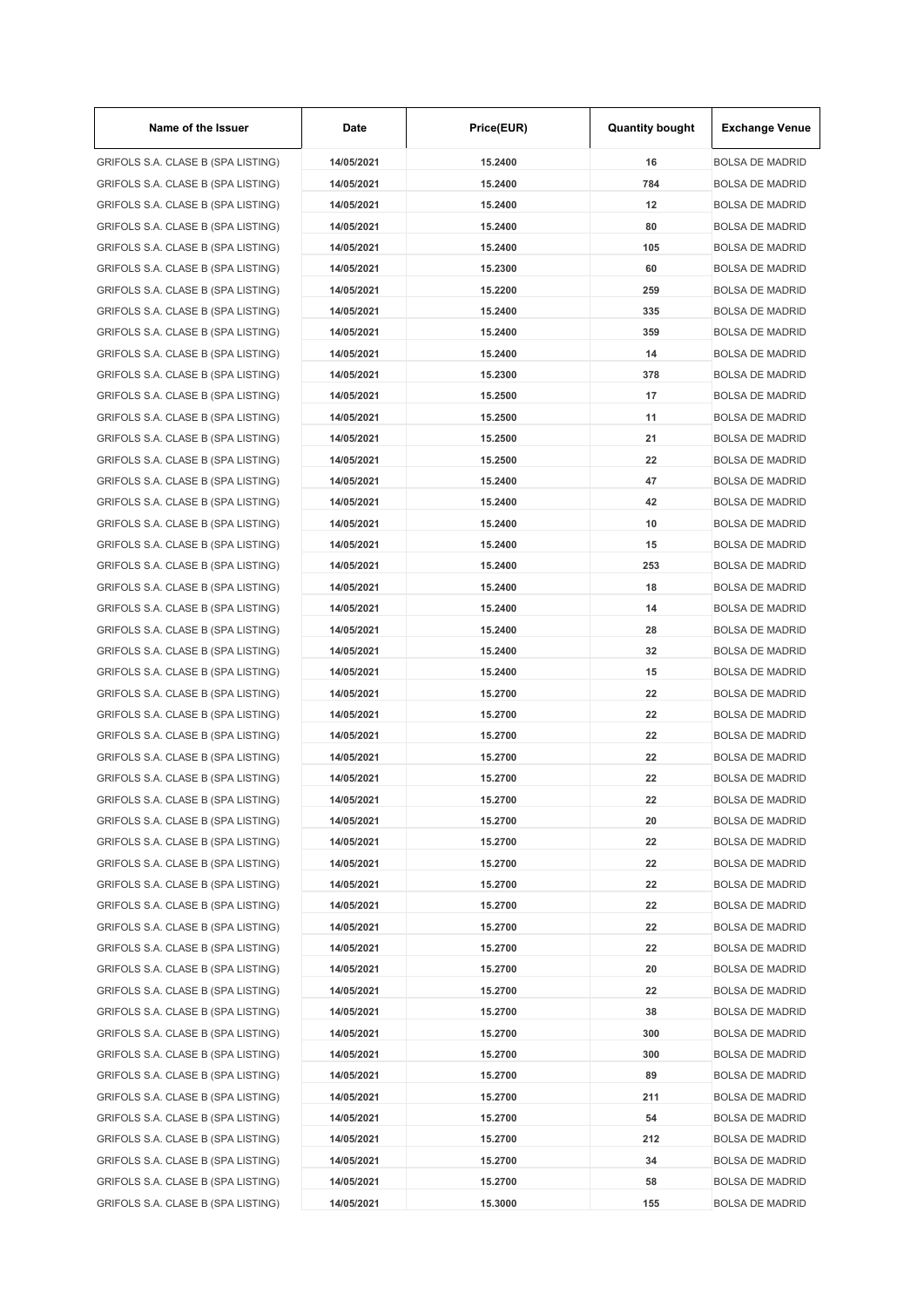| Name of the Issuer | Date | Price(EUR) | Quantity bought | Exchange Venue |
|---|---|---|---|---|
| GRIFOLS S.A. CLASE B (SPA LISTING) | 14/05/2021 | 15.2400 | 16 | BOLSA DE MADRID |
| GRIFOLS S.A. CLASE B (SPA LISTING) | 14/05/2021 | 15.2400 | 784 | BOLSA DE MADRID |
| GRIFOLS S.A. CLASE B (SPA LISTING) | 14/05/2021 | 15.2400 | 12 | BOLSA DE MADRID |
| GRIFOLS S.A. CLASE B (SPA LISTING) | 14/05/2021 | 15.2400 | 80 | BOLSA DE MADRID |
| GRIFOLS S.A. CLASE B (SPA LISTING) | 14/05/2021 | 15.2400 | 105 | BOLSA DE MADRID |
| GRIFOLS S.A. CLASE B (SPA LISTING) | 14/05/2021 | 15.2300 | 60 | BOLSA DE MADRID |
| GRIFOLS S.A. CLASE B (SPA LISTING) | 14/05/2021 | 15.2200 | 259 | BOLSA DE MADRID |
| GRIFOLS S.A. CLASE B (SPA LISTING) | 14/05/2021 | 15.2400 | 335 | BOLSA DE MADRID |
| GRIFOLS S.A. CLASE B (SPA LISTING) | 14/05/2021 | 15.2400 | 359 | BOLSA DE MADRID |
| GRIFOLS S.A. CLASE B (SPA LISTING) | 14/05/2021 | 15.2400 | 14 | BOLSA DE MADRID |
| GRIFOLS S.A. CLASE B (SPA LISTING) | 14/05/2021 | 15.2300 | 378 | BOLSA DE MADRID |
| GRIFOLS S.A. CLASE B (SPA LISTING) | 14/05/2021 | 15.2500 | 17 | BOLSA DE MADRID |
| GRIFOLS S.A. CLASE B (SPA LISTING) | 14/05/2021 | 15.2500 | 11 | BOLSA DE MADRID |
| GRIFOLS S.A. CLASE B (SPA LISTING) | 14/05/2021 | 15.2500 | 21 | BOLSA DE MADRID |
| GRIFOLS S.A. CLASE B (SPA LISTING) | 14/05/2021 | 15.2500 | 22 | BOLSA DE MADRID |
| GRIFOLS S.A. CLASE B (SPA LISTING) | 14/05/2021 | 15.2400 | 47 | BOLSA DE MADRID |
| GRIFOLS S.A. CLASE B (SPA LISTING) | 14/05/2021 | 15.2400 | 42 | BOLSA DE MADRID |
| GRIFOLS S.A. CLASE B (SPA LISTING) | 14/05/2021 | 15.2400 | 10 | BOLSA DE MADRID |
| GRIFOLS S.A. CLASE B (SPA LISTING) | 14/05/2021 | 15.2400 | 15 | BOLSA DE MADRID |
| GRIFOLS S.A. CLASE B (SPA LISTING) | 14/05/2021 | 15.2400 | 253 | BOLSA DE MADRID |
| GRIFOLS S.A. CLASE B (SPA LISTING) | 14/05/2021 | 15.2400 | 18 | BOLSA DE MADRID |
| GRIFOLS S.A. CLASE B (SPA LISTING) | 14/05/2021 | 15.2400 | 14 | BOLSA DE MADRID |
| GRIFOLS S.A. CLASE B (SPA LISTING) | 14/05/2021 | 15.2400 | 28 | BOLSA DE MADRID |
| GRIFOLS S.A. CLASE B (SPA LISTING) | 14/05/2021 | 15.2400 | 32 | BOLSA DE MADRID |
| GRIFOLS S.A. CLASE B (SPA LISTING) | 14/05/2021 | 15.2400 | 15 | BOLSA DE MADRID |
| GRIFOLS S.A. CLASE B (SPA LISTING) | 14/05/2021 | 15.2700 | 22 | BOLSA DE MADRID |
| GRIFOLS S.A. CLASE B (SPA LISTING) | 14/05/2021 | 15.2700 | 22 | BOLSA DE MADRID |
| GRIFOLS S.A. CLASE B (SPA LISTING) | 14/05/2021 | 15.2700 | 22 | BOLSA DE MADRID |
| GRIFOLS S.A. CLASE B (SPA LISTING) | 14/05/2021 | 15.2700 | 22 | BOLSA DE MADRID |
| GRIFOLS S.A. CLASE B (SPA LISTING) | 14/05/2021 | 15.2700 | 22 | BOLSA DE MADRID |
| GRIFOLS S.A. CLASE B (SPA LISTING) | 14/05/2021 | 15.2700 | 22 | BOLSA DE MADRID |
| GRIFOLS S.A. CLASE B (SPA LISTING) | 14/05/2021 | 15.2700 | 20 | BOLSA DE MADRID |
| GRIFOLS S.A. CLASE B (SPA LISTING) | 14/05/2021 | 15.2700 | 22 | BOLSA DE MADRID |
| GRIFOLS S.A. CLASE B (SPA LISTING) | 14/05/2021 | 15.2700 | 22 | BOLSA DE MADRID |
| GRIFOLS S.A. CLASE B (SPA LISTING) | 14/05/2021 | 15.2700 | 22 | BOLSA DE MADRID |
| GRIFOLS S.A. CLASE B (SPA LISTING) | 14/05/2021 | 15.2700 | 22 | BOLSA DE MADRID |
| GRIFOLS S.A. CLASE B (SPA LISTING) | 14/05/2021 | 15.2700 | 22 | BOLSA DE MADRID |
| GRIFOLS S.A. CLASE B (SPA LISTING) | 14/05/2021 | 15.2700 | 22 | BOLSA DE MADRID |
| GRIFOLS S.A. CLASE B (SPA LISTING) | 14/05/2021 | 15.2700 | 20 | BOLSA DE MADRID |
| GRIFOLS S.A. CLASE B (SPA LISTING) | 14/05/2021 | 15.2700 | 22 | BOLSA DE MADRID |
| GRIFOLS S.A. CLASE B (SPA LISTING) | 14/05/2021 | 15.2700 | 38 | BOLSA DE MADRID |
| GRIFOLS S.A. CLASE B (SPA LISTING) | 14/05/2021 | 15.2700 | 300 | BOLSA DE MADRID |
| GRIFOLS S.A. CLASE B (SPA LISTING) | 14/05/2021 | 15.2700 | 300 | BOLSA DE MADRID |
| GRIFOLS S.A. CLASE B (SPA LISTING) | 14/05/2021 | 15.2700 | 89 | BOLSA DE MADRID |
| GRIFOLS S.A. CLASE B (SPA LISTING) | 14/05/2021 | 15.2700 | 211 | BOLSA DE MADRID |
| GRIFOLS S.A. CLASE B (SPA LISTING) | 14/05/2021 | 15.2700 | 54 | BOLSA DE MADRID |
| GRIFOLS S.A. CLASE B (SPA LISTING) | 14/05/2021 | 15.2700 | 212 | BOLSA DE MADRID |
| GRIFOLS S.A. CLASE B (SPA LISTING) | 14/05/2021 | 15.2700 | 34 | BOLSA DE MADRID |
| GRIFOLS S.A. CLASE B (SPA LISTING) | 14/05/2021 | 15.2700 | 58 | BOLSA DE MADRID |
| GRIFOLS S.A. CLASE B (SPA LISTING) | 14/05/2021 | 15.3000 | 155 | BOLSA DE MADRID |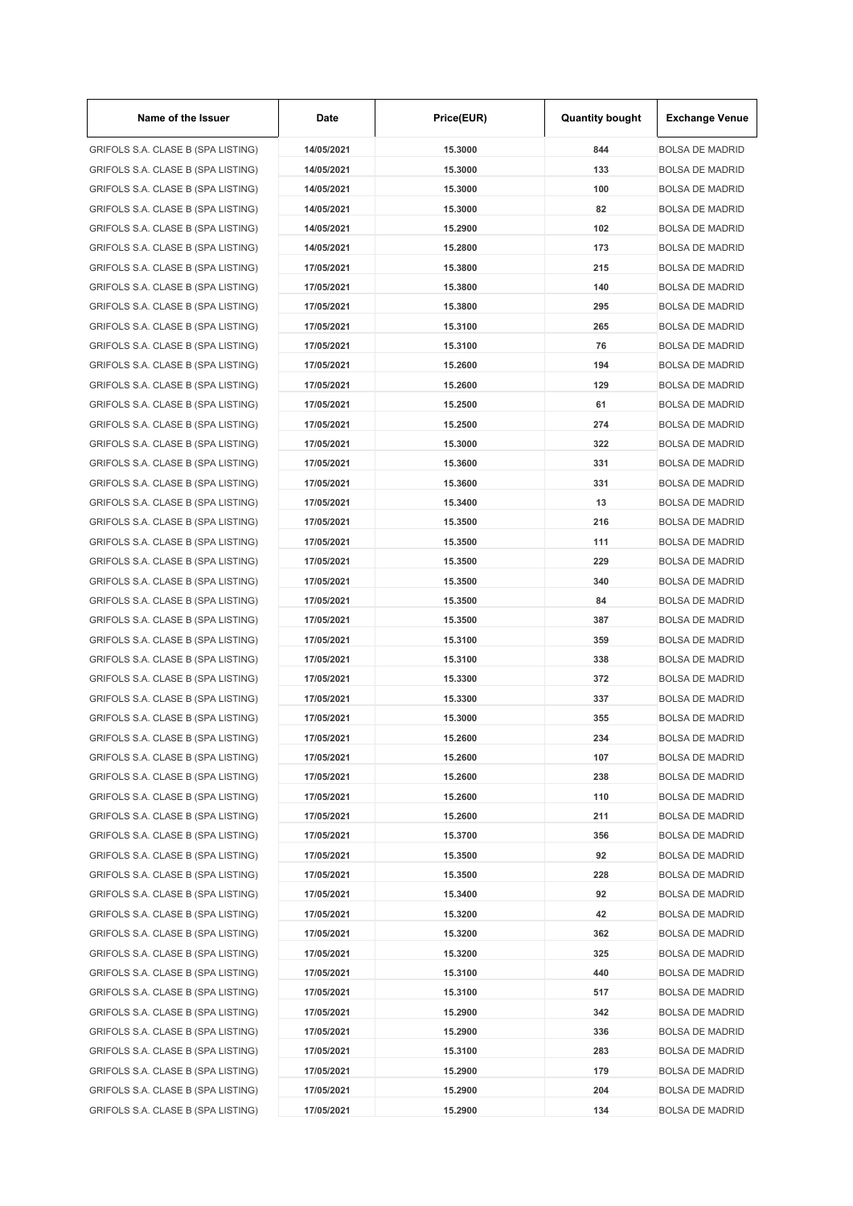| Name of the Issuer | Date | Price(EUR) | Quantity bought | Exchange Venue |
|---|---|---|---|---|
| GRIFOLS S.A. CLASE B (SPA LISTING) | 14/05/2021 | 15.3000 | 844 | BOLSA DE MADRID |
| GRIFOLS S.A. CLASE B (SPA LISTING) | 14/05/2021 | 15.3000 | 133 | BOLSA DE MADRID |
| GRIFOLS S.A. CLASE B (SPA LISTING) | 14/05/2021 | 15.3000 | 100 | BOLSA DE MADRID |
| GRIFOLS S.A. CLASE B (SPA LISTING) | 14/05/2021 | 15.3000 | 82 | BOLSA DE MADRID |
| GRIFOLS S.A. CLASE B (SPA LISTING) | 14/05/2021 | 15.2900 | 102 | BOLSA DE MADRID |
| GRIFOLS S.A. CLASE B (SPA LISTING) | 14/05/2021 | 15.2800 | 173 | BOLSA DE MADRID |
| GRIFOLS S.A. CLASE B (SPA LISTING) | 17/05/2021 | 15.3800 | 215 | BOLSA DE MADRID |
| GRIFOLS S.A. CLASE B (SPA LISTING) | 17/05/2021 | 15.3800 | 140 | BOLSA DE MADRID |
| GRIFOLS S.A. CLASE B (SPA LISTING) | 17/05/2021 | 15.3800 | 295 | BOLSA DE MADRID |
| GRIFOLS S.A. CLASE B (SPA LISTING) | 17/05/2021 | 15.3100 | 265 | BOLSA DE MADRID |
| GRIFOLS S.A. CLASE B (SPA LISTING) | 17/05/2021 | 15.3100 | 76 | BOLSA DE MADRID |
| GRIFOLS S.A. CLASE B (SPA LISTING) | 17/05/2021 | 15.2600 | 194 | BOLSA DE MADRID |
| GRIFOLS S.A. CLASE B (SPA LISTING) | 17/05/2021 | 15.2600 | 129 | BOLSA DE MADRID |
| GRIFOLS S.A. CLASE B (SPA LISTING) | 17/05/2021 | 15.2500 | 61 | BOLSA DE MADRID |
| GRIFOLS S.A. CLASE B (SPA LISTING) | 17/05/2021 | 15.2500 | 274 | BOLSA DE MADRID |
| GRIFOLS S.A. CLASE B (SPA LISTING) | 17/05/2021 | 15.3000 | 322 | BOLSA DE MADRID |
| GRIFOLS S.A. CLASE B (SPA LISTING) | 17/05/2021 | 15.3600 | 331 | BOLSA DE MADRID |
| GRIFOLS S.A. CLASE B (SPA LISTING) | 17/05/2021 | 15.3600 | 331 | BOLSA DE MADRID |
| GRIFOLS S.A. CLASE B (SPA LISTING) | 17/05/2021 | 15.3400 | 13 | BOLSA DE MADRID |
| GRIFOLS S.A. CLASE B (SPA LISTING) | 17/05/2021 | 15.3500 | 216 | BOLSA DE MADRID |
| GRIFOLS S.A. CLASE B (SPA LISTING) | 17/05/2021 | 15.3500 | 111 | BOLSA DE MADRID |
| GRIFOLS S.A. CLASE B (SPA LISTING) | 17/05/2021 | 15.3500 | 229 | BOLSA DE MADRID |
| GRIFOLS S.A. CLASE B (SPA LISTING) | 17/05/2021 | 15.3500 | 340 | BOLSA DE MADRID |
| GRIFOLS S.A. CLASE B (SPA LISTING) | 17/05/2021 | 15.3500 | 84 | BOLSA DE MADRID |
| GRIFOLS S.A. CLASE B (SPA LISTING) | 17/05/2021 | 15.3500 | 387 | BOLSA DE MADRID |
| GRIFOLS S.A. CLASE B (SPA LISTING) | 17/05/2021 | 15.3100 | 359 | BOLSA DE MADRID |
| GRIFOLS S.A. CLASE B (SPA LISTING) | 17/05/2021 | 15.3100 | 338 | BOLSA DE MADRID |
| GRIFOLS S.A. CLASE B (SPA LISTING) | 17/05/2021 | 15.3300 | 372 | BOLSA DE MADRID |
| GRIFOLS S.A. CLASE B (SPA LISTING) | 17/05/2021 | 15.3300 | 337 | BOLSA DE MADRID |
| GRIFOLS S.A. CLASE B (SPA LISTING) | 17/05/2021 | 15.3000 | 355 | BOLSA DE MADRID |
| GRIFOLS S.A. CLASE B (SPA LISTING) | 17/05/2021 | 15.2600 | 234 | BOLSA DE MADRID |
| GRIFOLS S.A. CLASE B (SPA LISTING) | 17/05/2021 | 15.2600 | 107 | BOLSA DE MADRID |
| GRIFOLS S.A. CLASE B (SPA LISTING) | 17/05/2021 | 15.2600 | 238 | BOLSA DE MADRID |
| GRIFOLS S.A. CLASE B (SPA LISTING) | 17/05/2021 | 15.2600 | 110 | BOLSA DE MADRID |
| GRIFOLS S.A. CLASE B (SPA LISTING) | 17/05/2021 | 15.2600 | 211 | BOLSA DE MADRID |
| GRIFOLS S.A. CLASE B (SPA LISTING) | 17/05/2021 | 15.3700 | 356 | BOLSA DE MADRID |
| GRIFOLS S.A. CLASE B (SPA LISTING) | 17/05/2021 | 15.3500 | 92 | BOLSA DE MADRID |
| GRIFOLS S.A. CLASE B (SPA LISTING) | 17/05/2021 | 15.3500 | 228 | BOLSA DE MADRID |
| GRIFOLS S.A. CLASE B (SPA LISTING) | 17/05/2021 | 15.3400 | 92 | BOLSA DE MADRID |
| GRIFOLS S.A. CLASE B (SPA LISTING) | 17/05/2021 | 15.3200 | 42 | BOLSA DE MADRID |
| GRIFOLS S.A. CLASE B (SPA LISTING) | 17/05/2021 | 15.3200 | 362 | BOLSA DE MADRID |
| GRIFOLS S.A. CLASE B (SPA LISTING) | 17/05/2021 | 15.3200 | 325 | BOLSA DE MADRID |
| GRIFOLS S.A. CLASE B (SPA LISTING) | 17/05/2021 | 15.3100 | 440 | BOLSA DE MADRID |
| GRIFOLS S.A. CLASE B (SPA LISTING) | 17/05/2021 | 15.3100 | 517 | BOLSA DE MADRID |
| GRIFOLS S.A. CLASE B (SPA LISTING) | 17/05/2021 | 15.2900 | 342 | BOLSA DE MADRID |
| GRIFOLS S.A. CLASE B (SPA LISTING) | 17/05/2021 | 15.2900 | 336 | BOLSA DE MADRID |
| GRIFOLS S.A. CLASE B (SPA LISTING) | 17/05/2021 | 15.3100 | 283 | BOLSA DE MADRID |
| GRIFOLS S.A. CLASE B (SPA LISTING) | 17/05/2021 | 15.2900 | 179 | BOLSA DE MADRID |
| GRIFOLS S.A. CLASE B (SPA LISTING) | 17/05/2021 | 15.2900 | 204 | BOLSA DE MADRID |
| GRIFOLS S.A. CLASE B (SPA LISTING) | 17/05/2021 | 15.2900 | 134 | BOLSA DE MADRID |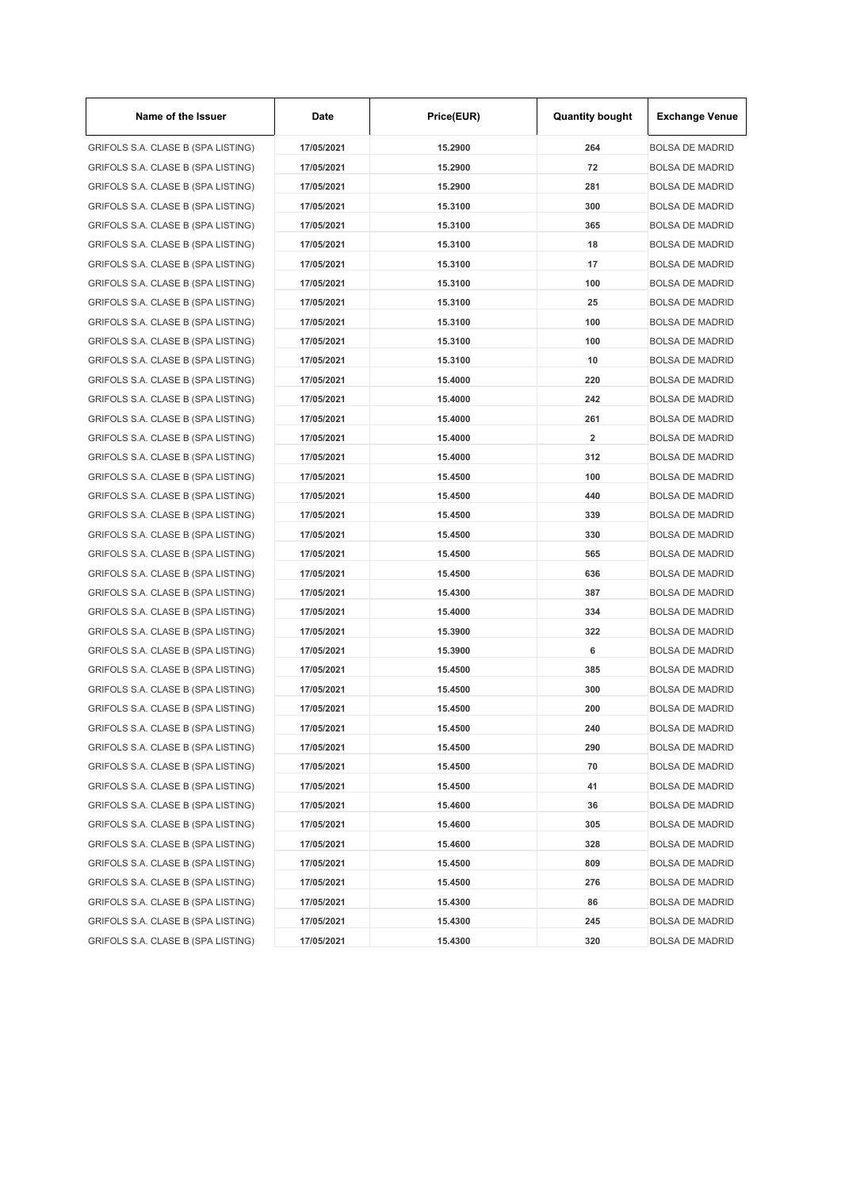| Name of the Issuer | Date | Price(EUR) | Quantity bought | Exchange Venue |
|---|---|---|---|---|
| GRIFOLS S.A. CLASE B (SPA LISTING) | 17/05/2021 | 15.2900 | 264 | BOLSA DE MADRID |
| GRIFOLS S.A. CLASE B (SPA LISTING) | 17/05/2021 | 15.2900 | 72 | BOLSA DE MADRID |
| GRIFOLS S.A. CLASE B (SPA LISTING) | 17/05/2021 | 15.2900 | 281 | BOLSA DE MADRID |
| GRIFOLS S.A. CLASE B (SPA LISTING) | 17/05/2021 | 15.3100 | 300 | BOLSA DE MADRID |
| GRIFOLS S.A. CLASE B (SPA LISTING) | 17/05/2021 | 15.3100 | 365 | BOLSA DE MADRID |
| GRIFOLS S.A. CLASE B (SPA LISTING) | 17/05/2021 | 15.3100 | 18 | BOLSA DE MADRID |
| GRIFOLS S.A. CLASE B (SPA LISTING) | 17/05/2021 | 15.3100 | 17 | BOLSA DE MADRID |
| GRIFOLS S.A. CLASE B (SPA LISTING) | 17/05/2021 | 15.3100 | 100 | BOLSA DE MADRID |
| GRIFOLS S.A. CLASE B (SPA LISTING) | 17/05/2021 | 15.3100 | 25 | BOLSA DE MADRID |
| GRIFOLS S.A. CLASE B (SPA LISTING) | 17/05/2021 | 15.3100 | 100 | BOLSA DE MADRID |
| GRIFOLS S.A. CLASE B (SPA LISTING) | 17/05/2021 | 15.3100 | 100 | BOLSA DE MADRID |
| GRIFOLS S.A. CLASE B (SPA LISTING) | 17/05/2021 | 15.3100 | 10 | BOLSA DE MADRID |
| GRIFOLS S.A. CLASE B (SPA LISTING) | 17/05/2021 | 15.4000 | 220 | BOLSA DE MADRID |
| GRIFOLS S.A. CLASE B (SPA LISTING) | 17/05/2021 | 15.4000 | 242 | BOLSA DE MADRID |
| GRIFOLS S.A. CLASE B (SPA LISTING) | 17/05/2021 | 15.4000 | 261 | BOLSA DE MADRID |
| GRIFOLS S.A. CLASE B (SPA LISTING) | 17/05/2021 | 15.4000 | 2 | BOLSA DE MADRID |
| GRIFOLS S.A. CLASE B (SPA LISTING) | 17/05/2021 | 15.4000 | 312 | BOLSA DE MADRID |
| GRIFOLS S.A. CLASE B (SPA LISTING) | 17/05/2021 | 15.4500 | 100 | BOLSA DE MADRID |
| GRIFOLS S.A. CLASE B (SPA LISTING) | 17/05/2021 | 15.4500 | 440 | BOLSA DE MADRID |
| GRIFOLS S.A. CLASE B (SPA LISTING) | 17/05/2021 | 15.4500 | 339 | BOLSA DE MADRID |
| GRIFOLS S.A. CLASE B (SPA LISTING) | 17/05/2021 | 15.4500 | 330 | BOLSA DE MADRID |
| GRIFOLS S.A. CLASE B (SPA LISTING) | 17/05/2021 | 15.4500 | 565 | BOLSA DE MADRID |
| GRIFOLS S.A. CLASE B (SPA LISTING) | 17/05/2021 | 15.4500 | 636 | BOLSA DE MADRID |
| GRIFOLS S.A. CLASE B (SPA LISTING) | 17/05/2021 | 15.4300 | 387 | BOLSA DE MADRID |
| GRIFOLS S.A. CLASE B (SPA LISTING) | 17/05/2021 | 15.4000 | 334 | BOLSA DE MADRID |
| GRIFOLS S.A. CLASE B (SPA LISTING) | 17/05/2021 | 15.3900 | 322 | BOLSA DE MADRID |
| GRIFOLS S.A. CLASE B (SPA LISTING) | 17/05/2021 | 15.3900 | 6 | BOLSA DE MADRID |
| GRIFOLS S.A. CLASE B (SPA LISTING) | 17/05/2021 | 15.4500 | 385 | BOLSA DE MADRID |
| GRIFOLS S.A. CLASE B (SPA LISTING) | 17/05/2021 | 15.4500 | 300 | BOLSA DE MADRID |
| GRIFOLS S.A. CLASE B (SPA LISTING) | 17/05/2021 | 15.4500 | 200 | BOLSA DE MADRID |
| GRIFOLS S.A. CLASE B (SPA LISTING) | 17/05/2021 | 15.4500 | 240 | BOLSA DE MADRID |
| GRIFOLS S.A. CLASE B (SPA LISTING) | 17/05/2021 | 15.4500 | 290 | BOLSA DE MADRID |
| GRIFOLS S.A. CLASE B (SPA LISTING) | 17/05/2021 | 15.4500 | 70 | BOLSA DE MADRID |
| GRIFOLS S.A. CLASE B (SPA LISTING) | 17/05/2021 | 15.4500 | 41 | BOLSA DE MADRID |
| GRIFOLS S.A. CLASE B (SPA LISTING) | 17/05/2021 | 15.4600 | 36 | BOLSA DE MADRID |
| GRIFOLS S.A. CLASE B (SPA LISTING) | 17/05/2021 | 15.4600 | 305 | BOLSA DE MADRID |
| GRIFOLS S.A. CLASE B (SPA LISTING) | 17/05/2021 | 15.4600 | 328 | BOLSA DE MADRID |
| GRIFOLS S.A. CLASE B (SPA LISTING) | 17/05/2021 | 15.4500 | 809 | BOLSA DE MADRID |
| GRIFOLS S.A. CLASE B (SPA LISTING) | 17/05/2021 | 15.4500 | 276 | BOLSA DE MADRID |
| GRIFOLS S.A. CLASE B (SPA LISTING) | 17/05/2021 | 15.4300 | 86 | BOLSA DE MADRID |
| GRIFOLS S.A. CLASE B (SPA LISTING) | 17/05/2021 | 15.4300 | 245 | BOLSA DE MADRID |
| GRIFOLS S.A. CLASE B (SPA LISTING) | 17/05/2021 | 15.4300 | 320 | BOLSA DE MADRID |